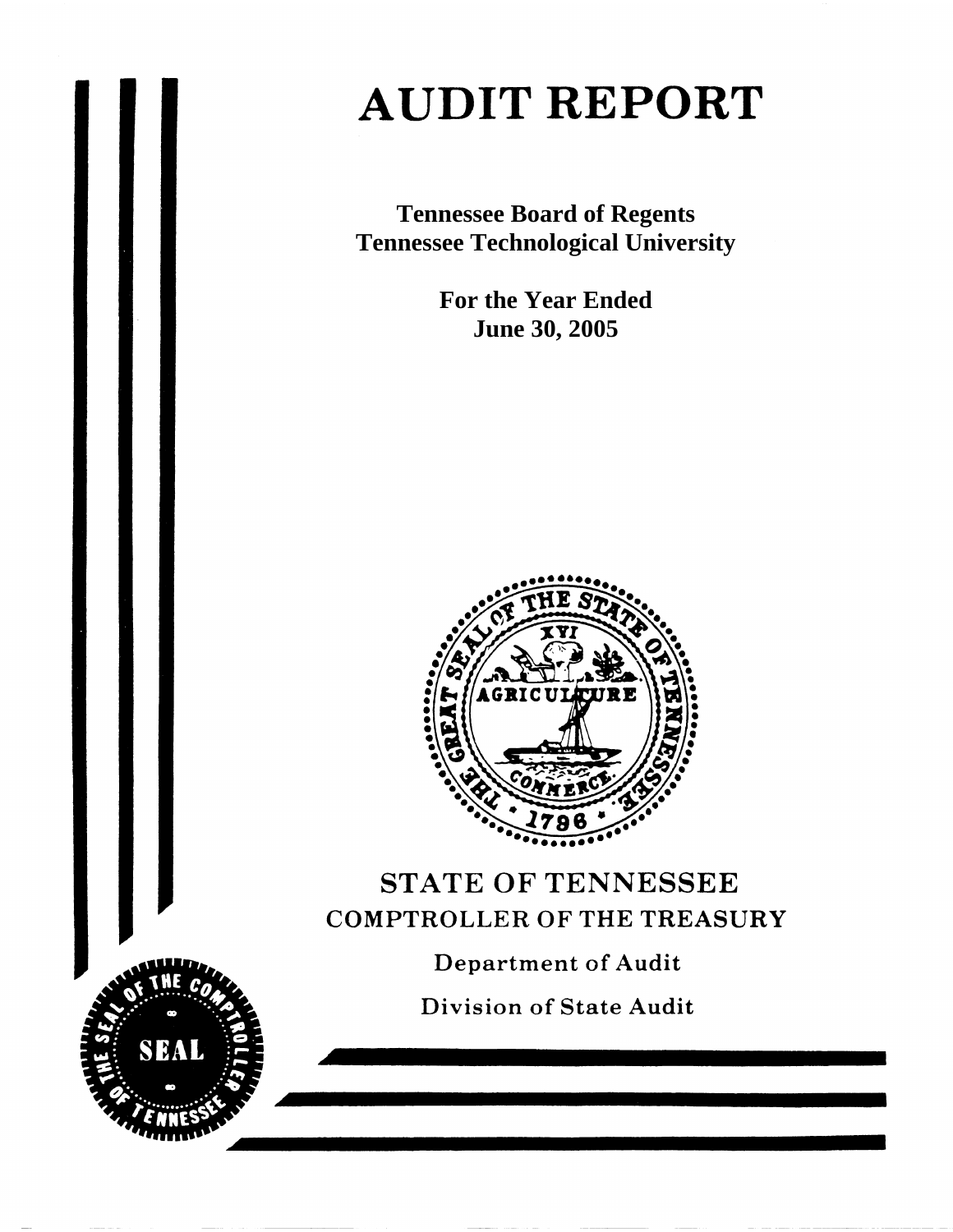# AUDIT REPORT

**Tennessee Board of Regents**
**Tennessee Technological University**

**For the Year Ended**
**June 30, 2005**

STATE OF TENNESSEE
COMPTROLLER OF THE TREASURY

Department of Audit

Division of State Audit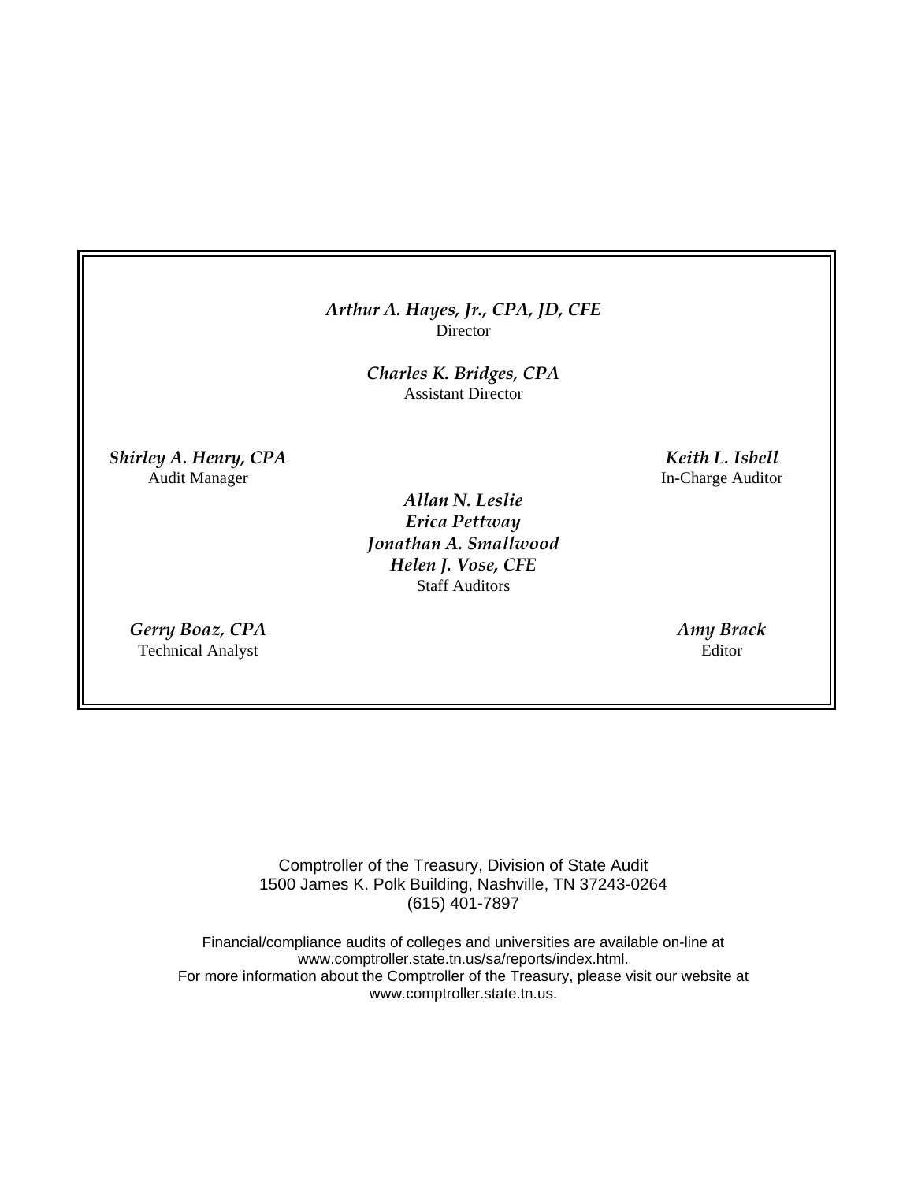*Arthur A. Hayes, Jr., CPA, JD, CFE*
Director

*Charles K. Bridges, CPA*
Assistant Director

*Shirley A. Henry, CPA*
Audit Manager

*Keith L. Isbell*
In-Charge Auditor

*Allan N. Leslie*
*Erica Pettway*
*Jonathan A. Smallwood*
*Helen J. Vose, CFE*
Staff Auditors

*Gerry Boaz, CPA*
Technical Analyst

*Amy Brack*
Editor

Comptroller of the Treasury, Division of State Audit
1500 James K. Polk Building, Nashville, TN 37243-0264
(615) 401-7897

Financial/compliance audits of colleges and universities are available on-line at
www.comptroller.state.tn.us/sa/reports/index.html.
For more information about the Comptroller of the Treasury, please visit our website at
www.comptroller.state.tn.us.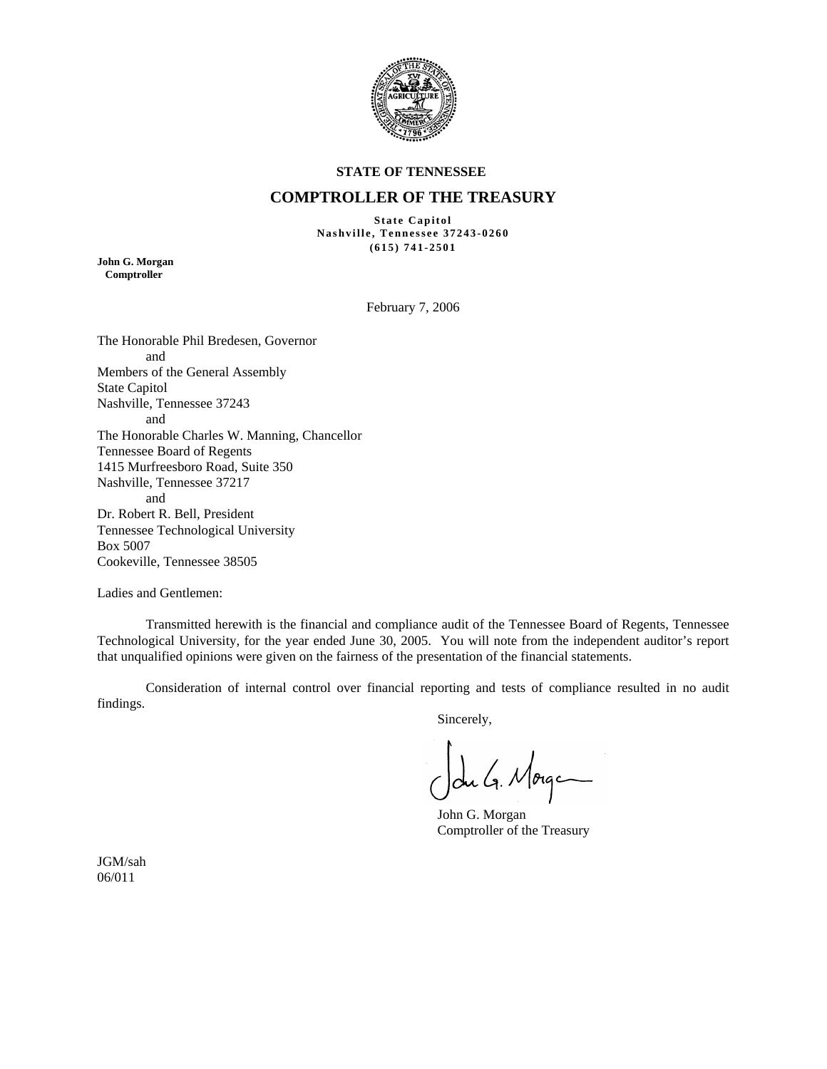**STATE OF TENNESSEE**

## COMPTROLLER OF THE TREASURY

**State Capitol**
**Nashville, Tennessee 37243-0260**
**(615) 741-2501**

**John G. Morgan**
**Comptroller**

February 7, 2006

The Honorable Phil Bredesen, Governor
and
Members of the General Assembly
State Capitol
Nashville, Tennessee 37243
and
The Honorable Charles W. Manning, Chancellor
Tennessee Board of Regents
1415 Murfreesboro Road, Suite 350
Nashville, Tennessee 37217
and
Dr. Robert R. Bell, President
Tennessee Technological University
Box 5007
Cookeville, Tennessee 38505

Ladies and Gentlemen:

Transmitted herewith is the financial and compliance audit of the Tennessee Board of Regents, Tennessee Technological University, for the year ended June 30, 2005. You will note from the independent auditor's report that unqualified opinions were given on the fairness of the presentation of the financial statements.

Consideration of internal control over financial reporting and tests of compliance resulted in no audit findings.

Sincerely,

John G. Morgan
Comptroller of the Treasury

JGM/sah
06/011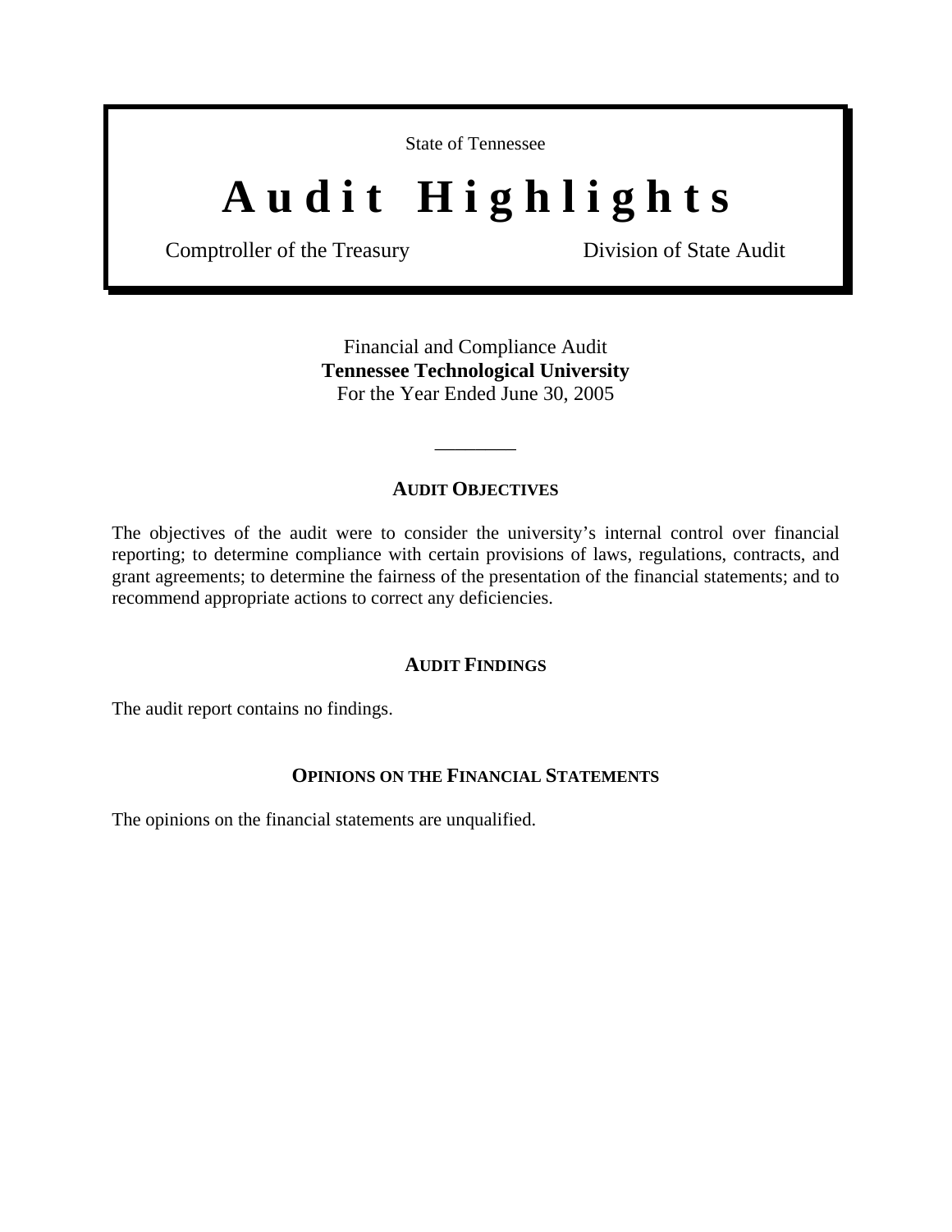State of Tennessee

# Audit Highlights

Comptroller of the Treasury Division of State Audit

Financial and Compliance Audit
**Tennessee Technological University**
For the Year Ended June 30, 2005

---

## AUDIT OBJECTIVES

The objectives of the audit were to consider the university's internal control over financial reporting; to determine compliance with certain provisions of laws, regulations, contracts, and grant agreements; to determine the fairness of the presentation of the financial statements; and to recommend appropriate actions to correct any deficiencies.

## AUDIT FINDINGS

The audit report contains no findings.

## OPINIONS ON THE FINANCIAL STATEMENTS

The opinions on the financial statements are unqualified.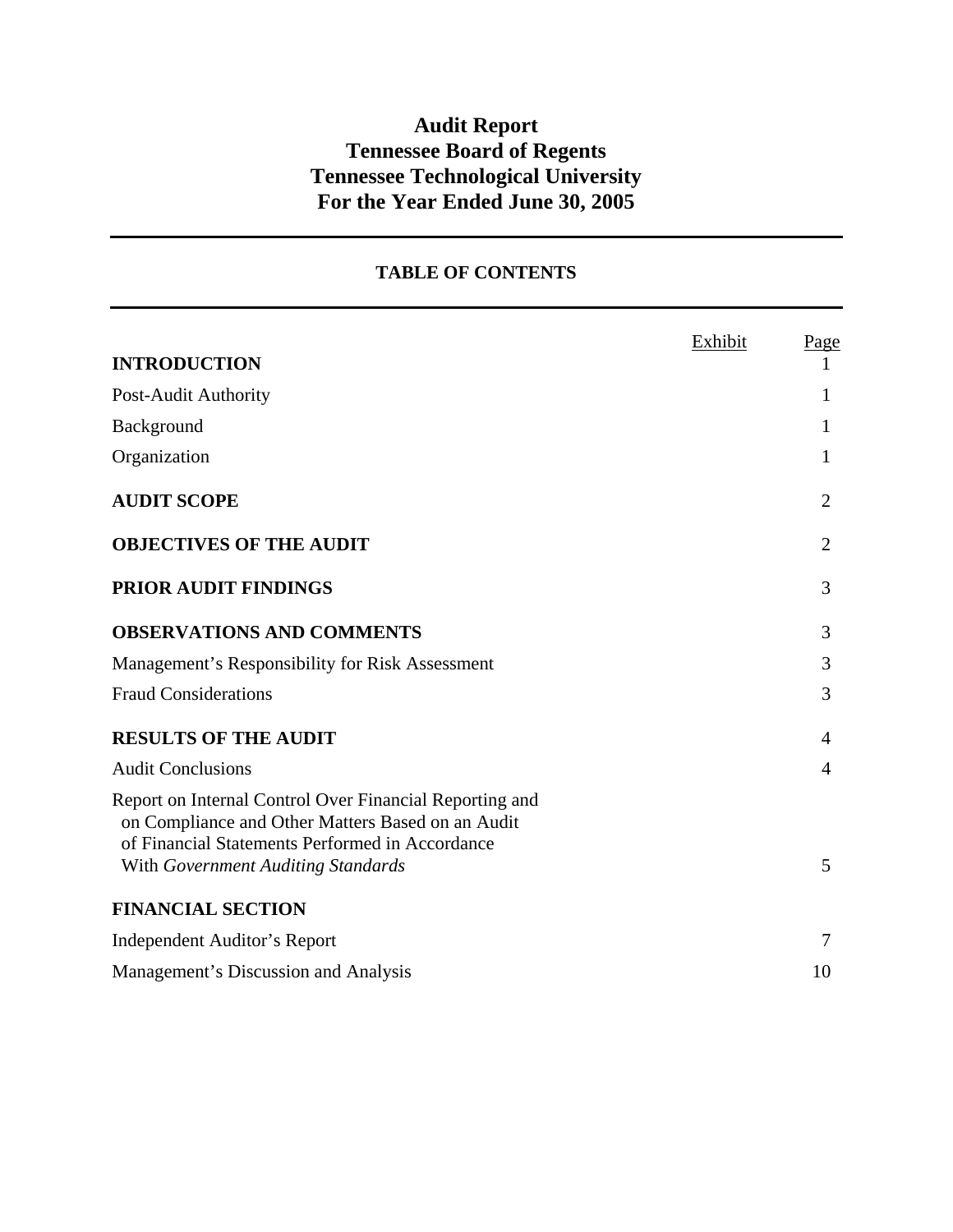# Audit Report
# Tennessee Board of Regents
# Tennessee Technological University
# For the Year Ended June 30, 2005

## TABLE OF CONTENTS

| | Exhibit | Page |
|---|---|---|
| **INTRODUCTION** | | 1 |
| Post-Audit Authority | | 1 |
| Background | | 1 |
| Organization | | 1 |
| **AUDIT SCOPE** | | 2 |
| **OBJECTIVES OF THE AUDIT** | | 2 |
| **PRIOR AUDIT FINDINGS** | | 3 |
| **OBSERVATIONS AND COMMENTS** | | 3 |
| Management's Responsibility for Risk Assessment | | 3 |
| Fraud Considerations | | 3 |
| **RESULTS OF THE AUDIT** | | 4 |
| Audit Conclusions | | 4 |
| Report on Internal Control Over Financial Reporting and on Compliance and Other Matters Based on an Audit of Financial Statements Performed in Accordance With *Government Auditing Standards* | | 5 |
| **FINANCIAL SECTION** | | |
| Independent Auditor's Report | | 7 |
| Management's Discussion and Analysis | | 10 |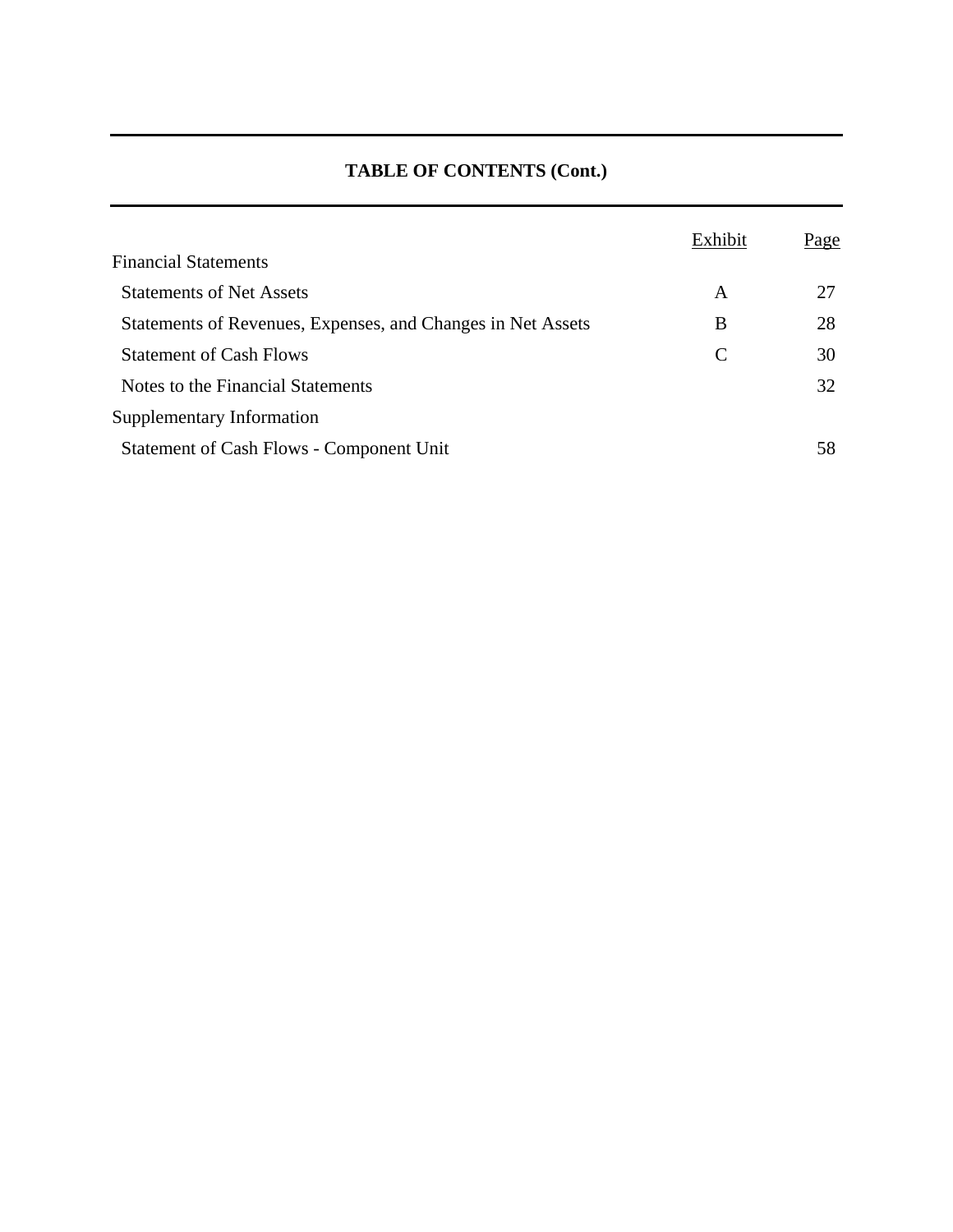## TABLE OF CONTENTS (Cont.)

| | Exhibit | Page |
|---|---|---|
| Financial Statements | | |
| Statements of Net Assets | A | 27 |
| Statements of Revenues, Expenses, and Changes in Net Assets | B | 28 |
| Statement of Cash Flows | C | 30 |
| Notes to the Financial Statements | | 32 |
| Supplementary Information | | |
| Statement of Cash Flows - Component Unit | | 58 |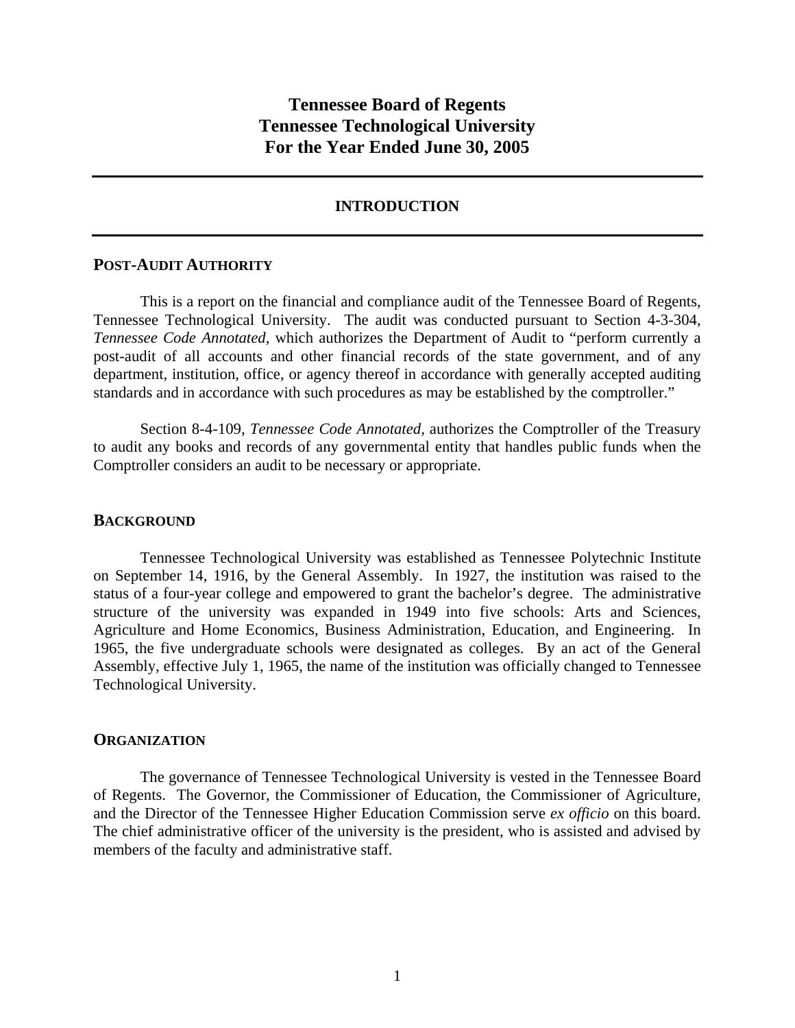# Tennessee Board of Regents
# Tennessee Technological University
# For the Year Ended June 30, 2005

## INTRODUCTION

### POST-AUDIT AUTHORITY

This is a report on the financial and compliance audit of the Tennessee Board of Regents, Tennessee Technological University. The audit was conducted pursuant to Section 4-3-304, *Tennessee Code Annotated,* which authorizes the Department of Audit to "perform currently a post-audit of all accounts and other financial records of the state government, and of any department, institution, office, or agency thereof in accordance with generally accepted auditing standards and in accordance with such procedures as may be established by the comptroller."

Section 8-4-109, *Tennessee Code Annotated,* authorizes the Comptroller of the Treasury to audit any books and records of any governmental entity that handles public funds when the Comptroller considers an audit to be necessary or appropriate.

### BACKGROUND

Tennessee Technological University was established as Tennessee Polytechnic Institute on September 14, 1916, by the General Assembly. In 1927, the institution was raised to the status of a four-year college and empowered to grant the bachelor's degree. The administrative structure of the university was expanded in 1949 into five schools: Arts and Sciences, Agriculture and Home Economics, Business Administration, Education, and Engineering. In 1965, the five undergraduate schools were designated as colleges. By an act of the General Assembly, effective July 1, 1965, the name of the institution was officially changed to Tennessee Technological University.

### ORGANIZATION

The governance of Tennessee Technological University is vested in the Tennessee Board of Regents. The Governor, the Commissioner of Education, the Commissioner of Agriculture, and the Director of the Tennessee Higher Education Commission serve *ex officio* on this board. The chief administrative officer of the university is the president, who is assisted and advised by members of the faculty and administrative staff.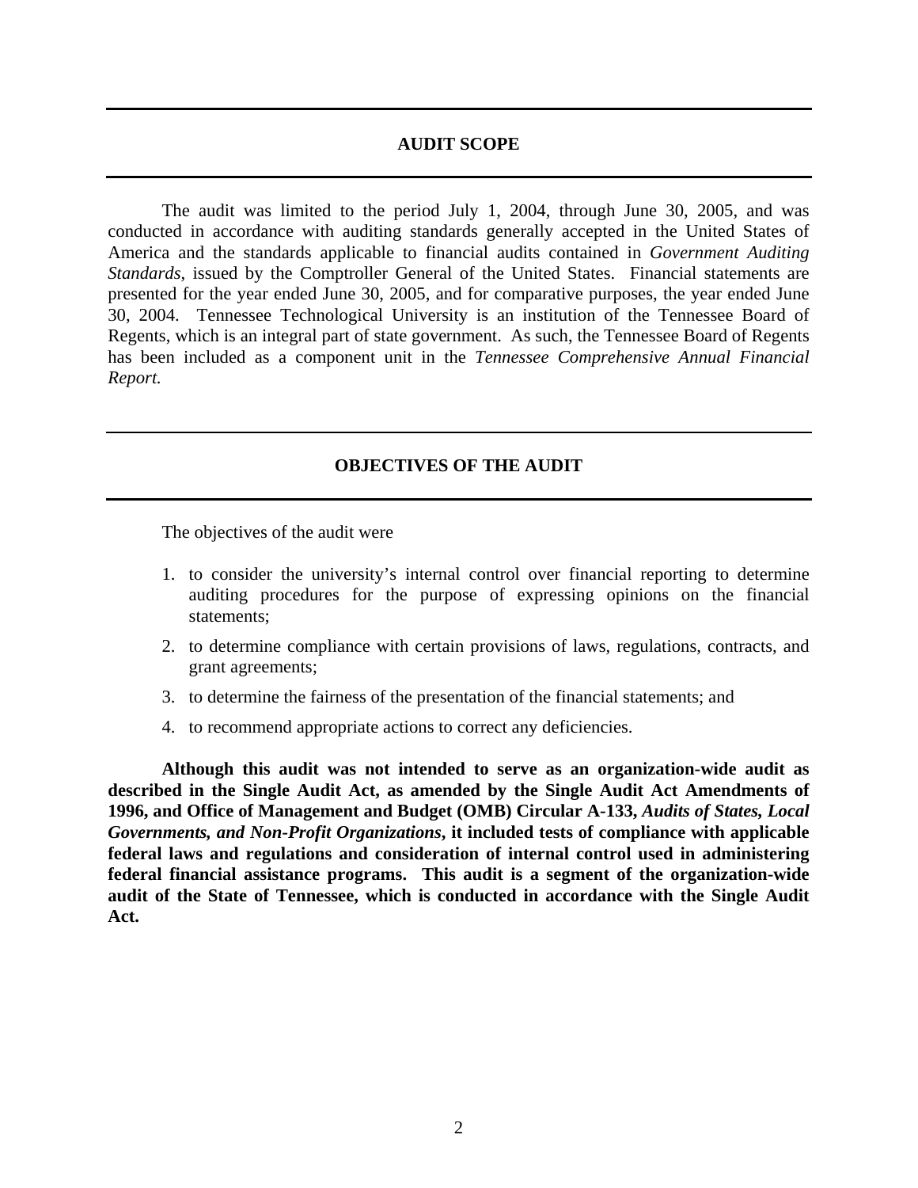## AUDIT SCOPE

The audit was limited to the period July 1, 2004, through June 30, 2005, and was conducted in accordance with auditing standards generally accepted in the United States of America and the standards applicable to financial audits contained in *Government Auditing Standards*, issued by the Comptroller General of the United States. Financial statements are presented for the year ended June 30, 2005, and for comparative purposes, the year ended June 30, 2004. Tennessee Technological University is an institution of the Tennessee Board of Regents, which is an integral part of state government. As such, the Tennessee Board of Regents has been included as a component unit in the *Tennessee Comprehensive Annual Financial Report.*

## OBJECTIVES OF THE AUDIT

The objectives of the audit were

1. to consider the university's internal control over financial reporting to determine auditing procedures for the purpose of expressing opinions on the financial statements;
2. to determine compliance with certain provisions of laws, regulations, contracts, and grant agreements;
3. to determine the fairness of the presentation of the financial statements; and
4. to recommend appropriate actions to correct any deficiencies.

**Although this audit was not intended to serve as an organization-wide audit as described in the Single Audit Act, as amended by the Single Audit Act Amendments of 1996, and Office of Management and Budget (OMB) Circular A-133, *Audits of States, Local Governments, and Non-Profit Organizations*, it included tests of compliance with applicable federal laws and regulations and consideration of internal control used in administering federal financial assistance programs. This audit is a segment of the organization-wide audit of the State of Tennessee, which is conducted in accordance with the Single Audit Act.**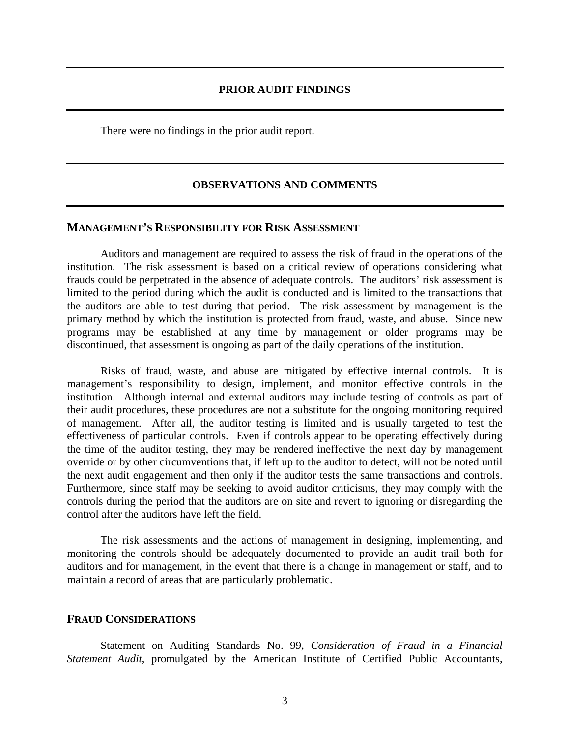## PRIOR AUDIT FINDINGS

There were no findings in the prior audit report.

## OBSERVATIONS AND COMMENTS

### MANAGEMENT'S RESPONSIBILITY FOR RISK ASSESSMENT

Auditors and management are required to assess the risk of fraud in the operations of the institution. The risk assessment is based on a critical review of operations considering what frauds could be perpetrated in the absence of adequate controls. The auditors' risk assessment is limited to the period during which the audit is conducted and is limited to the transactions that the auditors are able to test during that period. The risk assessment by management is the primary method by which the institution is protected from fraud, waste, and abuse. Since new programs may be established at any time by management or older programs may be discontinued, that assessment is ongoing as part of the daily operations of the institution.

Risks of fraud, waste, and abuse are mitigated by effective internal controls. It is management's responsibility to design, implement, and monitor effective controls in the institution. Although internal and external auditors may include testing of controls as part of their audit procedures, these procedures are not a substitute for the ongoing monitoring required of management. After all, the auditor testing is limited and is usually targeted to test the effectiveness of particular controls. Even if controls appear to be operating effectively during the time of the auditor testing, they may be rendered ineffective the next day by management override or by other circumventions that, if left up to the auditor to detect, will not be noted until the next audit engagement and then only if the auditor tests the same transactions and controls. Furthermore, since staff may be seeking to avoid auditor criticisms, they may comply with the controls during the period that the auditors are on site and revert to ignoring or disregarding the control after the auditors have left the field.

The risk assessments and the actions of management in designing, implementing, and monitoring the controls should be adequately documented to provide an audit trail both for auditors and for management, in the event that there is a change in management or staff, and to maintain a record of areas that are particularly problematic.

### FRAUD CONSIDERATIONS

Statement on Auditing Standards No. 99, *Consideration of Fraud in a Financial Statement Audit*, promulgated by the American Institute of Certified Public Accountants,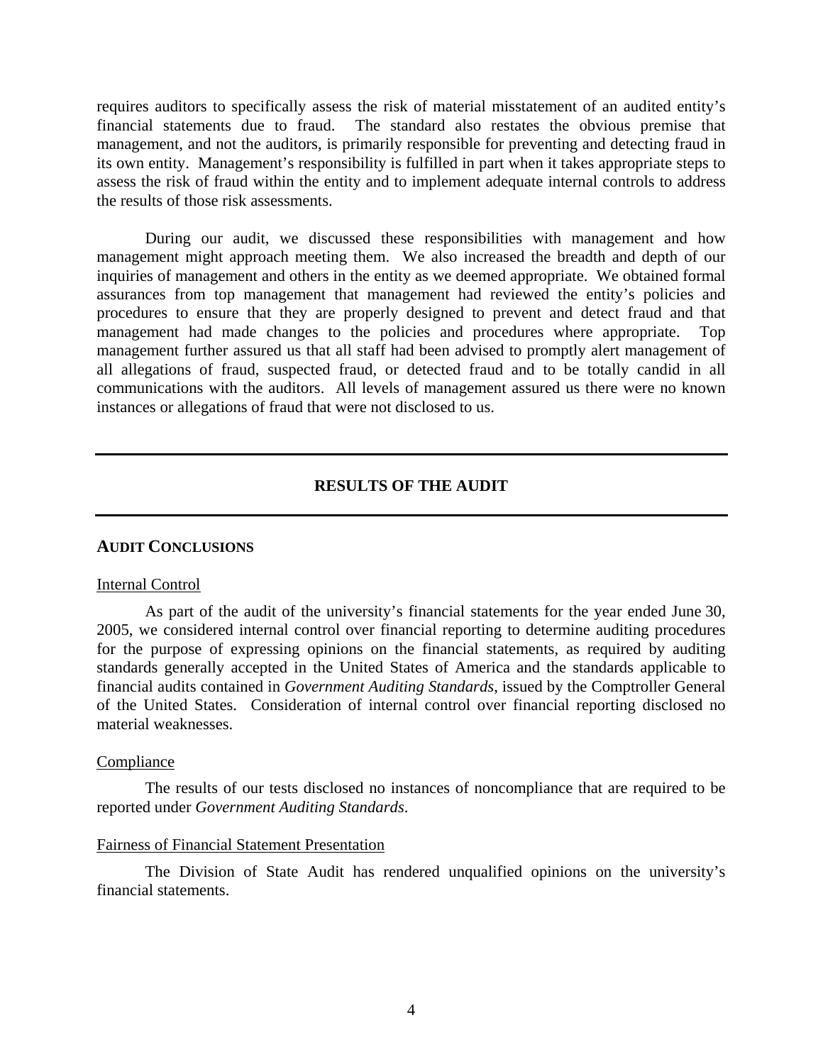requires auditors to specifically assess the risk of material misstatement of an audited entity's financial statements due to fraud. The standard also restates the obvious premise that management, and not the auditors, is primarily responsible for preventing and detecting fraud in its own entity. Management's responsibility is fulfilled in part when it takes appropriate steps to assess the risk of fraud within the entity and to implement adequate internal controls to address the results of those risk assessments.

During our audit, we discussed these responsibilities with management and how management might approach meeting them. We also increased the breadth and depth of our inquiries of management and others in the entity as we deemed appropriate. We obtained formal assurances from top management that management had reviewed the entity's policies and procedures to ensure that they are properly designed to prevent and detect fraud and that management had made changes to the policies and procedures where appropriate. Top management further assured us that all staff had been advised to promptly alert management of all allegations of fraud, suspected fraud, or detected fraud and to be totally candid in all communications with the auditors. All levels of management assured us there were no known instances or allegations of fraud that were not disclosed to us.

---

## RESULTS OF THE AUDIT

---

### AUDIT CONCLUSIONS

Internal Control

As part of the audit of the university's financial statements for the year ended June 30, 2005, we considered internal control over financial reporting to determine auditing procedures for the purpose of expressing opinions on the financial statements, as required by auditing standards generally accepted in the United States of America and the standards applicable to financial audits contained in *Government Auditing Standards*, issued by the Comptroller General of the United States. Consideration of internal control over financial reporting disclosed no material weaknesses.

Compliance

The results of our tests disclosed no instances of noncompliance that are required to be reported under *Government Auditing Standards*.

Fairness of Financial Statement Presentation

The Division of State Audit has rendered unqualified opinions on the university's financial statements.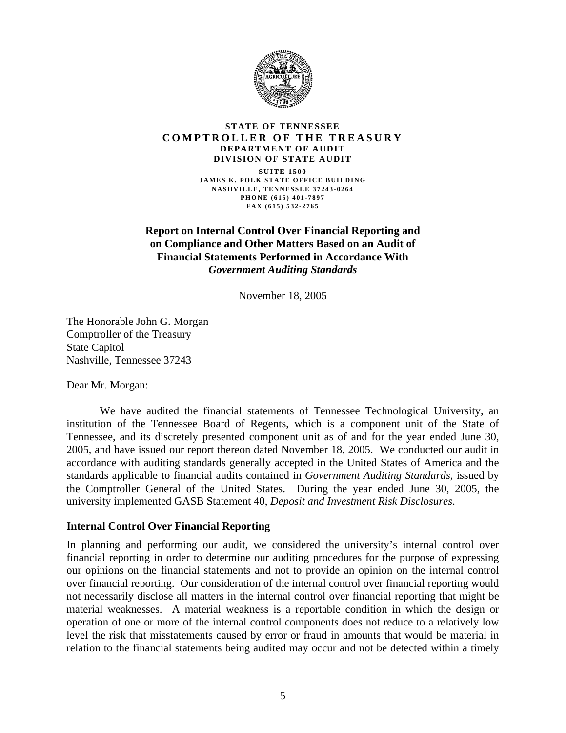**STATE OF TENNESSEE**
**COMPTROLLER OF THE TREASURY**
**DEPARTMENT OF AUDIT**
**DIVISION OF STATE AUDIT**

**SUITE 1500**
**JAMES K. POLK STATE OFFICE BUILDING**
**NASHVILLE, TENNESSEE 37243-0264**
**PHONE (615) 401-7897**
**FAX (615) 532-2765**

## Report on Internal Control Over Financial Reporting and on Compliance and Other Matters Based on an Audit of Financial Statements Performed in Accordance With *Government Auditing Standards*

November 18, 2005

The Honorable John G. Morgan
Comptroller of the Treasury
State Capitol
Nashville, Tennessee 37243

Dear Mr. Morgan:

We have audited the financial statements of Tennessee Technological University, an institution of the Tennessee Board of Regents, which is a component unit of the State of Tennessee, and its discretely presented component unit as of and for the year ended June 30, 2005, and have issued our report thereon dated November 18, 2005. We conducted our audit in accordance with auditing standards generally accepted in the United States of America and the standards applicable to financial audits contained in *Government Auditing Standards*, issued by the Comptroller General of the United States. During the year ended June 30, 2005, the university implemented GASB Statement 40, *Deposit and Investment Risk Disclosures*.

### Internal Control Over Financial Reporting

In planning and performing our audit, we considered the university's internal control over financial reporting in order to determine our auditing procedures for the purpose of expressing our opinions on the financial statements and not to provide an opinion on the internal control over financial reporting. Our consideration of the internal control over financial reporting would not necessarily disclose all matters in the internal control over financial reporting that might be material weaknesses. A material weakness is a reportable condition in which the design or operation of one or more of the internal control components does not reduce to a relatively low level the risk that misstatements caused by error or fraud in amounts that would be material in relation to the financial statements being audited may occur and not be detected within a timely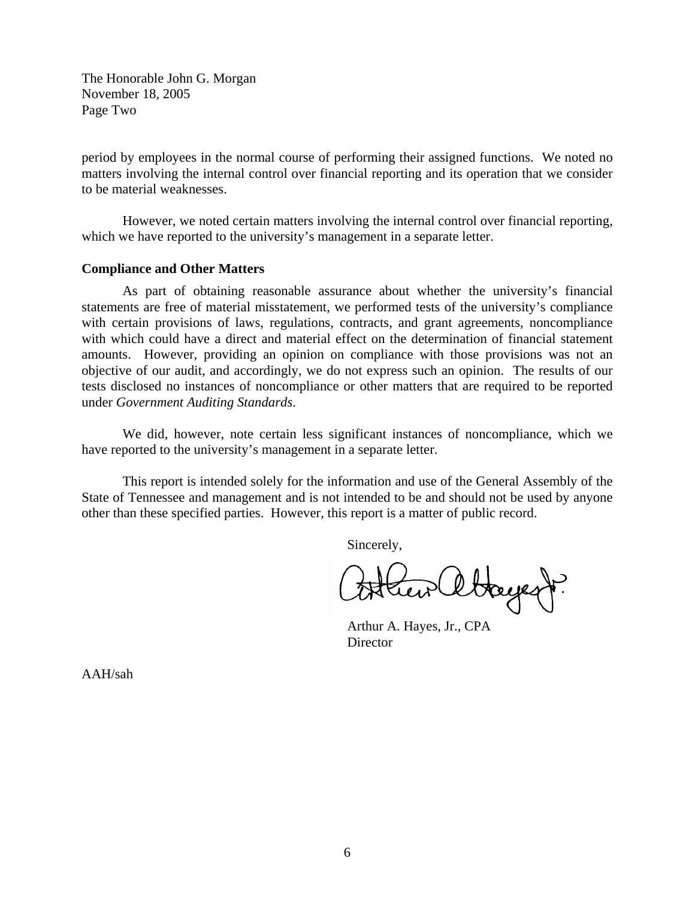The Honorable John G. Morgan
November 18, 2005
Page Two

period by employees in the normal course of performing their assigned functions. We noted no matters involving the internal control over financial reporting and its operation that we consider to be material weaknesses.

However, we noted certain matters involving the internal control over financial reporting, which we have reported to the university's management in a separate letter.

**Compliance and Other Matters**

As part of obtaining reasonable assurance about whether the university's financial statements are free of material misstatement, we performed tests of the university's compliance with certain provisions of laws, regulations, contracts, and grant agreements, noncompliance with which could have a direct and material effect on the determination of financial statement amounts. However, providing an opinion on compliance with those provisions was not an objective of our audit, and accordingly, we do not express such an opinion. The results of our tests disclosed no instances of noncompliance or other matters that are required to be reported under *Government Auditing Standards*.

We did, however, note certain less significant instances of noncompliance, which we have reported to the university's management in a separate letter.

This report is intended solely for the information and use of the General Assembly of the State of Tennessee and management and is not intended to be and should not be used by anyone other than these specified parties. However, this report is a matter of public record.

Sincerely,

Arthur A. Hayes, Jr., CPA
Director

AAH/sah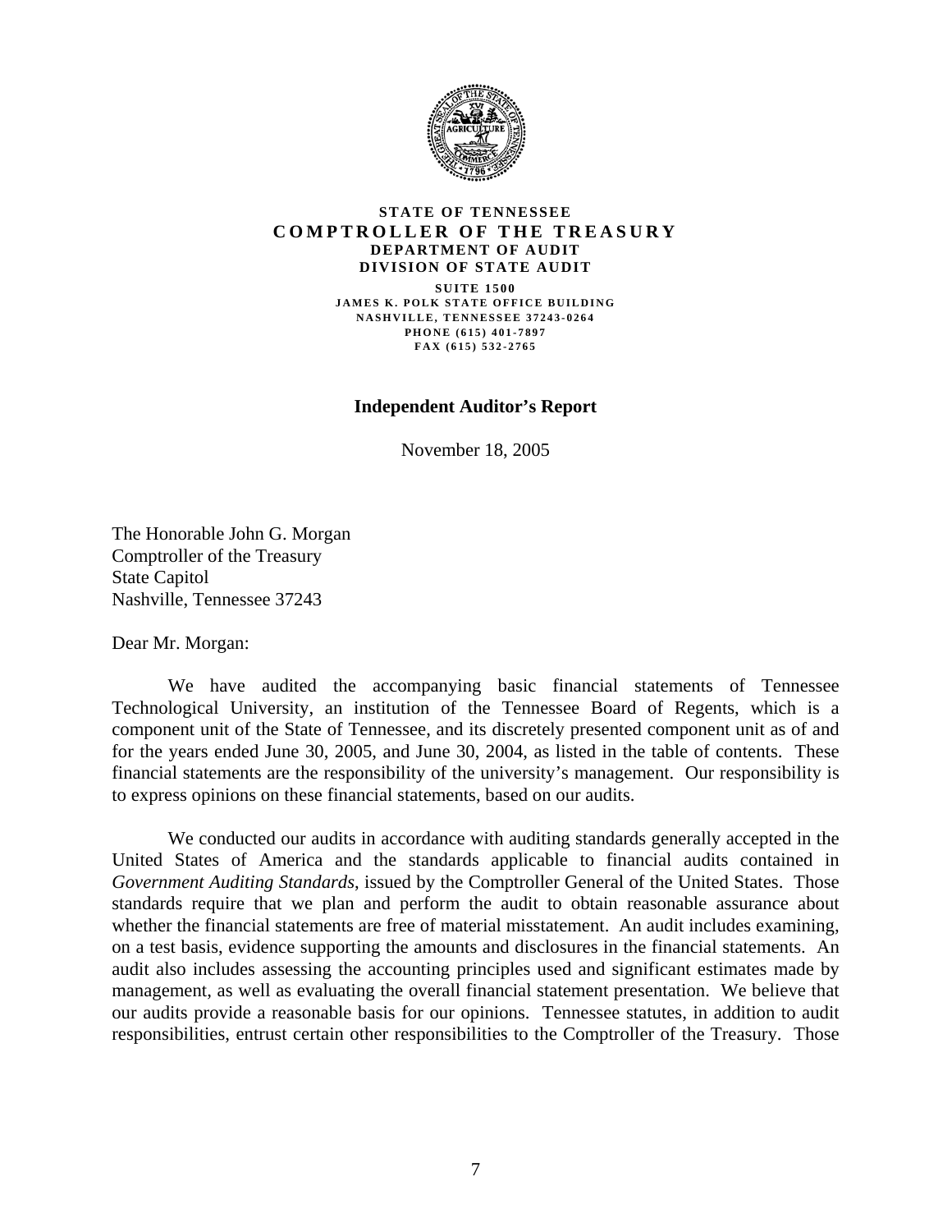**STATE OF TENNESSEE**
**COMPTROLLER OF THE TREASURY**
**DEPARTMENT OF AUDIT**
**DIVISION OF STATE AUDIT**

SUITE 1500
JAMES K. POLK STATE OFFICE BUILDING
NASHVILLE, TENNESSEE 37243-0264
PHONE (615) 401-7897
FAX (615) 532-2765

## Independent Auditor's Report

November 18, 2005

The Honorable John G. Morgan
Comptroller of the Treasury
State Capitol
Nashville, Tennessee 37243

Dear Mr. Morgan:

We have audited the accompanying basic financial statements of Tennessee Technological University, an institution of the Tennessee Board of Regents, which is a component unit of the State of Tennessee, and its discretely presented component unit as of and for the years ended June 30, 2005, and June 30, 2004, as listed in the table of contents. These financial statements are the responsibility of the university's management. Our responsibility is to express opinions on these financial statements, based on our audits.

We conducted our audits in accordance with auditing standards generally accepted in the United States of America and the standards applicable to financial audits contained in *Government Auditing Standards*, issued by the Comptroller General of the United States. Those standards require that we plan and perform the audit to obtain reasonable assurance about whether the financial statements are free of material misstatement. An audit includes examining, on a test basis, evidence supporting the amounts and disclosures in the financial statements. An audit also includes assessing the accounting principles used and significant estimates made by management, as well as evaluating the overall financial statement presentation. We believe that our audits provide a reasonable basis for our opinions. Tennessee statutes, in addition to audit responsibilities, entrust certain other responsibilities to the Comptroller of the Treasury. Those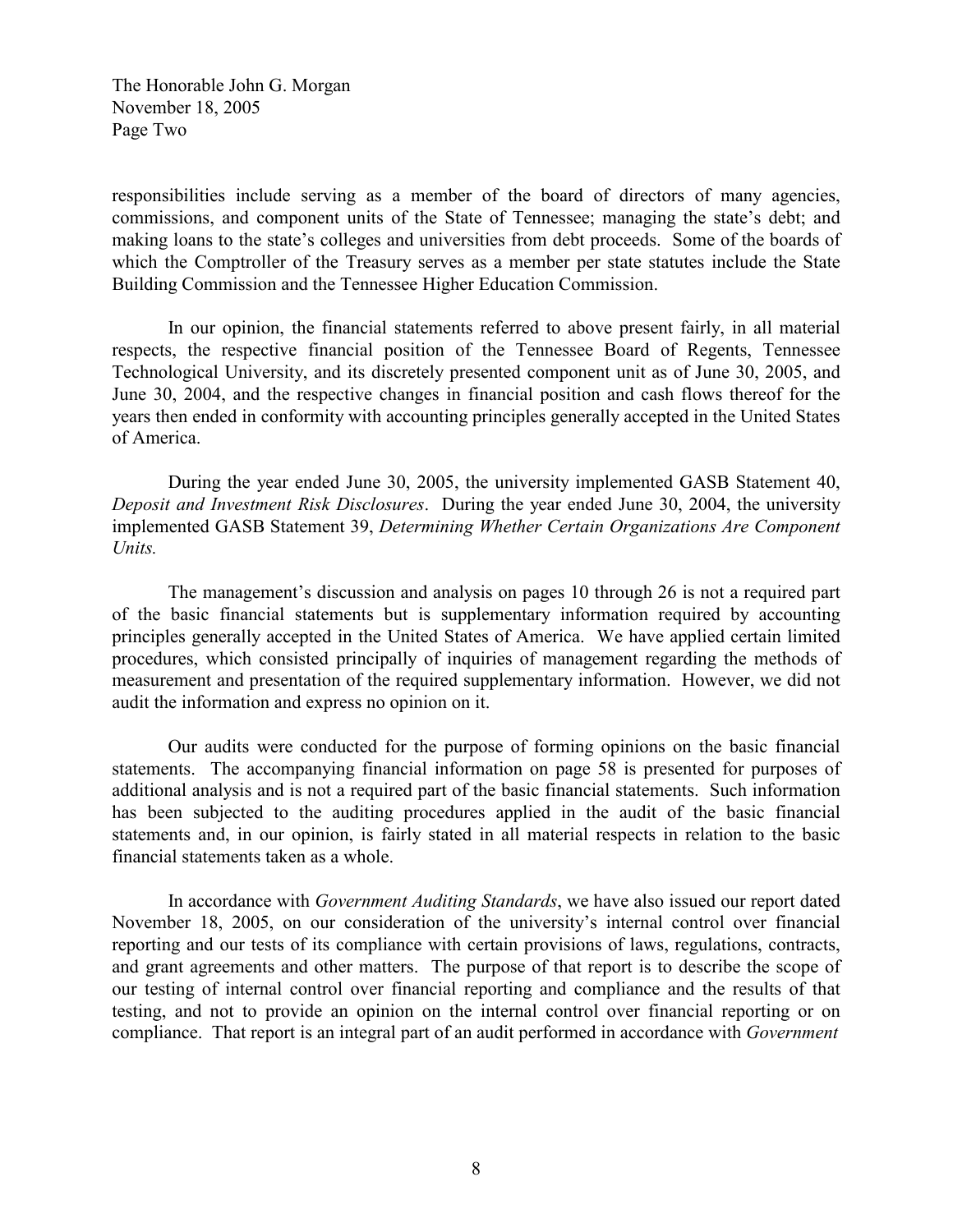responsibilities include serving as a member of the board of directors of many agencies, commissions, and component units of the State of Tennessee; managing the state's debt; and making loans to the state's colleges and universities from debt proceeds. Some of the boards of which the Comptroller of the Treasury serves as a member per state statutes include the State Building Commission and the Tennessee Higher Education Commission.

In our opinion, the financial statements referred to above present fairly, in all material respects, the respective financial position of the Tennessee Board of Regents, Tennessee Technological University, and its discretely presented component unit as of June 30, 2005, and June 30, 2004, and the respective changes in financial position and cash flows thereof for the years then ended in conformity with accounting principles generally accepted in the United States of America.

During the year ended June 30, 2005, the university implemented GASB Statement 40, *Deposit and Investment Risk Disclosures*. During the year ended June 30, 2004, the university implemented GASB Statement 39, *Determining Whether Certain Organizations Are Component Units.*

The management's discussion and analysis on pages 10 through 26 is not a required part of the basic financial statements but is supplementary information required by accounting principles generally accepted in the United States of America. We have applied certain limited procedures, which consisted principally of inquiries of management regarding the methods of measurement and presentation of the required supplementary information. However, we did not audit the information and express no opinion on it.

Our audits were conducted for the purpose of forming opinions on the basic financial statements. The accompanying financial information on page 58 is presented for purposes of additional analysis and is not a required part of the basic financial statements. Such information has been subjected to the auditing procedures applied in the audit of the basic financial statements and, in our opinion, is fairly stated in all material respects in relation to the basic financial statements taken as a whole.

In accordance with *Government Auditing Standards*, we have also issued our report dated November 18, 2005, on our consideration of the university's internal control over financial reporting and our tests of its compliance with certain provisions of laws, regulations, contracts, and grant agreements and other matters. The purpose of that report is to describe the scope of our testing of internal control over financial reporting and compliance and the results of that testing, and not to provide an opinion on the internal control over financial reporting or on compliance. That report is an integral part of an audit performed in accordance with *Government*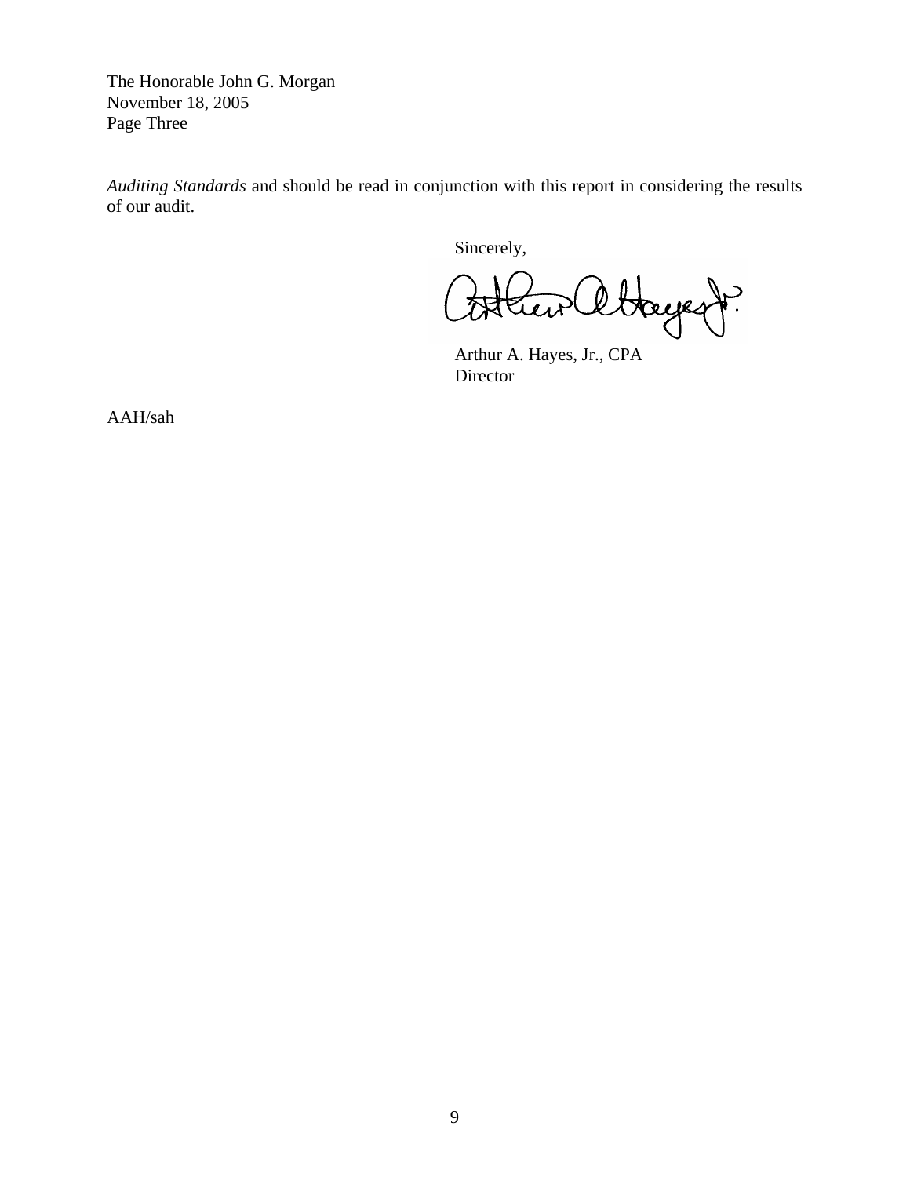The Honorable John G. Morgan
November 18, 2005
Page Three

*Auditing Standards* and should be read in conjunction with this report in considering the results of our audit.

Sincerely,

Arthur A. Hayes, Jr., CPA
Director

AAH/sah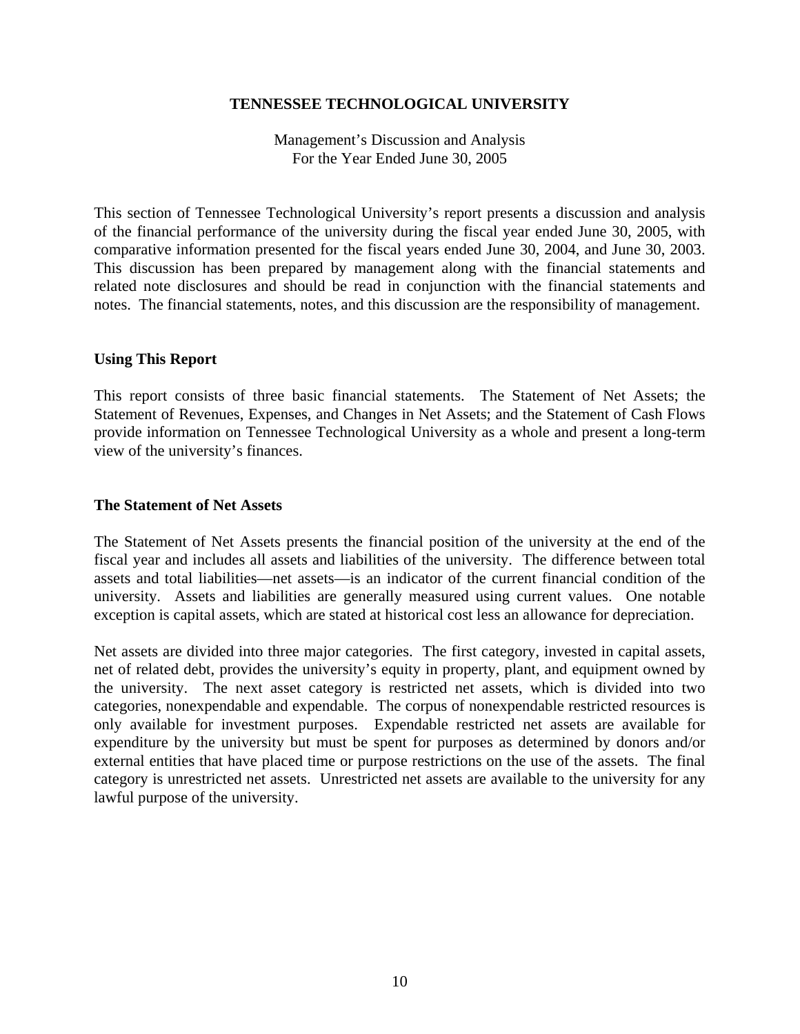# TENNESSEE TECHNOLOGICAL UNIVERSITY

Management's Discussion and Analysis
For the Year Ended June 30, 2005

This section of Tennessee Technological University's report presents a discussion and analysis of the financial performance of the university during the fiscal year ended June 30, 2005, with comparative information presented for the fiscal years ended June 30, 2004, and June 30, 2003. This discussion has been prepared by management along with the financial statements and related note disclosures and should be read in conjunction with the financial statements and notes. The financial statements, notes, and this discussion are the responsibility of management.

## Using This Report

This report consists of three basic financial statements. The Statement of Net Assets; the Statement of Revenues, Expenses, and Changes in Net Assets; and the Statement of Cash Flows provide information on Tennessee Technological University as a whole and present a long-term view of the university's finances.

## The Statement of Net Assets

The Statement of Net Assets presents the financial position of the university at the end of the fiscal year and includes all assets and liabilities of the university. The difference between total assets and total liabilities—net assets—is an indicator of the current financial condition of the university. Assets and liabilities are generally measured using current values. One notable exception is capital assets, which are stated at historical cost less an allowance for depreciation.

Net assets are divided into three major categories. The first category, invested in capital assets, net of related debt, provides the university's equity in property, plant, and equipment owned by the university. The next asset category is restricted net assets, which is divided into two categories, nonexpendable and expendable. The corpus of nonexpendable restricted resources is only available for investment purposes. Expendable restricted net assets are available for expenditure by the university but must be spent for purposes as determined by donors and/or external entities that have placed time or purpose restrictions on the use of the assets. The final category is unrestricted net assets. Unrestricted net assets are available to the university for any lawful purpose of the university.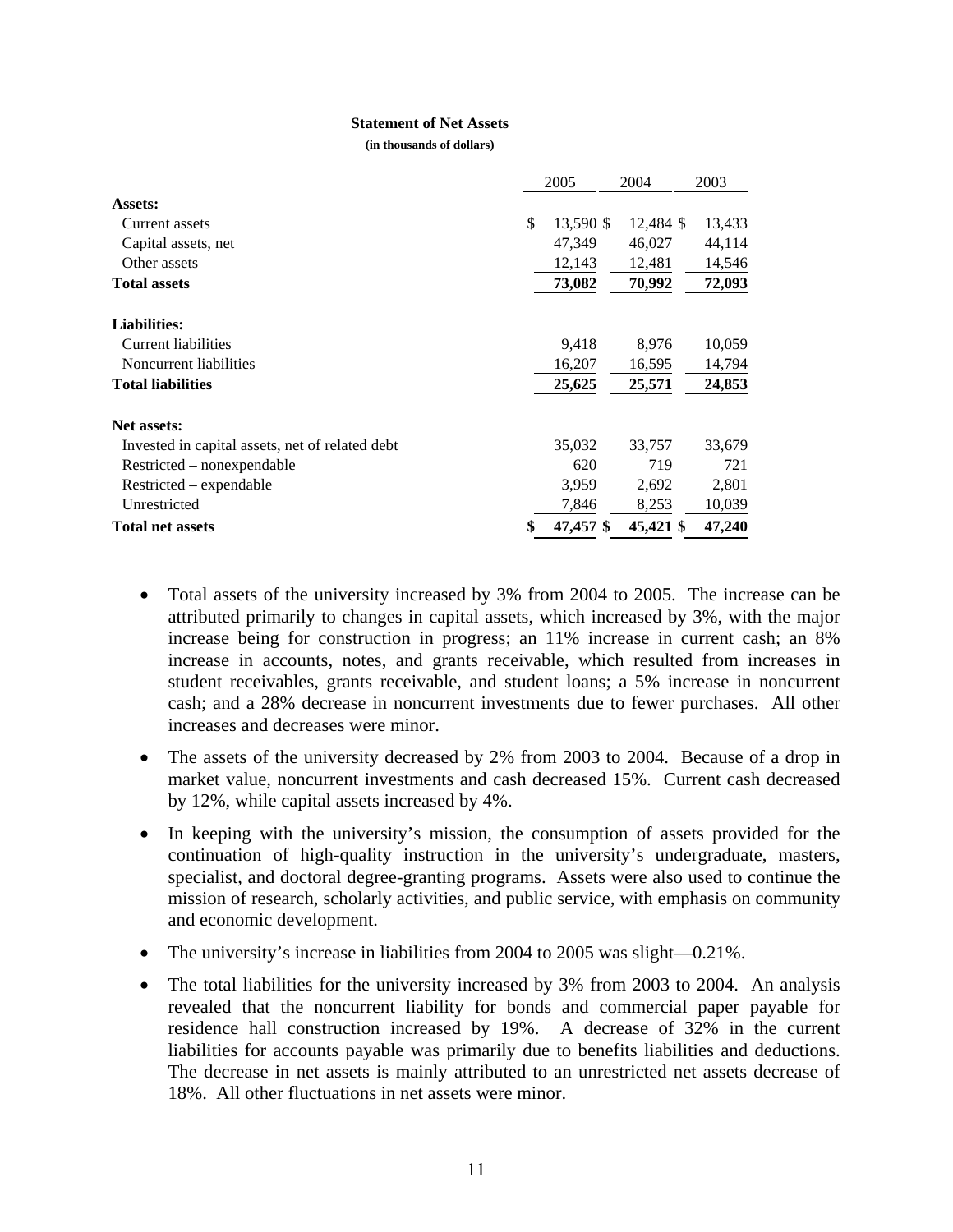**Statement of Net Assets**

**(in thousands of dollars)**

| | 2005 | 2004 | 2003 |
|---|---|---|---|
| **Assets:** | | | |
| Current assets | $ 13,590 | $ 12,484 | $ 13,433 |
| Capital assets, net | 47,349 | 46,027 | 44,114 |
| Other assets | 12,143 | 12,481 | 14,546 |
| **Total assets** | **73,082** | **70,992** | **72,093** |
| **Liabilities:** | | | |
| Current liabilities | 9,418 | 8,976 | 10,059 |
| Noncurrent liabilities | 16,207 | 16,595 | 14,794 |
| **Total liabilities** | **25,625** | **25,571** | **24,853** |
| **Net assets:** | | | |
| Invested in capital assets, net of related debt | 35,032 | 33,757 | 33,679 |
| Restricted – nonexpendable | 620 | 719 | 721 |
| Restricted – expendable | 3,959 | 2,692 | 2,801 |
| Unrestricted | 7,846 | 8,253 | 10,039 |
| **Total net assets** | **$ 47,457** | **$ 45,421** | **$ 47,240** |

- Total assets of the university increased by 3% from 2004 to 2005. The increase can be attributed primarily to changes in capital assets, which increased by 3%, with the major increase being for construction in progress; an 11% increase in current cash; an 8% increase in accounts, notes, and grants receivable, which resulted from increases in student receivables, grants receivable, and student loans; a 5% increase in noncurrent cash; and a 28% decrease in noncurrent investments due to fewer purchases. All other increases and decreases were minor.
- The assets of the university decreased by 2% from 2003 to 2004. Because of a drop in market value, noncurrent investments and cash decreased 15%. Current cash decreased by 12%, while capital assets increased by 4%.
- In keeping with the university's mission, the consumption of assets provided for the continuation of high-quality instruction in the university's undergraduate, masters, specialist, and doctoral degree-granting programs. Assets were also used to continue the mission of research, scholarly activities, and public service, with emphasis on community and economic development.
- The university's increase in liabilities from 2004 to 2005 was slight—0.21%.
- The total liabilities for the university increased by 3% from 2003 to 2004. An analysis revealed that the noncurrent liability for bonds and commercial paper payable for residence hall construction increased by 19%. A decrease of 32% in the current liabilities for accounts payable was primarily due to benefits liabilities and deductions. The decrease in net assets is mainly attributed to an unrestricted net assets decrease of 18%. All other fluctuations in net assets were minor.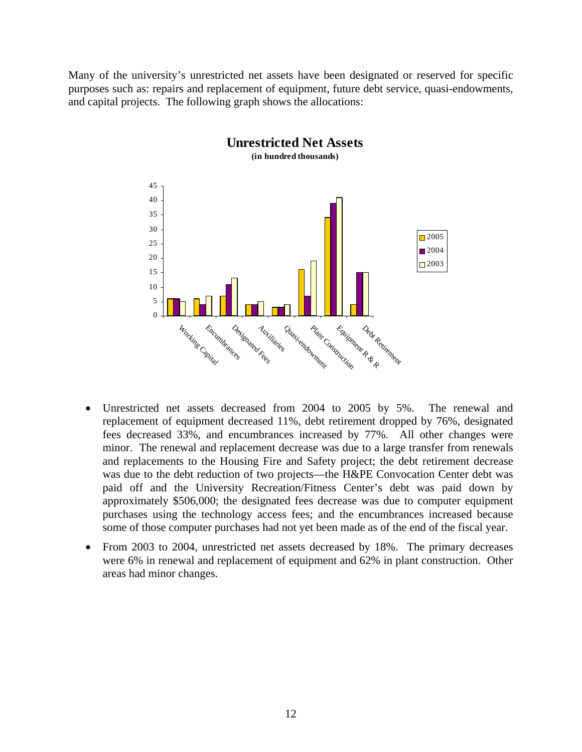Many of the university's unrestricted net assets have been designated or reserved for specific purposes such as: repairs and replacement of equipment, future debt service, quasi-endowments, and capital projects. The following graph shows the allocations:

**Unrestricted Net Assets**
**(in hundred thousands)**

- Unrestricted net assets decreased from 2004 to 2005 by 5%. The renewal and replacement of equipment decreased 11%, debt retirement dropped by 76%, designated fees decreased 33%, and encumbrances increased by 77%. All other changes were minor. The renewal and replacement decrease was due to a large transfer from renewals and replacements to the Housing Fire and Safety project; the debt retirement decrease was due to the debt reduction of two projects—the H&PE Convocation Center debt was paid off and the University Recreation/Fitness Center's debt was paid down by approximately $506,000; the designated fees decrease was due to computer equipment purchases using the technology access fees; and the encumbrances increased because some of those computer purchases had not yet been made as of the end of the fiscal year.
- From 2003 to 2004, unrestricted net assets decreased by 18%. The primary decreases were 6% in renewal and replacement of equipment and 62% in plant construction. Other areas had minor changes.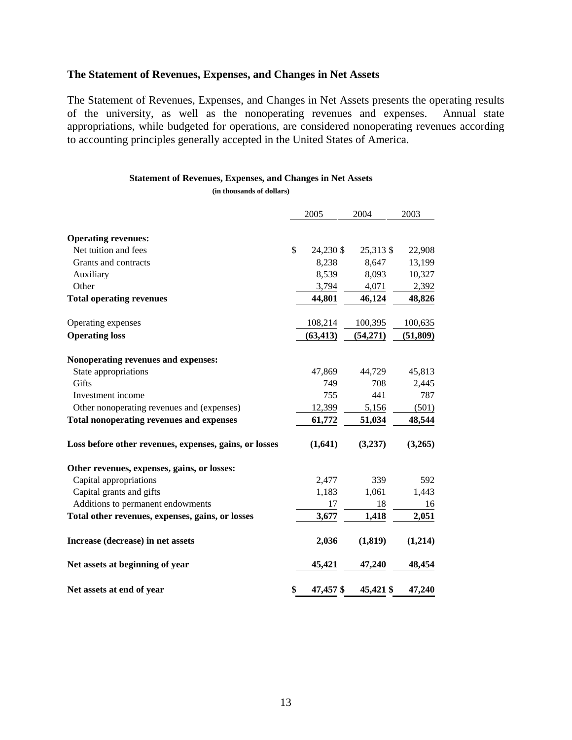## The Statement of Revenues, Expenses, and Changes in Net Assets

The Statement of Revenues, Expenses, and Changes in Net Assets presents the operating results of the university, as well as the nonoperating revenues and expenses. Annual state appropriations, while budgeted for operations, are considered nonoperating revenues according to accounting principles generally accepted in the United States of America.

**Statement of Revenues, Expenses, and Changes in Net Assets**

**(in thousands of dollars)**

| | 2005 | 2004 | 2003 |
|---|---|---|---|
| **Operating revenues:** | | | |
| Net tuition and fees | $ 24,230 | $ 25,313 | $ 22,908 |
| Grants and contracts | 8,238 | 8,647 | 13,199 |
| Auxiliary | 8,539 | 8,093 | 10,327 |
| Other | 3,794 | 4,071 | 2,392 |
| **Total operating revenues** | **44,801** | **46,124** | **48,826** |
| Operating expenses | 108,214 | 100,395 | 100,635 |
| **Operating loss** | **(63,413)** | **(54,271)** | **(51,809)** |
| **Nonoperating revenues and expenses:** | | | |
| State appropriations | 47,869 | 44,729 | 45,813 |
| Gifts | 749 | 708 | 2,445 |
| Investment income | 755 | 441 | 787 |
| Other nonoperating revenues and (expenses) | 12,399 | 5,156 | (501) |
| **Total nonoperating revenues and expenses** | **61,772** | **51,034** | **48,544** |
| **Loss before other revenues, expenses, gains, or losses** | **(1,641)** | **(3,237)** | **(3,265)** |
| **Other revenues, expenses, gains, or losses:** | | | |
| Capital appropriations | 2,477 | 339 | 592 |
| Capital grants and gifts | 1,183 | 1,061 | 1,443 |
| Additions to permanent endowments | 17 | 18 | 16 |
| **Total other revenues, expenses, gains, or losses** | **3,677** | **1,418** | **2,051** |
| **Increase (decrease) in net assets** | **2,036** | **(1,819)** | **(1,214)** |
| **Net assets at beginning of year** | **45,421** | **47,240** | **48,454** |
| **Net assets at end of year** | **$ 47,457** | **$ 45,421** | **$ 47,240** |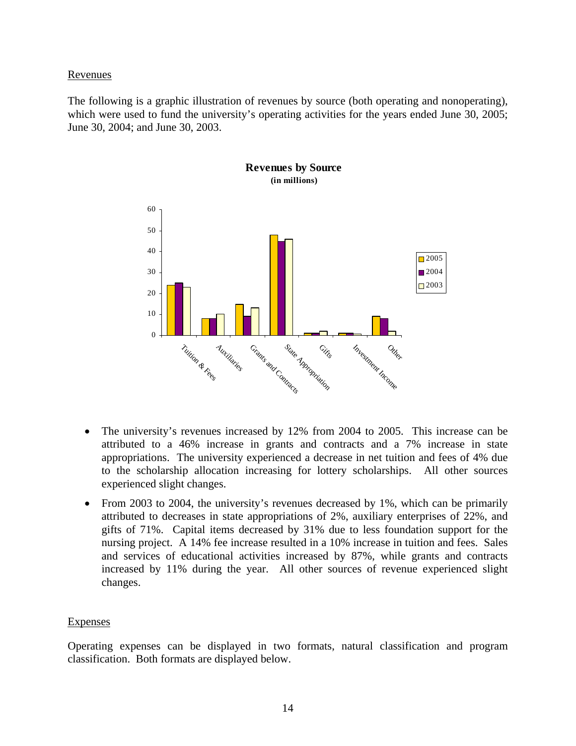## Revenues

The following is a graphic illustration of revenues by source (both operating and nonoperating), which were used to fund the university's operating activities for the years ended June 30, 2005; June 30, 2004; and June 30, 2003.

**Revenues by Source**
**(in millions)**

- The university's revenues increased by 12% from 2004 to 2005. This increase can be attributed to a 46% increase in grants and contracts and a 7% increase in state appropriations. The university experienced a decrease in net tuition and fees of 4% due to the scholarship allocation increasing for lottery scholarships. All other sources experienced slight changes.
- From 2003 to 2004, the university's revenues decreased by 1%, which can be primarily attributed to decreases in state appropriations of 2%, auxiliary enterprises of 22%, and gifts of 71%. Capital items decreased by 31% due to less foundation support for the nursing project. A 14% fee increase resulted in a 10% increase in tuition and fees. Sales and services of educational activities increased by 87%, while grants and contracts increased by 11% during the year. All other sources of revenue experienced slight changes.

## Expenses

Operating expenses can be displayed in two formats, natural classification and program classification. Both formats are displayed below.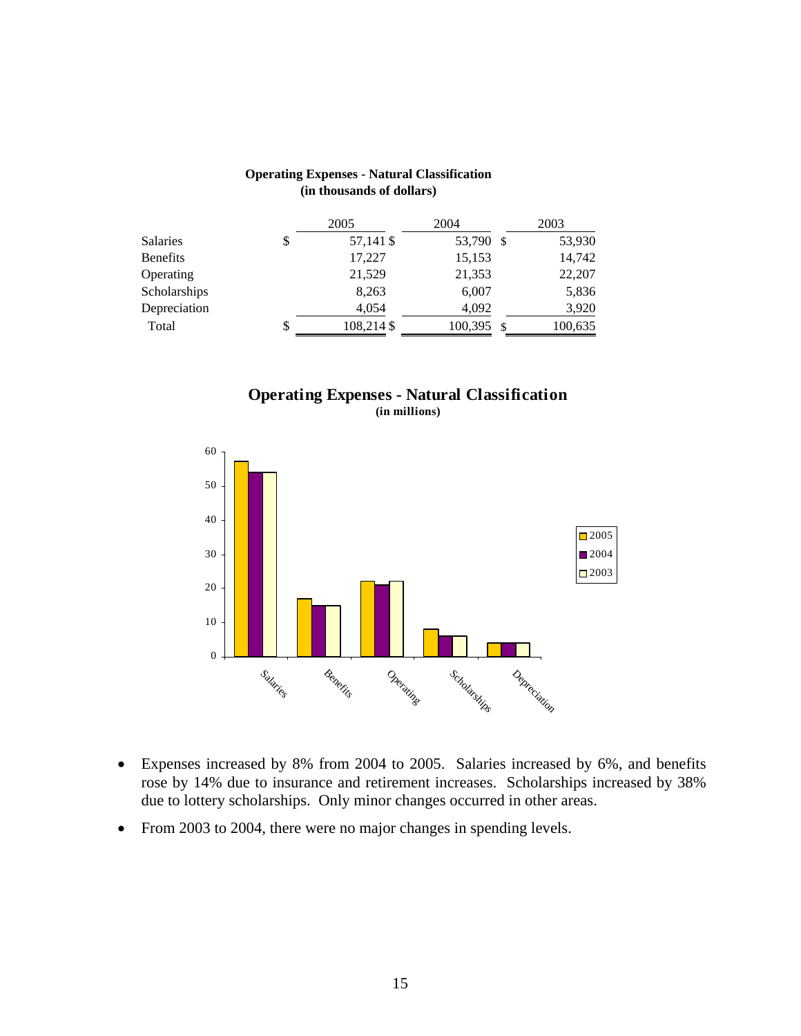**Operating Expenses - Natural Classification**
**(in thousands of dollars)**

| | 2005 | 2004 | 2003 |
|---|---|---|---|
| Salaries | $ 57,141 | $ 53,790 | $ 53,930 |
| Benefits | 17,227 | 15,153 | 14,742 |
| Operating | 21,529 | 21,353 | 22,207 |
| Scholarships | 8,263 | 6,007 | 5,836 |
| Depreciation | 4,054 | 4,092 | 3,920 |
| Total | $ 108,214 | $ 100,395 | $ 100,635 |

**Operating Expenses - Natural Classification**
**(in millions)**

- Expenses increased by 8% from 2004 to 2005. Salaries increased by 6%, and benefits rose by 14% due to insurance and retirement increases. Scholarships increased by 38% due to lottery scholarships. Only minor changes occurred in other areas.
- From 2003 to 2004, there were no major changes in spending levels.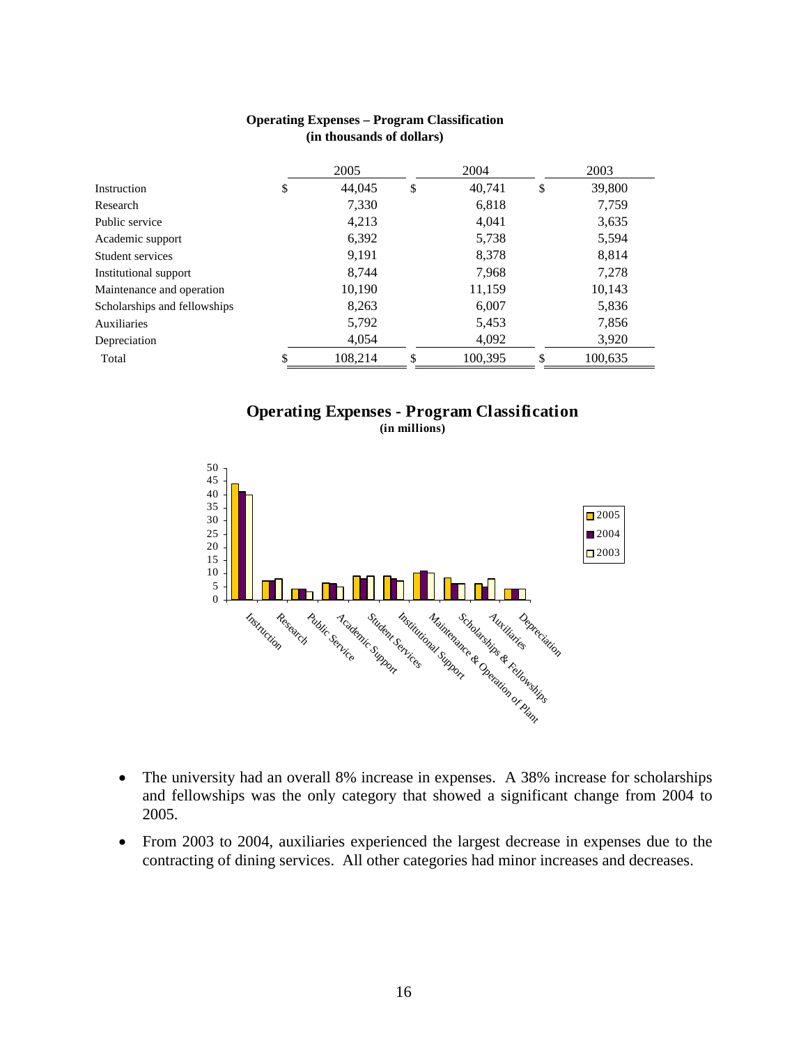**Operating Expenses – Program Classification**
**(in thousands of dollars)**

| | 2005 | 2004 | 2003 |
|---|---|---|---|
| Instruction | $ 44,045 | $ 40,741 | $ 39,800 |
| Research | 7,330 | 6,818 | 7,759 |
| Public service | 4,213 | 4,041 | 3,635 |
| Academic support | 6,392 | 5,738 | 5,594 |
| Student services | 9,191 | 8,378 | 8,814 |
| Institutional support | 8,744 | 7,968 | 7,278 |
| Maintenance and operation | 10,190 | 11,159 | 10,143 |
| Scholarships and fellowships | 8,263 | 6,007 | 5,836 |
| Auxiliaries | 5,792 | 5,453 | 7,856 |
| Depreciation | 4,054 | 4,092 | 3,920 |
| Total | $ 108,214 | $ 100,395 | $ 100,635 |

**Operating Expenses - Program Classification**
**(in millions)**

- The university had an overall 8% increase in expenses. A 38% increase for scholarships and fellowships was the only category that showed a significant change from 2004 to 2005.
- From 2003 to 2004, auxiliaries experienced the largest decrease in expenses due to the contracting of dining services. All other categories had minor increases and decreases.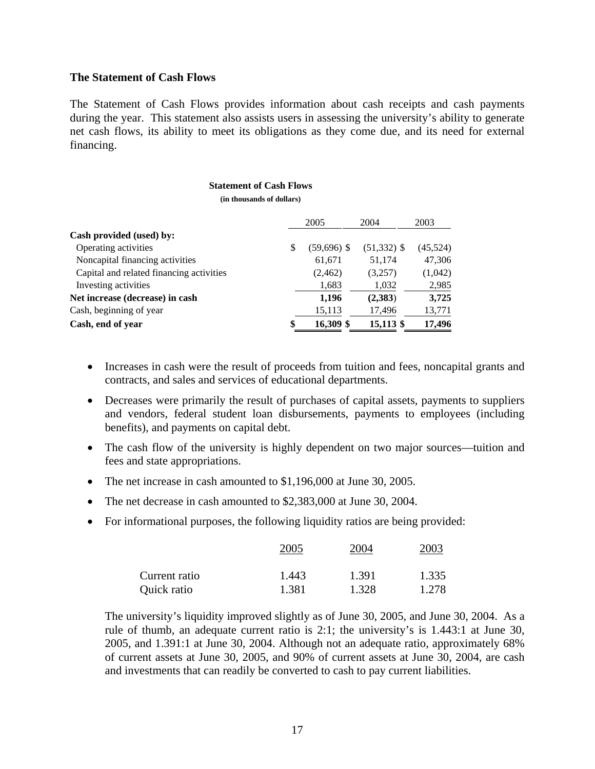### The Statement of Cash Flows

The Statement of Cash Flows provides information about cash receipts and cash payments during the year. This statement also assists users in assessing the university's ability to generate net cash flows, its ability to meet its obligations as they come due, and its need for external financing.

**Statement of Cash Flows**
**(in thousands of dollars)**

| | 2005 | 2004 | 2003 |
|---|---|---|---|
| **Cash provided (used) by:** | | | |
| Operating activities | $ (59,696) | $ (51,332) | $ (45,524) |
| Noncapital financing activities | 61,671 | 51,174 | 47,306 |
| Capital and related financing activities | (2,462) | (3,257) | (1,042) |
| Investing activities | 1,683 | 1,032 | 2,985 |
| **Net increase (decrease) in cash** | **1,196** | **(2,383)** | **3,725** |
| Cash, beginning of year | 15,113 | 17,496 | 13,771 |
| **Cash, end of year** | **$ 16,309** | **$ 15,113** | **$ 17,496** |

- Increases in cash were the result of proceeds from tuition and fees, noncapital grants and contracts, and sales and services of educational departments.
- Decreases were primarily the result of purchases of capital assets, payments to suppliers and vendors, federal student loan disbursements, payments to employees (including benefits), and payments on capital debt.
- The cash flow of the university is highly dependent on two major sources—tuition and fees and state appropriations.
- The net increase in cash amounted to $1,196,000 at June 30, 2005.
- The net decrease in cash amounted to $2,383,000 at June 30, 2004.
- For informational purposes, the following liquidity ratios are being provided:

| | 2005 | 2004 | 2003 |
|---|---|---|---|
| Current ratio | 1.443 | 1.391 | 1.335 |
| Quick ratio | 1.381 | 1.328 | 1.278 |

The university's liquidity improved slightly as of June 30, 2005, and June 30, 2004. As a rule of thumb, an adequate current ratio is 2:1; the university's is 1.443:1 at June 30, 2005, and 1.391:1 at June 30, 2004. Although not an adequate ratio, approximately 68% of current assets at June 30, 2005, and 90% of current assets at June 30, 2004, are cash and investments that can readily be converted to cash to pay current liabilities.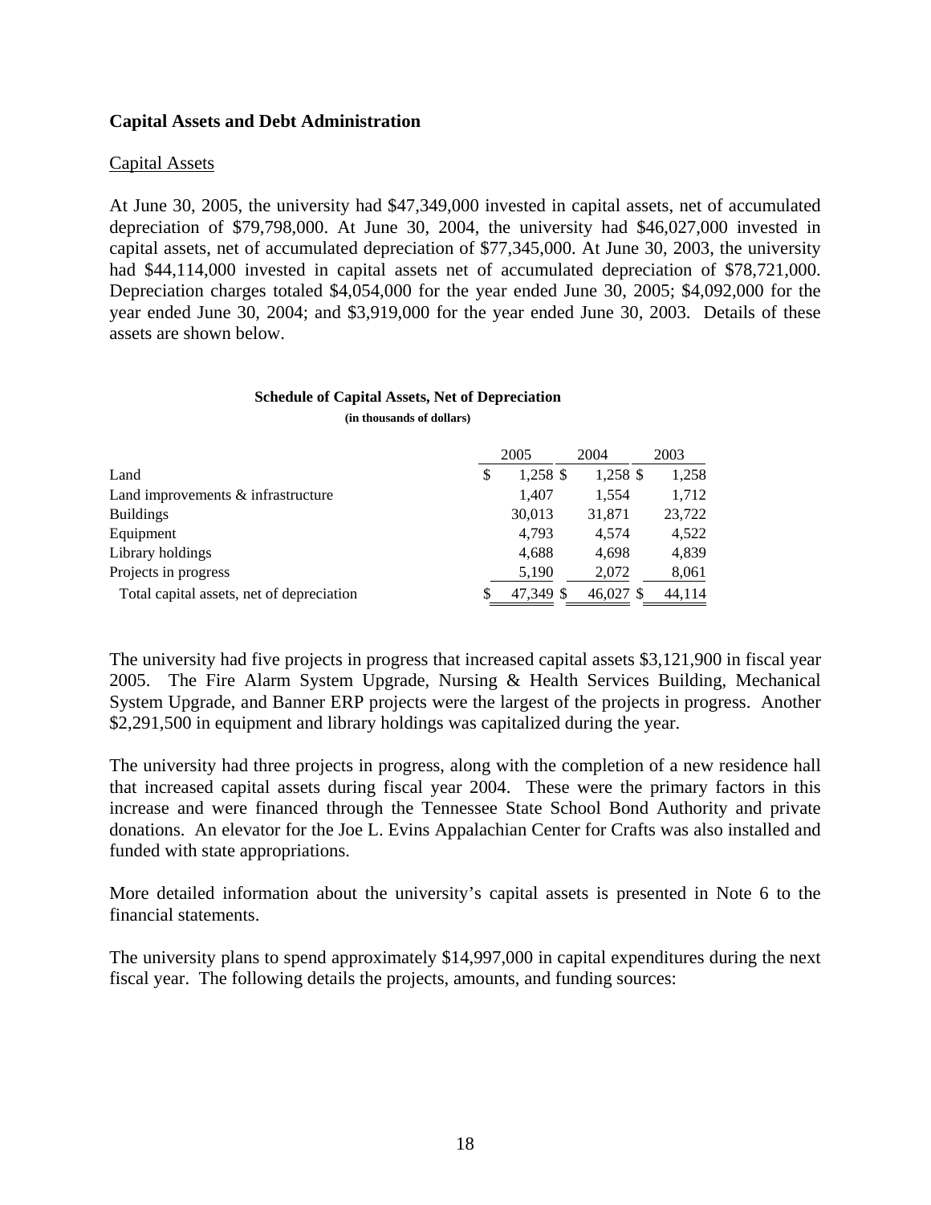### Capital Assets and Debt Administration

Capital Assets

At June 30, 2005, the university had $47,349,000 invested in capital assets, net of accumulated depreciation of $79,798,000. At June 30, 2004, the university had $46,027,000 invested in capital assets, net of accumulated depreciation of $77,345,000. At June 30, 2003, the university had $44,114,000 invested in capital assets net of accumulated depreciation of $78,721,000. Depreciation charges totaled $4,054,000 for the year ended June 30, 2005; $4,092,000 for the year ended June 30, 2004; and $3,919,000 for the year ended June 30, 2003. Details of these assets are shown below.

**Schedule of Capital Assets, Net of Depreciation**
**(in thousands of dollars)**

| | 2005 | 2004 | 2003 |
|---|---|---|---|
| Land | $ 1,258 | $ 1,258 | $ 1,258 |
| Land improvements & infrastructure | 1,407 | 1,554 | 1,712 |
| Buildings | 30,013 | 31,871 | 23,722 |
| Equipment | 4,793 | 4,574 | 4,522 |
| Library holdings | 4,688 | 4,698 | 4,839 |
| Projects in progress | 5,190 | 2,072 | 8,061 |
| Total capital assets, net of depreciation | $ 47,349 | $ 46,027 | $ 44,114 |

The university had five projects in progress that increased capital assets $3,121,900 in fiscal year 2005. The Fire Alarm System Upgrade, Nursing & Health Services Building, Mechanical System Upgrade, and Banner ERP projects were the largest of the projects in progress. Another $2,291,500 in equipment and library holdings was capitalized during the year.

The university had three projects in progress, along with the completion of a new residence hall that increased capital assets during fiscal year 2004. These were the primary factors in this increase and were financed through the Tennessee State School Bond Authority and private donations. An elevator for the Joe L. Evins Appalachian Center for Crafts was also installed and funded with state appropriations.

More detailed information about the university's capital assets is presented in Note 6 to the financial statements.

The university plans to spend approximately $14,997,000 in capital expenditures during the next fiscal year. The following details the projects, amounts, and funding sources: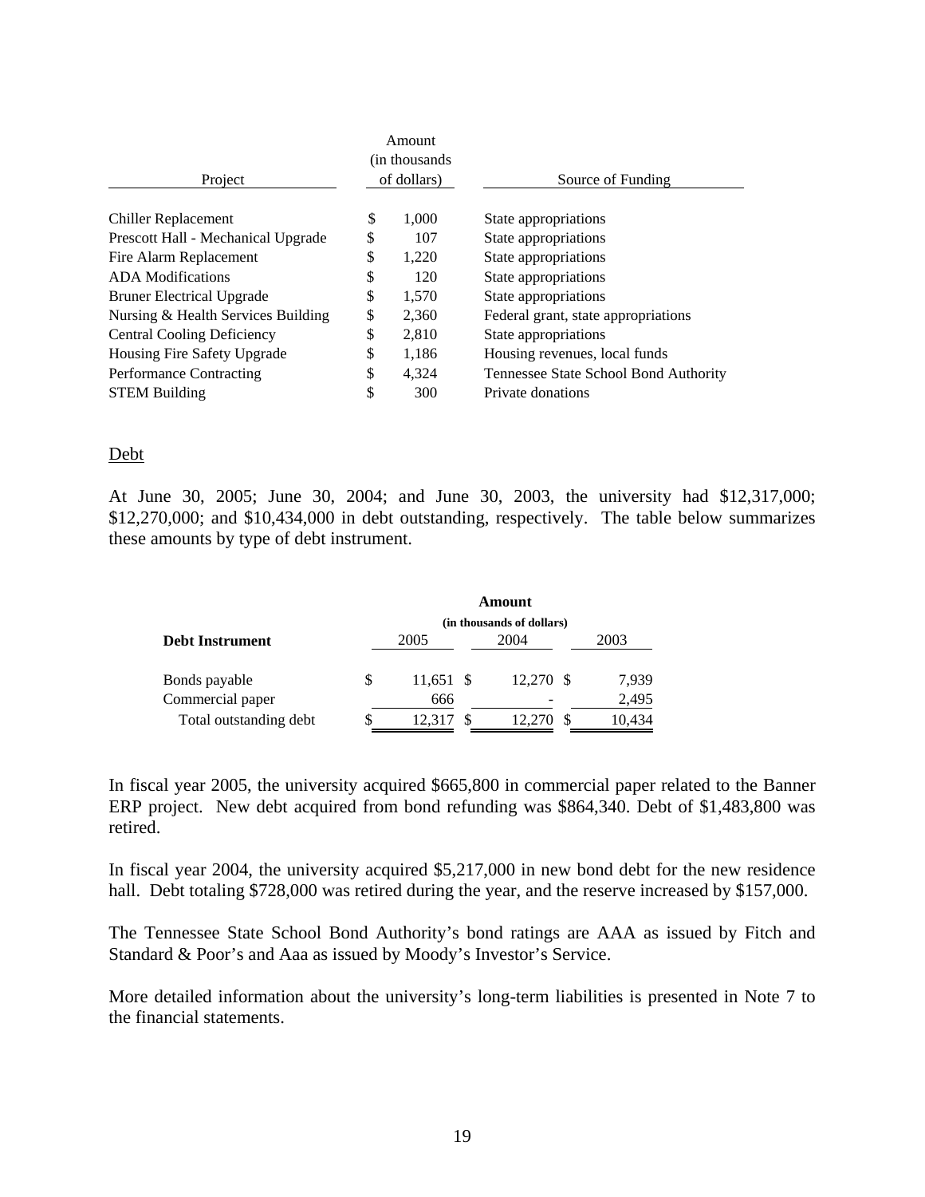| Project | Amount (in thousands of dollars) | Source of Funding |
| --- | --- | --- |
| Chiller Replacement | $ 1,000 | State appropriations |
| Prescott Hall - Mechanical Upgrade | $ 107 | State appropriations |
| Fire Alarm Replacement | $ 1,220 | State appropriations |
| ADA Modifications | $ 120 | State appropriations |
| Bruner Electrical Upgrade | $ 1,570 | State appropriations |
| Nursing & Health Services Building | $ 2,360 | Federal grant, state appropriations |
| Central Cooling Deficiency | $ 2,810 | State appropriations |
| Housing Fire Safety Upgrade | $ 1,186 | Housing revenues, local funds |
| Performance Contracting | $ 4,324 | Tennessee State School Bond Authority |
| STEM Building | $ 300 | Private donations |

Debt

At June 30, 2005; June 30, 2004; and June 30, 2003, the university had $12,317,000; $12,270,000; and $10,434,000 in debt outstanding, respectively. The table below summarizes these amounts by type of debt instrument.

| **Debt Instrument** | **Amount (in thousands of dollars)** | | |
| --- | --- | --- | --- |
| | 2005 | 2004 | 2003 |
| Bonds payable | $ 11,651 | $ 12,270 | $ 7,939 |
| Commercial paper | 666 | - | 2,495 |
| Total outstanding debt | $ 12,317 | $ 12,270 | $ 10,434 |

In fiscal year 2005, the university acquired $665,800 in commercial paper related to the Banner ERP project. New debt acquired from bond refunding was $864,340. Debt of $1,483,800 was retired.

In fiscal year 2004, the university acquired $5,217,000 in new bond debt for the new residence hall. Debt totaling $728,000 was retired during the year, and the reserve increased by $157,000.

The Tennessee State School Bond Authority's bond ratings are AAA as issued by Fitch and Standard & Poor's and Aaa as issued by Moody's Investor's Service.

More detailed information about the university's long-term liabilities is presented in Note 7 to the financial statements.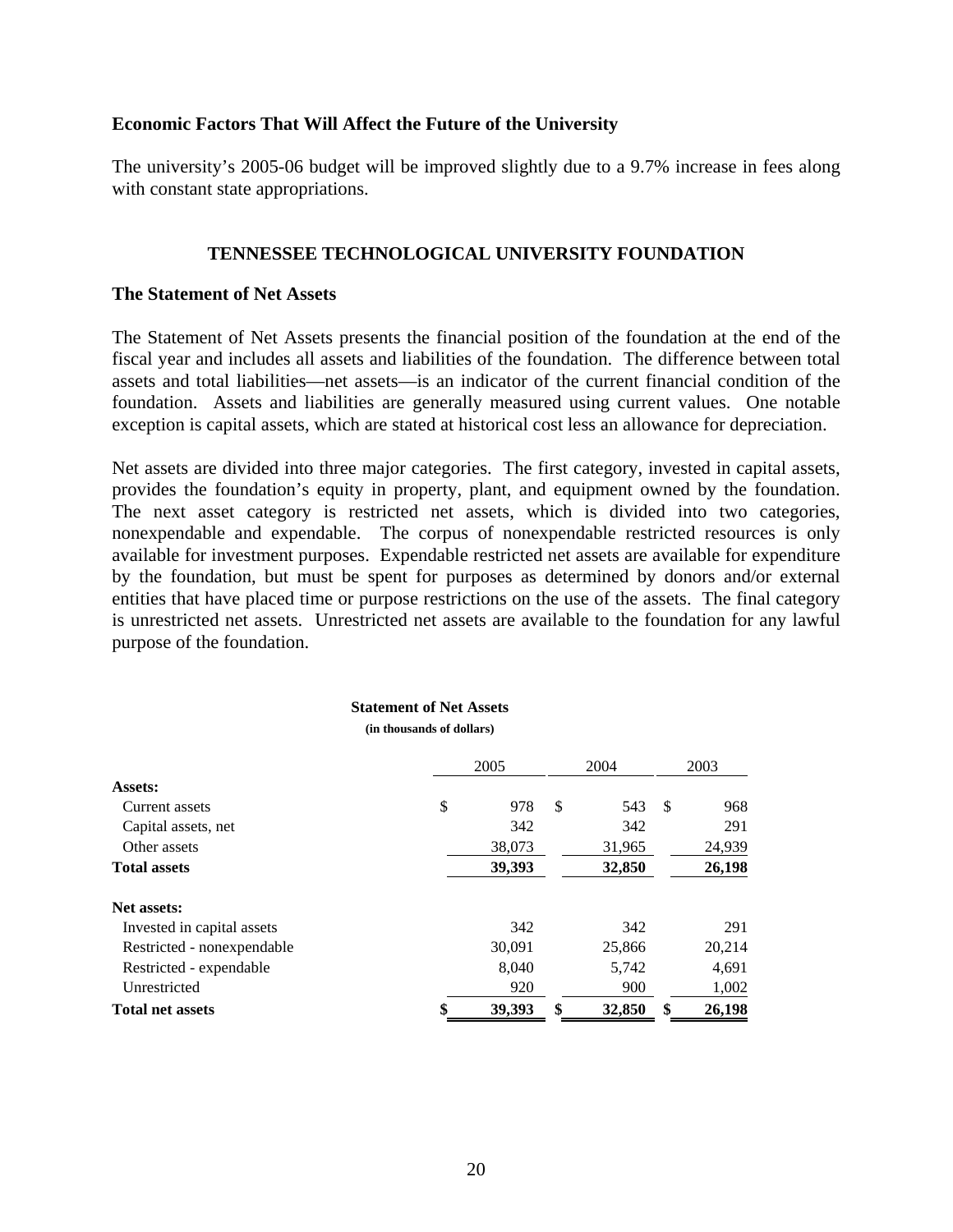### Economic Factors That Will Affect the Future of the University

The university's 2005-06 budget will be improved slightly due to a 9.7% increase in fees along with constant state appropriations.

## TENNESSEE TECHNOLOGICAL UNIVERSITY FOUNDATION

### The Statement of Net Assets

The Statement of Net Assets presents the financial position of the foundation at the end of the fiscal year and includes all assets and liabilities of the foundation. The difference between total assets and total liabilities—net assets—is an indicator of the current financial condition of the foundation. Assets and liabilities are generally measured using current values. One notable exception is capital assets, which are stated at historical cost less an allowance for depreciation.

Net assets are divided into three major categories. The first category, invested in capital assets, provides the foundation's equity in property, plant, and equipment owned by the foundation. The next asset category is restricted net assets, which is divided into two categories, nonexpendable and expendable. The corpus of nonexpendable restricted resources is only available for investment purposes. Expendable restricted net assets are available for expenditure by the foundation, but must be spent for purposes as determined by donors and/or external entities that have placed time or purpose restrictions on the use of the assets. The final category is unrestricted net assets. Unrestricted net assets are available to the foundation for any lawful purpose of the foundation.

**Statement of Net Assets**
**(in thousands of dollars)**

| | 2005 | 2004 | 2003 |
|---|---|---|---|
| **Assets:** | | | |
| Current assets | $ 978 | $ 543 | $ 968 |
| Capital assets, net | 342 | 342 | 291 |
| Other assets | 38,073 | 31,965 | 24,939 |
| **Total assets** | **39,393** | **32,850** | **26,198** |
| **Net assets:** | | | |
| Invested in capital assets | 342 | 342 | 291 |
| Restricted - nonexpendable | 30,091 | 25,866 | 20,214 |
| Restricted - expendable | 8,040 | 5,742 | 4,691 |
| Unrestricted | 920 | 900 | 1,002 |
| **Total net assets** | **$ 39,393** | **$ 32,850** | **$ 26,198** |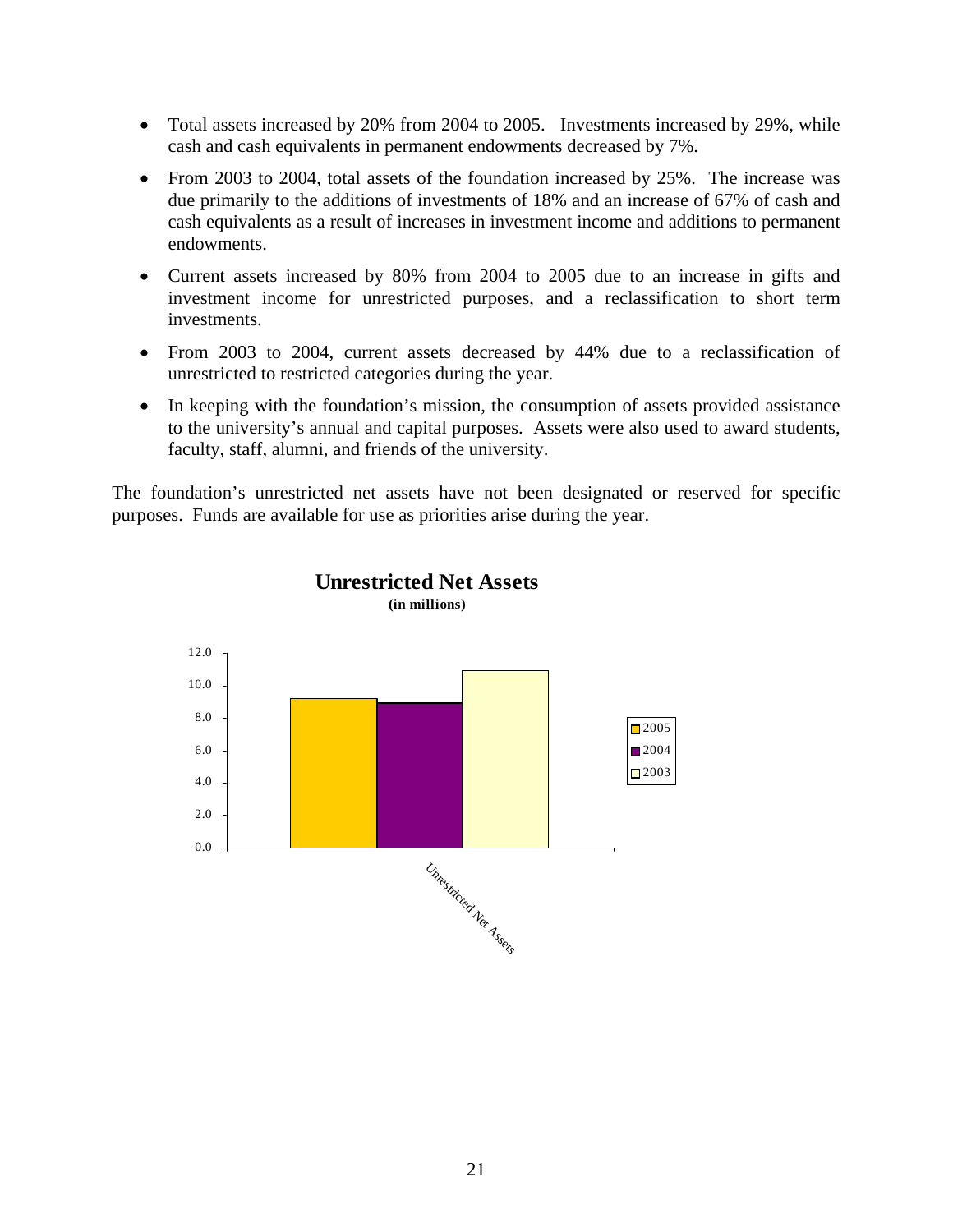- Total assets increased by 20% from 2004 to 2005. Investments increased by 29%, while cash and cash equivalents in permanent endowments decreased by 7%.
- From 2003 to 2004, total assets of the foundation increased by 25%. The increase was due primarily to the additions of investments of 18% and an increase of 67% of cash and cash equivalents as a result of increases in investment income and additions to permanent endowments.
- Current assets increased by 80% from 2004 to 2005 due to an increase in gifts and investment income for unrestricted purposes, and a reclassification to short term investments.
- From 2003 to 2004, current assets decreased by 44% due to a reclassification of unrestricted to restricted categories during the year.
- In keeping with the foundation's mission, the consumption of assets provided assistance to the university's annual and capital purposes. Assets were also used to award students, faculty, staff, alumni, and friends of the university.

The foundation's unrestricted net assets have not been designated or reserved for specific purposes. Funds are available for use as priorities arise during the year.

**Unrestricted Net Assets**
**(in millions)**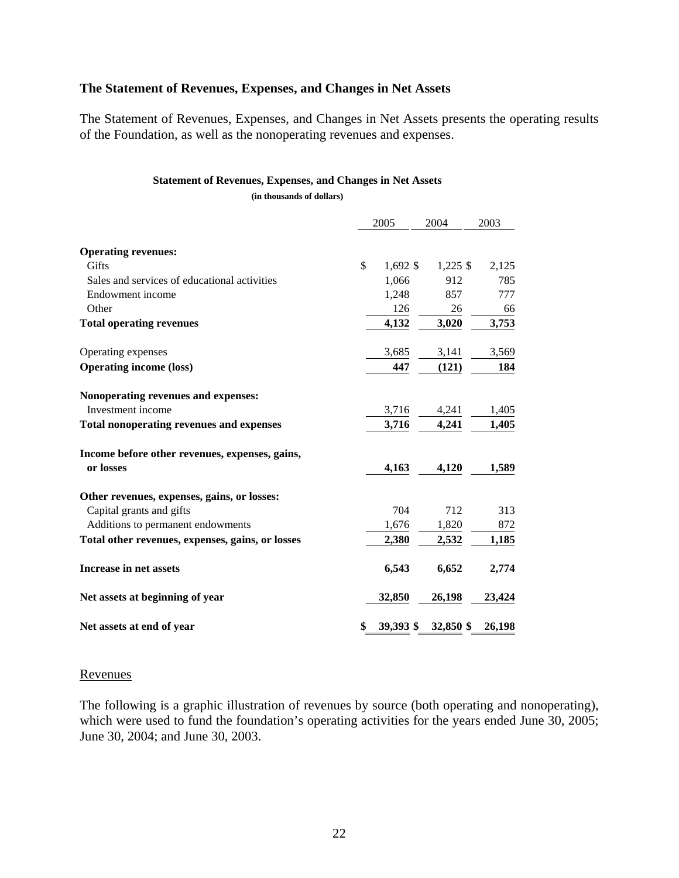## The Statement of Revenues, Expenses, and Changes in Net Assets

The Statement of Revenues, Expenses, and Changes in Net Assets presents the operating results of the Foundation, as well as the nonoperating revenues and expenses.

**Statement of Revenues, Expenses, and Changes in Net Assets**

**(in thousands of dollars)**

| | 2005 | 2004 | 2003 |
|---|---|---|---|
| **Operating revenues:** | | | |
| Gifts | $ 1,692 | $ 1,225 | $ 2,125 |
| Sales and services of educational activities | 1,066 | 912 | 785 |
| Endowment income | 1,248 | 857 | 777 |
| Other | 126 | 26 | 66 |
| **Total operating revenues** | **4,132** | **3,020** | **3,753** |
| Operating expenses | 3,685 | 3,141 | 3,569 |
| **Operating income (loss)** | **447** | **(121)** | **184** |
| **Nonoperating revenues and expenses:** | | | |
| Investment income | 3,716 | 4,241 | 1,405 |
| **Total nonoperating revenues and expenses** | **3,716** | **4,241** | **1,405** |
| **Income before other revenues, expenses, gains, or losses** | **4,163** | **4,120** | **1,589** |
| **Other revenues, expenses, gains, or losses:** | | | |
| Capital grants and gifts | 704 | 712 | 313 |
| Additions to permanent endowments | 1,676 | 1,820 | 872 |
| **Total other revenues, expenses, gains, or losses** | **2,380** | **2,532** | **1,185** |
| **Increase in net assets** | **6,543** | **6,652** | **2,774** |
| **Net assets at beginning of year** | **32,850** | **26,198** | **23,424** |
| **Net assets at end of year** | **$ 39,393** | **$ 32,850** | **$ 26,198** |

Revenues

The following is a graphic illustration of revenues by source (both operating and nonoperating), which were used to fund the foundation's operating activities for the years ended June 30, 2005; June 30, 2004; and June 30, 2003.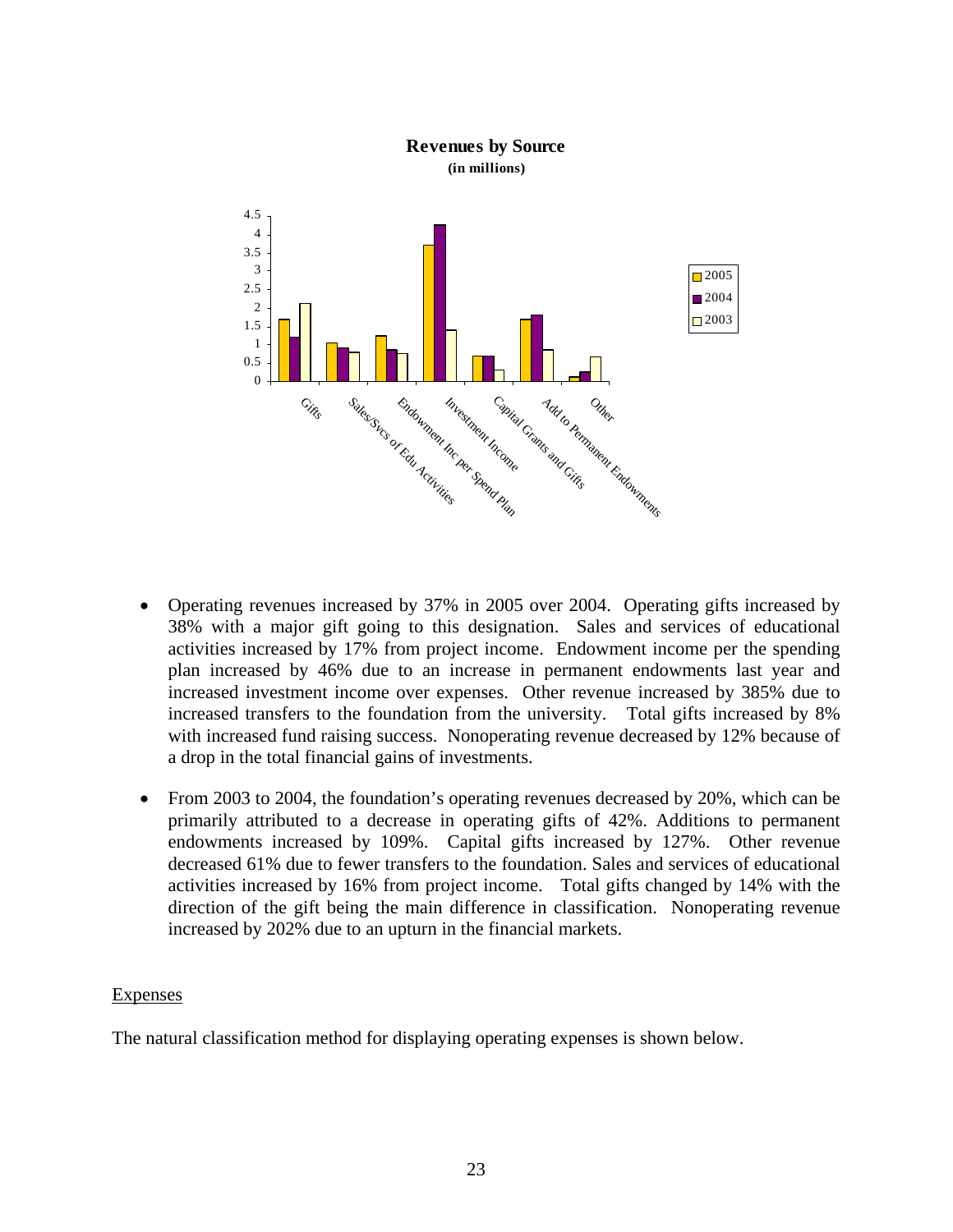**Revenues by Source**
**(in millions)**

- Operating revenues increased by 37% in 2005 over 2004. Operating gifts increased by 38% with a major gift going to this designation. Sales and services of educational activities increased by 17% from project income. Endowment income per the spending plan increased by 46% due to an increase in permanent endowments last year and increased investment income over expenses. Other revenue increased by 385% due to increased transfers to the foundation from the university. Total gifts increased by 8% with increased fund raising success. Nonoperating revenue decreased by 12% because of a drop in the total financial gains of investments.

- From 2003 to 2004, the foundation's operating revenues decreased by 20%, which can be primarily attributed to a decrease in operating gifts of 42%. Additions to permanent endowments increased by 109%. Capital gifts increased by 127%. Other revenue decreased 61% due to fewer transfers to the foundation. Sales and services of educational activities increased by 16% from project income. Total gifts changed by 14% with the direction of the gift being the main difference in classification. Nonoperating revenue increased by 202% due to an upturn in the financial markets.

Expenses

The natural classification method for displaying operating expenses is shown below.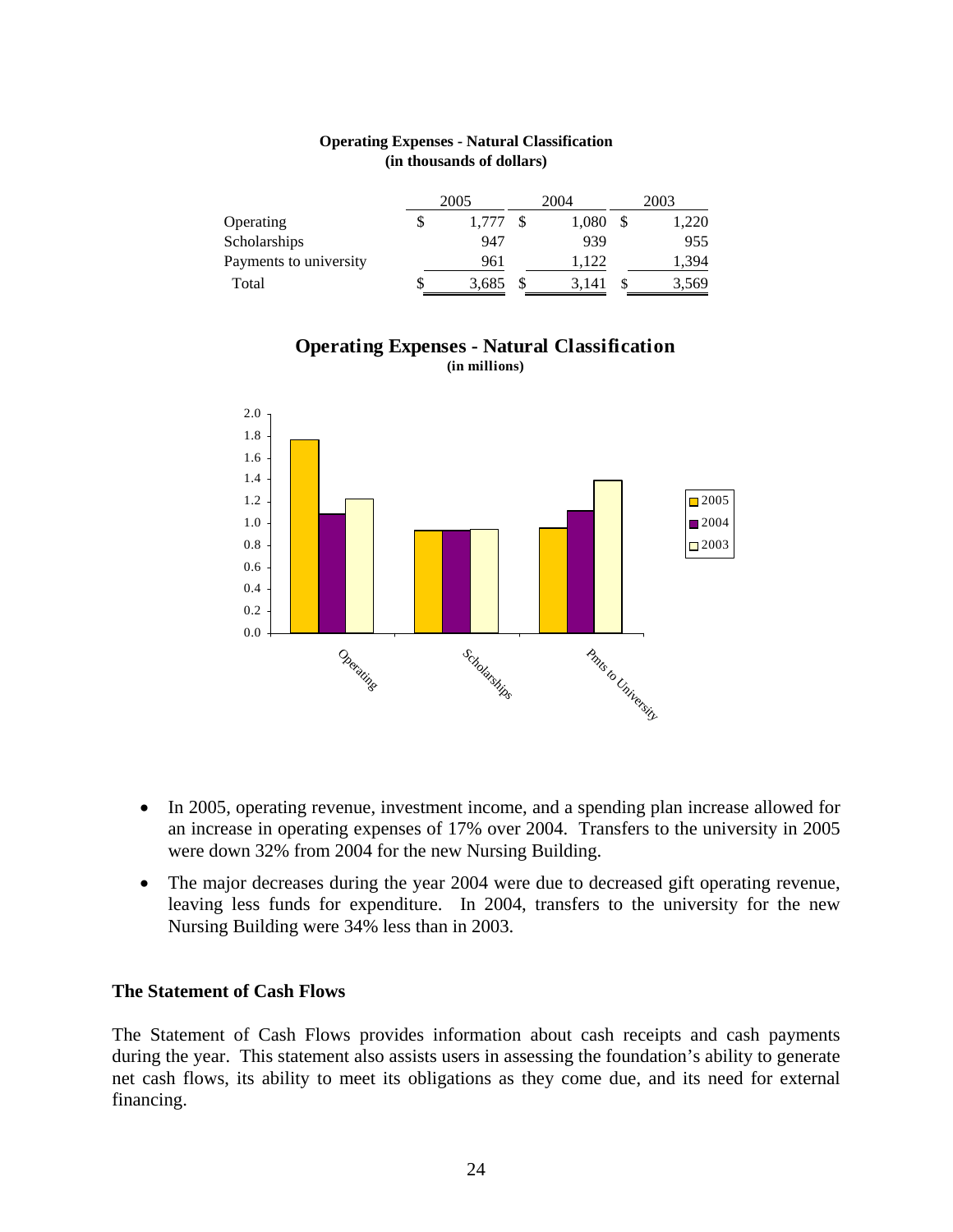**Operating Expenses - Natural Classification**
**(in thousands of dollars)**

| | 2005 | 2004 | 2003 |
|---|---|---|---|
| Operating | $ 1,777 | $ 1,080 | $ 1,220 |
| Scholarships | 947 | 939 | 955 |
| Payments to university | 961 | 1,122 | 1,394 |
| Total | $ 3,685 | $ 3,141 | $ 3,569 |

**Operating Expenses - Natural Classification**
**(in millions)**

- In 2005, operating revenue, investment income, and a spending plan increase allowed for an increase in operating expenses of 17% over 2004. Transfers to the university in 2005 were down 32% from 2004 for the new Nursing Building.
- The major decreases during the year 2004 were due to decreased gift operating revenue, leaving less funds for expenditure. In 2004, transfers to the university for the new Nursing Building were 34% less than in 2003.

### The Statement of Cash Flows

The Statement of Cash Flows provides information about cash receipts and cash payments during the year. This statement also assists users in assessing the foundation's ability to generate net cash flows, its ability to meet its obligations as they come due, and its need for external financing.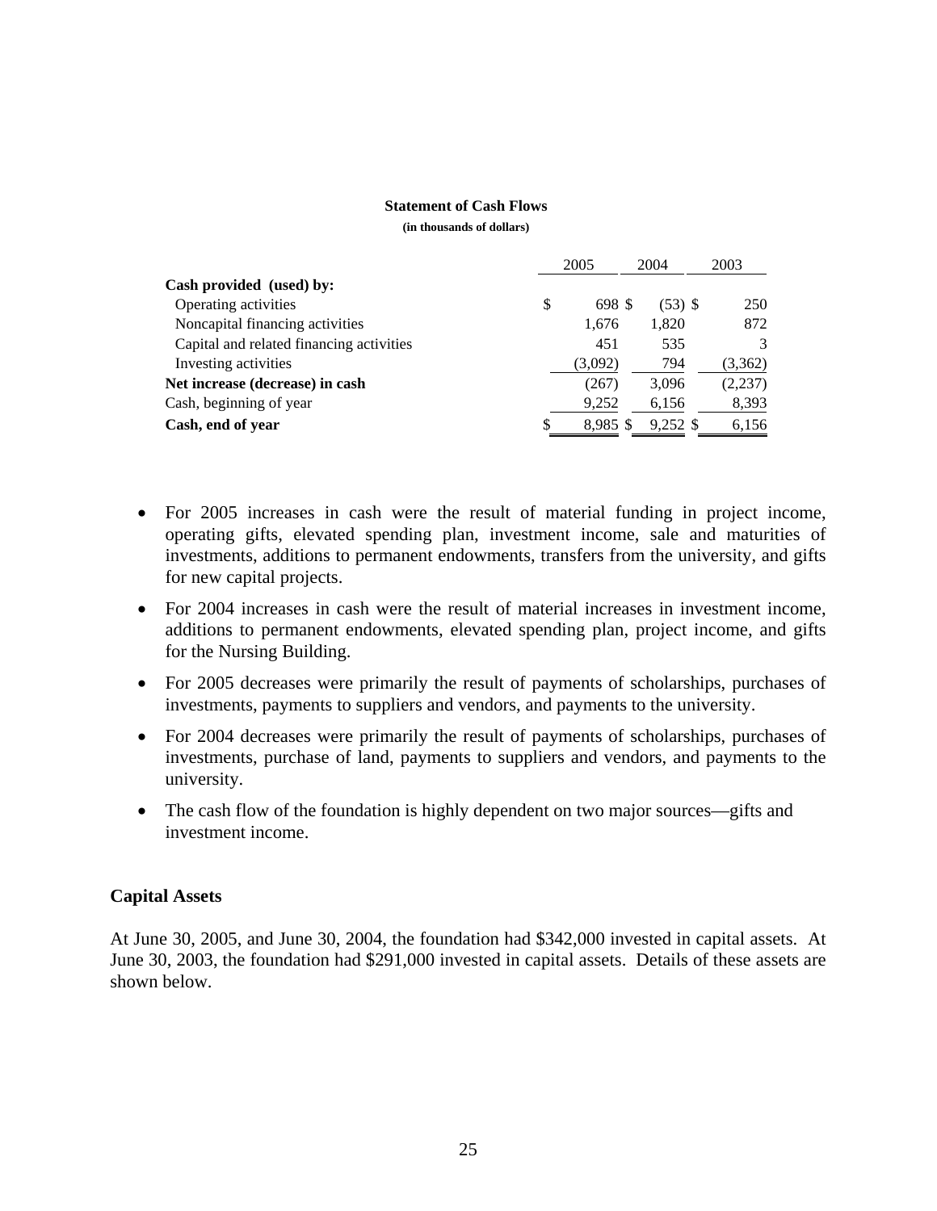**Statement of Cash Flows**

**(in thousands of dollars)**

| | 2005 | 2004 | 2003 |
|---|---|---|---|
| **Cash provided (used) by:** | | | |
| Operating activities | $ 698 | $ (53) | $ 250 |
| Noncapital financing activities | 1,676 | 1,820 | 872 |
| Capital and related financing activities | 451 | 535 | 3 |
| Investing activities | (3,092) | 794 | (3,362) |
| **Net increase (decrease) in cash** | (267) | 3,096 | (2,237) |
| Cash, beginning of year | 9,252 | 6,156 | 8,393 |
| **Cash, end of year** | $ 8,985 | $ 9,252 | $ 6,156 |

- For 2005 increases in cash were the result of material funding in project income, operating gifts, elevated spending plan, investment income, sale and maturities of investments, additions to permanent endowments, transfers from the university, and gifts for new capital projects.
- For 2004 increases in cash were the result of material increases in investment income, additions to permanent endowments, elevated spending plan, project income, and gifts for the Nursing Building.
- For 2005 decreases were primarily the result of payments of scholarships, purchases of investments, payments to suppliers and vendors, and payments to the university.
- For 2004 decreases were primarily the result of payments of scholarships, purchases of investments, purchase of land, payments to suppliers and vendors, and payments to the university.
- The cash flow of the foundation is highly dependent on two major sources—gifts and investment income.

## Capital Assets

At June 30, 2005, and June 30, 2004, the foundation had $342,000 invested in capital assets. At June 30, 2003, the foundation had $291,000 invested in capital assets. Details of these assets are shown below.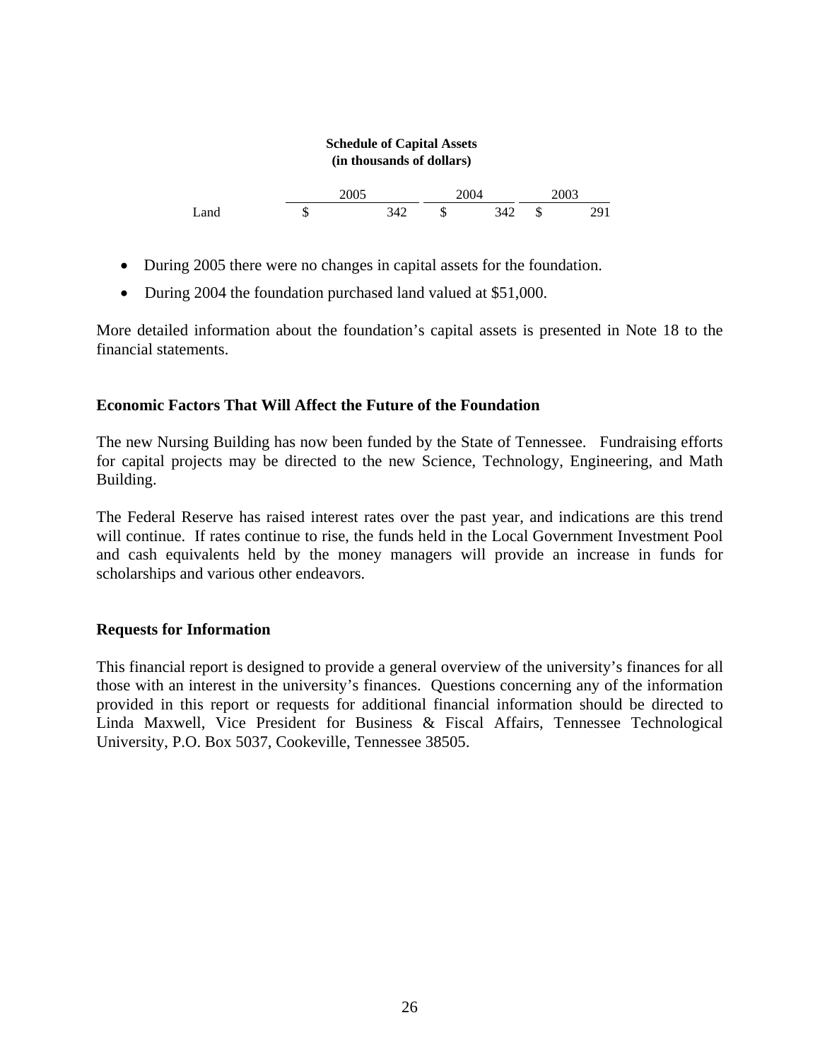**Schedule of Capital Assets**
**(in thousands of dollars)**

| | 2005 | 2004 | 2003 |
|---|---|---|---|
| Land | $ 342 | $ 342 | $ 291 |

- During 2005 there were no changes in capital assets for the foundation.
- During 2004 the foundation purchased land valued at $51,000.

More detailed information about the foundation's capital assets is presented in Note 18 to the financial statements.

### Economic Factors That Will Affect the Future of the Foundation

The new Nursing Building has now been funded by the State of Tennessee. Fundraising efforts for capital projects may be directed to the new Science, Technology, Engineering, and Math Building.

The Federal Reserve has raised interest rates over the past year, and indications are this trend will continue. If rates continue to rise, the funds held in the Local Government Investment Pool and cash equivalents held by the money managers will provide an increase in funds for scholarships and various other endeavors.

### Requests for Information

This financial report is designed to provide a general overview of the university's finances for all those with an interest in the university's finances. Questions concerning any of the information provided in this report or requests for additional financial information should be directed to Linda Maxwell, Vice President for Business & Fiscal Affairs, Tennessee Technological University, P.O. Box 5037, Cookeville, Tennessee 38505.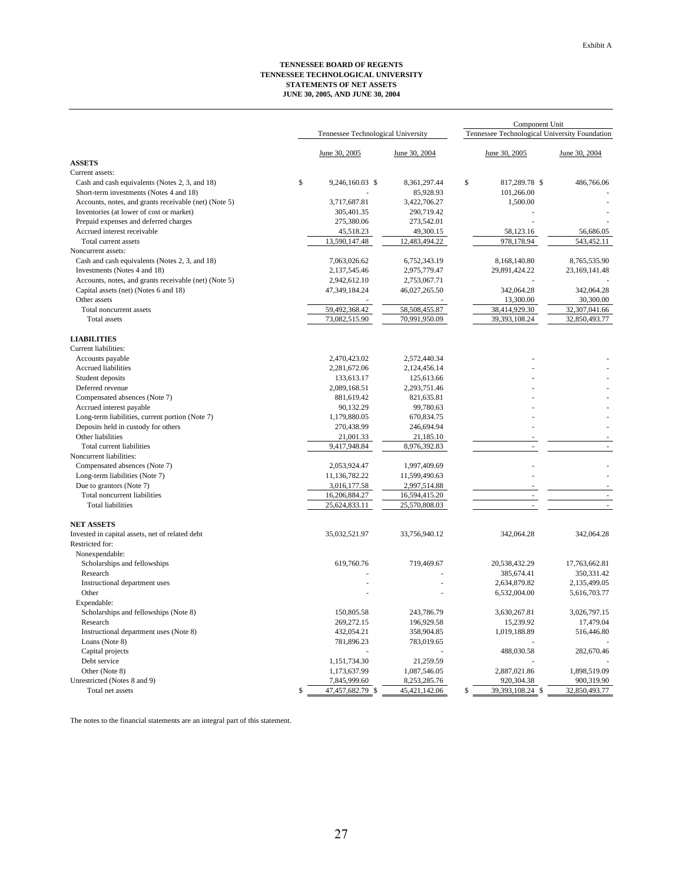Exhibit A

**TENNESSEE BOARD OF REGENTS**
**TENNESSEE TECHNOLOGICAL UNIVERSITY**
**STATEMENTS OF NET ASSETS**
**JUNE 30, 2005, AND JUNE 30, 2004**

| | Tennessee Technological University | | Component Unit Tennessee Technological University Foundation | |
|---|---|---|---|---|
| | June 30, 2005 | June 30, 2004 | June 30, 2005 | June 30, 2004 |
| **ASSETS** | | | | |
| Current assets: | | | | |
| Cash and cash equivalents (Notes 2, 3, and 18) | $ 9,246,160.03 | $ 8,361,297.44 | $ 817,289.78 | $ 486,766.06 |
| Short-term investments (Notes 4 and 18) | - | 85,928.93 | 101,266.00 | - |
| Accounts, notes, and grants receivable (net) (Note 5) | 3,717,687.81 | 3,422,706.27 | 1,500.00 | - |
| Inventories (at lower of cost or market) | 305,401.35 | 290,719.42 | - | - |
| Prepaid expenses and deferred charges | 275,380.06 | 273,542.01 | - | - |
| Accrued interest receivable | 45,518.23 | 49,300.15 | 58,123.16 | 56,686.05 |
| Total current assets | 13,590,147.48 | 12,483,494.22 | 978,178.94 | 543,452.11 |
| Noncurrent assets: | | | | |
| Cash and cash equivalents (Notes 2, 3, and 18) | 7,063,026.62 | 6,752,343.19 | 8,168,140.80 | 8,765,535.90 |
| Investments (Notes 4 and 18) | 2,137,545.46 | 2,975,779.47 | 29,891,424.22 | 23,169,141.48 |
| Accounts, notes, and grants receivable (net) (Note 5) | 2,942,612.10 | 2,753,067.71 | - | - |
| Capital assets (net) (Notes 6 and 18) | 47,349,184.24 | 46,027,265.50 | 342,064.28 | 342,064.28 |
| Other assets | - | - | 13,300.00 | 30,300.00 |
| Total noncurrent assets | 59,492,368.42 | 58,508,455.87 | 38,414,929.30 | 32,307,041.66 |
| Total assets | 73,082,515.90 | 70,991,950.09 | 39,393,108.24 | 32,850,493.77 |
| **LIABILITIES** | | | | |
| Current liabilities: | | | | |
| Accounts payable | 2,470,423.02 | 2,572,440.34 | - | - |
| Accrued liabilities | 2,281,672.06 | 2,124,456.14 | - | - |
| Student deposits | 133,613.17 | 125,613.66 | - | - |
| Deferred revenue | 2,089,168.51 | 2,293,751.46 | - | - |
| Compensated absences (Note 7) | 881,619.42 | 821,635.81 | - | - |
| Accrued interest payable | 90,132.29 | 99,780.63 | - | - |
| Long-term liabilities, current portion (Note 7) | 1,179,880.05 | 670,834.75 | - | - |
| Deposits held in custody for others | 270,438.99 | 246,694.94 | - | - |
| Other liabilities | 21,001.33 | 21,185.10 | - | - |
| Total current liabilities | 9,417,948.84 | 8,976,392.83 | - | - |
| Noncurrent liabilities: | | | | |
| Compensated absences (Note 7) | 2,053,924.47 | 1,997,409.69 | - | - |
| Long-term liabilities (Note 7) | 11,136,782.22 | 11,599,490.63 | - | - |
| Due to grantors (Note 7) | 3,016,177.58 | 2,997,514.88 | - | - |
| Total noncurrent liabilities | 16,206,884.27 | 16,594,415.20 | - | - |
| Total liabilities | 25,624,833.11 | 25,570,808.03 | - | - |
| **NET ASSETS** | | | | |
| Invested in capital assets, net of related debt | 35,032,521.97 | 33,756,940.12 | 342,064.28 | 342,064.28 |
| Restricted for: | | | | |
| Nonexpendable: | | | | |
| Scholarships and fellowships | 619,760.76 | 719,469.67 | 20,538,432.29 | 17,763,662.81 |
| Research | - | - | 385,674.41 | 350,331.42 |
| Instructional department uses | - | - | 2,634,879.82 | 2,135,499.05 |
| Other | - | - | 6,532,004.00 | 5,616,703.77 |
| Expendable: | | | | |
| Scholarships and fellowships (Note 8) | 150,805.58 | 243,786.79 | 3,630,267.81 | 3,026,797.15 |
| Research | 269,272.15 | 196,929.58 | 15,239.92 | 17,479.04 |
| Instructional department uses (Note 8) | 432,054.21 | 358,904.85 | 1,019,188.89 | 516,446.80 |
| Loans (Note 8) | 781,896.23 | 783,019.65 | - | - |
| Capital projects | - | - | 488,030.58 | 282,670.46 |
| Debt service | 1,151,734.30 | 21,259.59 | - | - |
| Other (Note 8) | 1,173,637.99 | 1,087,546.05 | 2,887,021.86 | 1,898,519.09 |
| Unrestricted (Notes 8 and 9) | 7,845,999.60 | 8,253,285.76 | 920,304.38 | 900,319.90 |
| Total net assets | $ 47,457,682.79 | $ 45,421,142.06 | $ 39,393,108.24 | $ 32,850,493.77 |

The notes to the financial statements are an integral part of this statement.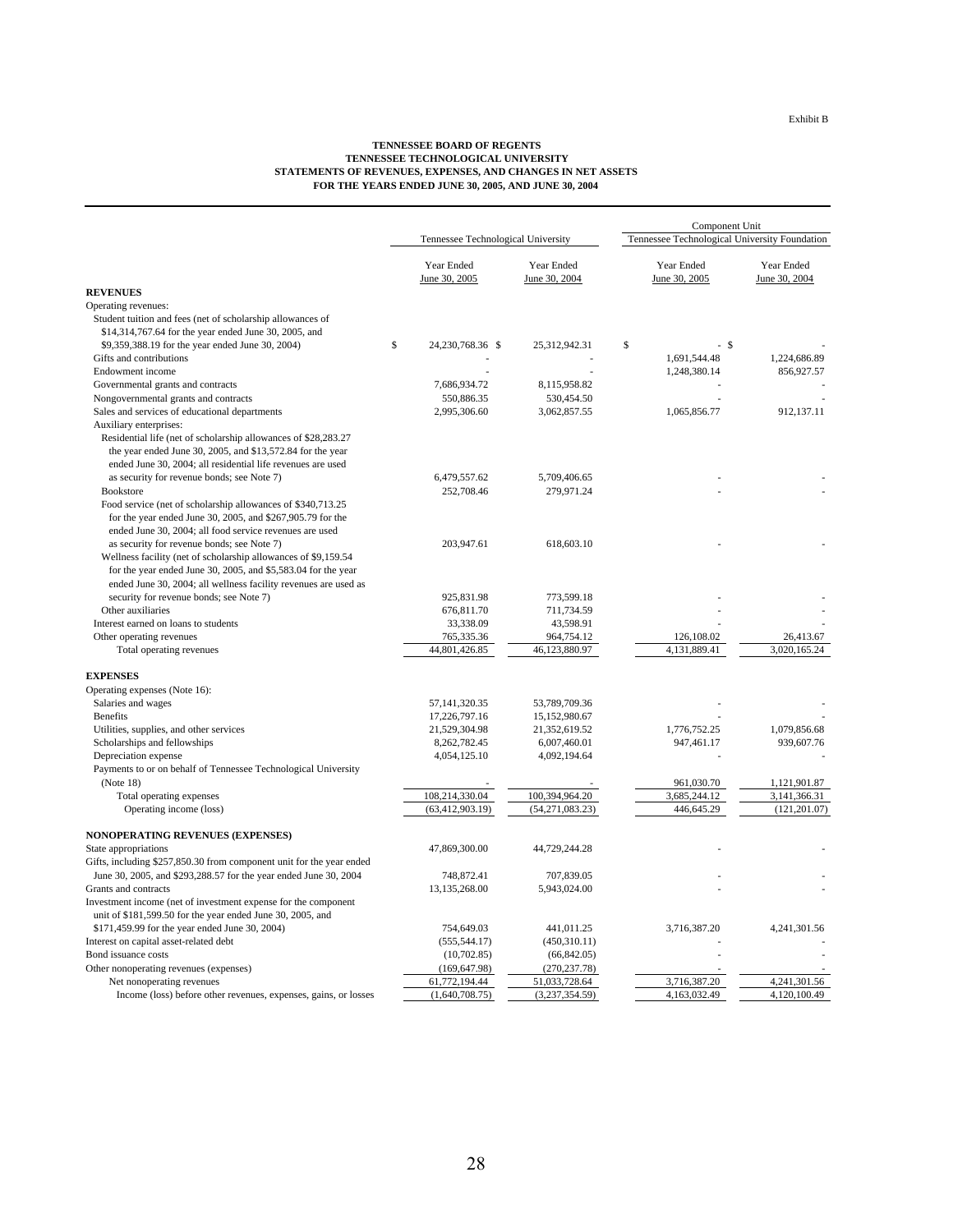Exhibit B

**TENNESSEE BOARD OF REGENTS**
**TENNESSEE TECHNOLOGICAL UNIVERSITY**
**STATEMENTS OF REVENUES, EXPENSES, AND CHANGES IN NET ASSETS**
**FOR THE YEARS ENDED JUNE 30, 2005, AND JUNE 30, 2004**

| | Tennessee Technological University | | Component Unit Tennessee Technological University Foundation | |
|---|---|---|---|---|
| | Year Ended June 30, 2005 | Year Ended June 30, 2004 | Year Ended June 30, 2005 | Year Ended June 30, 2004 |
| **REVENUES** | | | | |
| Operating revenues: | | | | |
| Student tuition and fees (net of scholarship allowances of $14,314,767.64 for the year ended June 30, 2005, and $9,359,388.19 for the year ended June 30, 2004) | $ 24,230,768.36 | $ 25,312,942.31 | $ - | $ - |
| Gifts and contributions | - | - | 1,691,544.48 | 1,224,686.89 |
| Endowment income | - | - | 1,248,380.14 | 856,927.57 |
| Governmental grants and contracts | 7,686,934.72 | 8,115,958.82 | - | - |
| Nongovernmental grants and contracts | 550,886.35 | 530,454.50 | - | - |
| Sales and services of educational departments | 2,995,306.60 | 3,062,857.55 | 1,065,856.77 | 912,137.11 |
| Auxiliary enterprises: | | | | |
| Residential life (net of scholarship allowances of $28,283.27 the year ended June 30, 2005, and $13,572.84 for the year ended June 30, 2004; all residential life revenues are used as security for revenue bonds; see Note 7) | 6,479,557.62 | 5,709,406.65 | - | - |
| Bookstore | 252,708.46 | 279,971.24 | - | - |
| Food service (net of scholarship allowances of $340,713.25 for the year ended June 30, 2005, and $267,905.79 for the ended June 30, 2004; all food service revenues are used as security for revenue bonds; see Note 7) | 203,947.61 | 618,603.10 | - | - |
| Wellness facility (net of scholarship allowances of $9,159.54 for the year ended June 30, 2005, and $5,583.04 for the year ended June 30, 2004; all wellness facility revenues are used as security for revenue bonds; see Note 7) | 925,831.98 | 773,599.18 | - | - |
| Other auxiliaries | 676,811.70 | 711,734.59 | - | - |
| Interest earned on loans to students | 33,338.09 | 43,598.91 | - | - |
| Other operating revenues | 765,335.36 | 964,754.12 | 126,108.02 | 26,413.67 |
| Total operating revenues | 44,801,426.85 | 46,123,880.97 | 4,131,889.41 | 3,020,165.24 |
| **EXPENSES** | | | | |
| Operating expenses (Note 16): | | | | |
| Salaries and wages | 57,141,320.35 | 53,789,709.36 | - | - |
| Benefits | 17,226,797.16 | 15,152,980.67 | - | - |
| Utilities, supplies, and other services | 21,529,304.98 | 21,352,619.52 | 1,776,752.25 | 1,079,856.68 |
| Scholarships and fellowships | 8,262,782.45 | 6,007,460.01 | 947,461.17 | 939,607.76 |
| Depreciation expense | 4,054,125.10 | 4,092,194.64 | - | - |
| Payments to or on behalf of Tennessee Technological University (Note 18) | - | - | 961,030.70 | 1,121,901.87 |
| Total operating expenses | 108,214,330.04 | 100,394,964.20 | 3,685,244.12 | 3,141,366.31 |
| Operating income (loss) | (63,412,903.19) | (54,271,083.23) | 446,645.29 | (121,201.07) |
| **NONOPERATING REVENUES (EXPENSES)** | | | | |
| State appropriations | 47,869,300.00 | 44,729,244.28 | - | - |
| Gifts, including $257,850.30 from component unit for the year ended June 30, 2005, and $293,288.57 for the year ended June 30, 2004 | 748,872.41 | 707,839.05 | - | - |
| Grants and contracts | 13,135,268.00 | 5,943,024.00 | - | - |
| Investment income (net of investment expense for the component unit of $181,599.50 for the year ended June 30, 2005, and $171,459.99 for the year ended June 30, 2004) | 754,649.03 | 441,011.25 | 3,716,387.20 | 4,241,301.56 |
| Interest on capital asset-related debt | (555,544.17) | (450,310.11) | - | - |
| Bond issuance costs | (10,702.85) | (66,842.05) | - | - |
| Other nonoperating revenues (expenses) | (169,647.98) | (270,237.78) | - | - |
| Net nonoperating revenues | 61,772,194.44 | 51,033,728.64 | 3,716,387.20 | 4,241,301.56 |
| Income (loss) before other revenues, expenses, gains, or losses | (1,640,708.75) | (3,237,354.59) | 4,163,032.49 | 4,120,100.49 |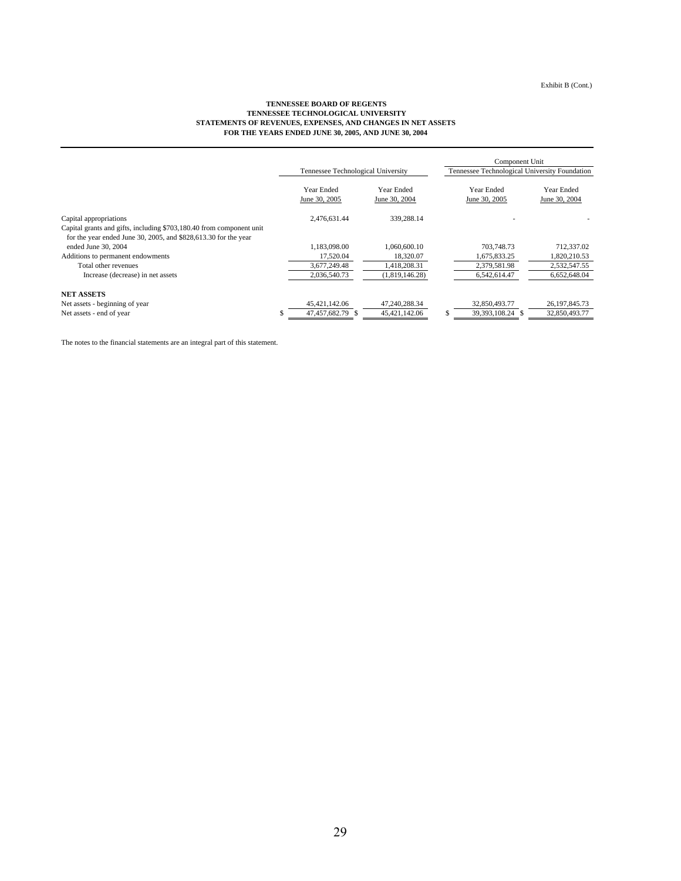Exhibit B (Cont.)

**TENNESSEE BOARD OF REGENTS**
**TENNESSEE TECHNOLOGICAL UNIVERSITY**
**STATEMENTS OF REVENUES, EXPENSES, AND CHANGES IN NET ASSETS**
**FOR THE YEARS ENDED JUNE 30, 2005, AND JUNE 30, 2004**

| | Tennessee Technological University | | Component Unit Tennessee Technological University Foundation | |
|---|---|---|---|---|
| | Year Ended June 30, 2005 | Year Ended June 30, 2004 | Year Ended June 30, 2005 | Year Ended June 30, 2004 |
| Capital appropriations | 2,476,631.44 | 339,288.14 | - | - |
| Capital grants and gifts, including $703,180.40 from component unit for the year ended June 30, 2005, and $828,613.30 for the year ended June 30, 2004 | 1,183,098.00 | 1,060,600.10 | 703,748.73 | 712,337.02 |
| Additions to permanent endowments | 17,520.04 | 18,320.07 | 1,675,833.25 | 1,820,210.53 |
| Total other revenues | 3,677,249.48 | 1,418,208.31 | 2,379,581.98 | 2,532,547.55 |
| Increase (decrease) in net assets | 2,036,540.73 | (1,819,146.28) | 6,542,614.47 | 6,652,648.04 |
| **NET ASSETS** | | | | |
| Net assets - beginning of year | 45,421,142.06 | 47,240,288.34 | 32,850,493.77 | 26,197,845.73 |
| Net assets - end of year | $ 47,457,682.79 | $ 45,421,142.06 | $ 39,393,108.24 | $ 32,850,493.77 |

The notes to the financial statements are an integral part of this statement.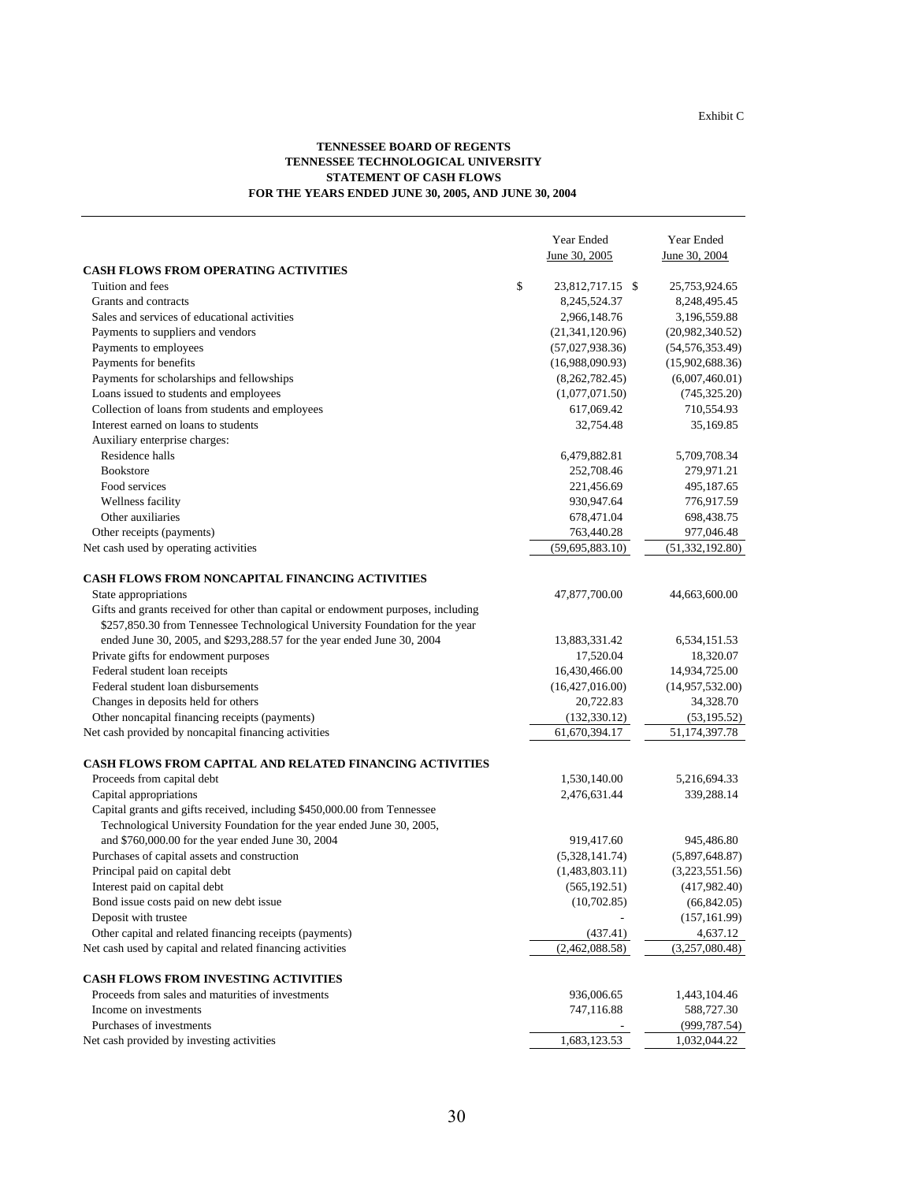Exhibit C

**TENNESSEE BOARD OF REGENTS**
**TENNESSEE TECHNOLOGICAL UNIVERSITY**
**STATEMENT OF CASH FLOWS**
**FOR THE YEARS ENDED JUNE 30, 2005, AND JUNE 30, 2004**

| | Year Ended June 30, 2005 | Year Ended June 30, 2004 |
|---|---|---|
| **CASH FLOWS FROM OPERATING ACTIVITIES** | | |
| Tuition and fees | $ 23,812,717.15 | $ 25,753,924.65 |
| Grants and contracts | 8,245,524.37 | 8,248,495.45 |
| Sales and services of educational activities | 2,966,148.76 | 3,196,559.88 |
| Payments to suppliers and vendors | (21,341,120.96) | (20,982,340.52) |
| Payments to employees | (57,027,938.36) | (54,576,353.49) |
| Payments for benefits | (16,988,090.93) | (15,902,688.36) |
| Payments for scholarships and fellowships | (8,262,782.45) | (6,007,460.01) |
| Loans issued to students and employees | (1,077,071.50) | (745,325.20) |
| Collection of loans from students and employees | 617,069.42 | 710,554.93 |
| Interest earned on loans to students | 32,754.48 | 35,169.85 |
| Auxiliary enterprise charges: | | |
| Residence halls | 6,479,882.81 | 5,709,708.34 |
| Bookstore | 252,708.46 | 279,971.21 |
| Food services | 221,456.69 | 495,187.65 |
| Wellness facility | 930,947.64 | 776,917.59 |
| Other auxiliaries | 678,471.04 | 698,438.75 |
| Other receipts (payments) | 763,440.28 | 977,046.48 |
| Net cash used by operating activities | (59,695,883.10) | (51,332,192.80) |
| **CASH FLOWS FROM NONCAPITAL FINANCING ACTIVITIES** | | |
| State appropriations | 47,877,700.00 | 44,663,600.00 |
| Gifts and grants received for other than capital or endowment purposes, including $257,850.30 from Tennessee Technological University Foundation for the year ended June 30, 2005, and $293,288.57 for the year ended June 30, 2004 | 13,883,331.42 | 6,534,151.53 |
| Private gifts for endowment purposes | 17,520.04 | 18,320.07 |
| Federal student loan receipts | 16,430,466.00 | 14,934,725.00 |
| Federal student loan disbursements | (16,427,016.00) | (14,957,532.00) |
| Changes in deposits held for others | 20,722.83 | 34,328.70 |
| Other noncapital financing receipts (payments) | (132,330.12) | (53,195.52) |
| Net cash provided by noncapital financing activities | 61,670,394.17 | 51,174,397.78 |
| **CASH FLOWS FROM CAPITAL AND RELATED FINANCING ACTIVITIES** | | |
| Proceeds from capital debt | 1,530,140.00 | 5,216,694.33 |
| Capital appropriations | 2,476,631.44 | 339,288.14 |
| Capital grants and gifts received, including $450,000.00 from Tennessee Technological University Foundation for the year ended June 30, 2005, and $760,000.00 for the year ended June 30, 2004 | 919,417.60 | 945,486.80 |
| Purchases of capital assets and construction | (5,328,141.74) | (5,897,648.87) |
| Principal paid on capital debt | (1,483,803.11) | (3,223,551.56) |
| Interest paid on capital debt | (565,192.51) | (417,982.40) |
| Bond issue costs paid on new debt issue | (10,702.85) | (66,842.05) |
| Deposit with trustee | - | (157,161.99) |
| Other capital and related financing receipts (payments) | (437.41) | 4,637.12 |
| Net cash used by capital and related financing activities | (2,462,088.58) | (3,257,080.48) |
| **CASH FLOWS FROM INVESTING ACTIVITIES** | | |
| Proceeds from sales and maturities of investments | 936,006.65 | 1,443,104.46 |
| Income on investments | 747,116.88 | 588,727.30 |
| Purchases of investments | - | (999,787.54) |
| Net cash provided by investing activities | 1,683,123.53 | 1,032,044.22 |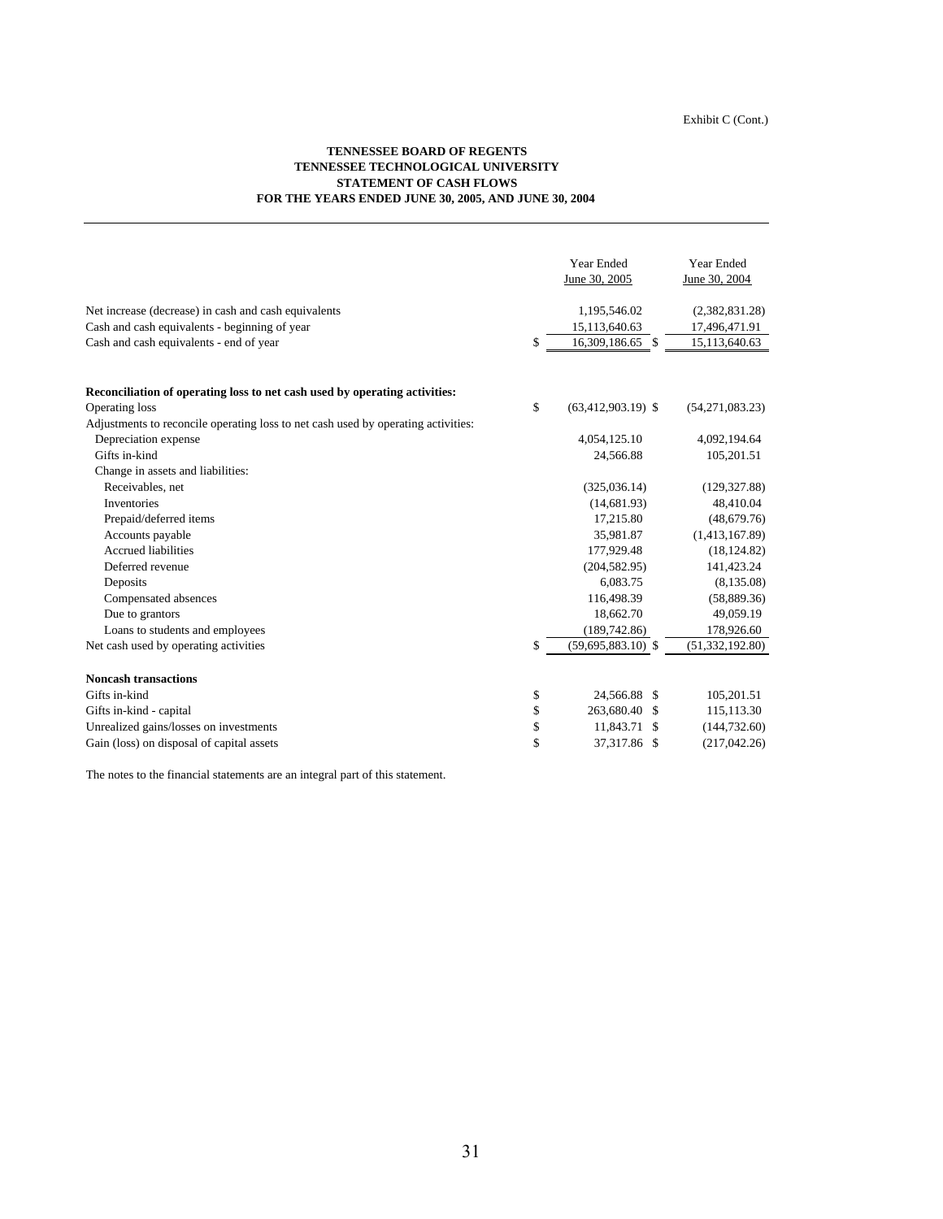Exhibit C (Cont.)

**TENNESSEE BOARD OF REGENTS**
**TENNESSEE TECHNOLOGICAL UNIVERSITY**
**STATEMENT OF CASH FLOWS**
**FOR THE YEARS ENDED JUNE 30, 2005, AND JUNE 30, 2004**

| | Year Ended June 30, 2005 | Year Ended June 30, 2004 |
|---|---|---|
| Net increase (decrease) in cash and cash equivalents | 1,195,546.02 | (2,382,831.28) |
| Cash and cash equivalents - beginning of year | 15,113,640.63 | 17,496,471.91 |
| Cash and cash equivalents - end of year | $ 16,309,186.65 | $ 15,113,640.63 |
| | | |
| **Reconciliation of operating loss to net cash used by operating activities:** | | |
| Operating loss | $ (63,412,903.19) | $ (54,271,083.23) |
| Adjustments to reconcile operating loss to net cash used by operating activities: | | |
| Depreciation expense | 4,054,125.10 | 4,092,194.64 |
| Gifts in-kind | 24,566.88 | 105,201.51 |
| Change in assets and liabilities: | | |
| Receivables, net | (325,036.14) | (129,327.88) |
| Inventories | (14,681.93) | 48,410.04 |
| Prepaid/deferred items | 17,215.80 | (48,679.76) |
| Accounts payable | 35,981.87 | (1,413,167.89) |
| Accrued liabilities | 177,929.48 | (18,124.82) |
| Deferred revenue | (204,582.95) | 141,423.24 |
| Deposits | 6,083.75 | (8,135.08) |
| Compensated absences | 116,498.39 | (58,889.36) |
| Due to grantors | 18,662.70 | 49,059.19 |
| Loans to students and employees | (189,742.86) | 178,926.60 |
| Net cash used by operating activities | $ (59,695,883.10) | $ (51,332,192.80) |
| | | |
| **Noncash transactions** | | |
| Gifts in-kind | $ 24,566.88 | $ 105,201.51 |
| Gifts in-kind - capital | $ 263,680.40 | $ 115,113.30 |
| Unrealized gains/losses on investments | $ 11,843.71 | $ (144,732.60) |
| Gain (loss) on disposal of capital assets | $ 37,317.86 | $ (217,042.26) |

The notes to the financial statements are an integral part of this statement.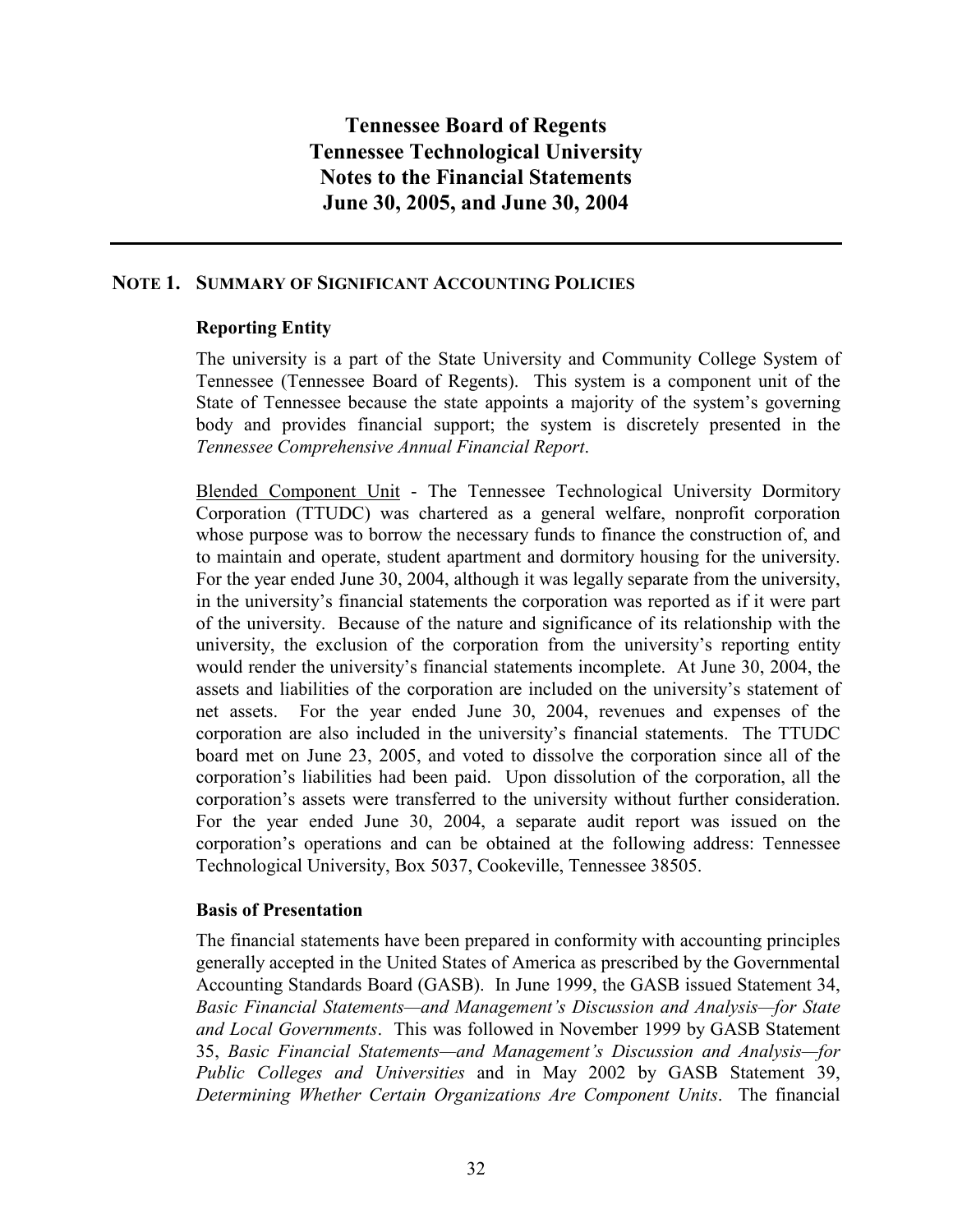# Tennessee Board of Regents
# Tennessee Technological University
# Notes to the Financial Statements
# June 30, 2005, and June 30, 2004

---

## NOTE 1. SUMMARY OF SIGNIFICANT ACCOUNTING POLICIES

### Reporting Entity

The university is a part of the State University and Community College System of Tennessee (Tennessee Board of Regents). This system is a component unit of the State of Tennessee because the state appoints a majority of the system's governing body and provides financial support; the system is discretely presented in the *Tennessee Comprehensive Annual Financial Report*.

Blended Component Unit - The Tennessee Technological University Dormitory Corporation (TTUDC) was chartered as a general welfare, nonprofit corporation whose purpose was to borrow the necessary funds to finance the construction of, and to maintain and operate, student apartment and dormitory housing for the university. For the year ended June 30, 2004, although it was legally separate from the university, in the university's financial statements the corporation was reported as if it were part of the university. Because of the nature and significance of its relationship with the university, the exclusion of the corporation from the university's reporting entity would render the university's financial statements incomplete. At June 30, 2004, the assets and liabilities of the corporation are included on the university's statement of net assets. For the year ended June 30, 2004, revenues and expenses of the corporation are also included in the university's financial statements. The TTUDC board met on June 23, 2005, and voted to dissolve the corporation since all of the corporation's liabilities had been paid. Upon dissolution of the corporation, all the corporation's assets were transferred to the university without further consideration. For the year ended June 30, 2004, a separate audit report was issued on the corporation's operations and can be obtained at the following address: Tennessee Technological University, Box 5037, Cookeville, Tennessee 38505.

### Basis of Presentation

The financial statements have been prepared in conformity with accounting principles generally accepted in the United States of America as prescribed by the Governmental Accounting Standards Board (GASB). In June 1999, the GASB issued Statement 34, *Basic Financial Statements—and Management's Discussion and Analysis—for State and Local Governments*. This was followed in November 1999 by GASB Statement 35, *Basic Financial Statements—and Management's Discussion and Analysis—for Public Colleges and Universities* and in May 2002 by GASB Statement 39, *Determining Whether Certain Organizations Are Component Units*. The financial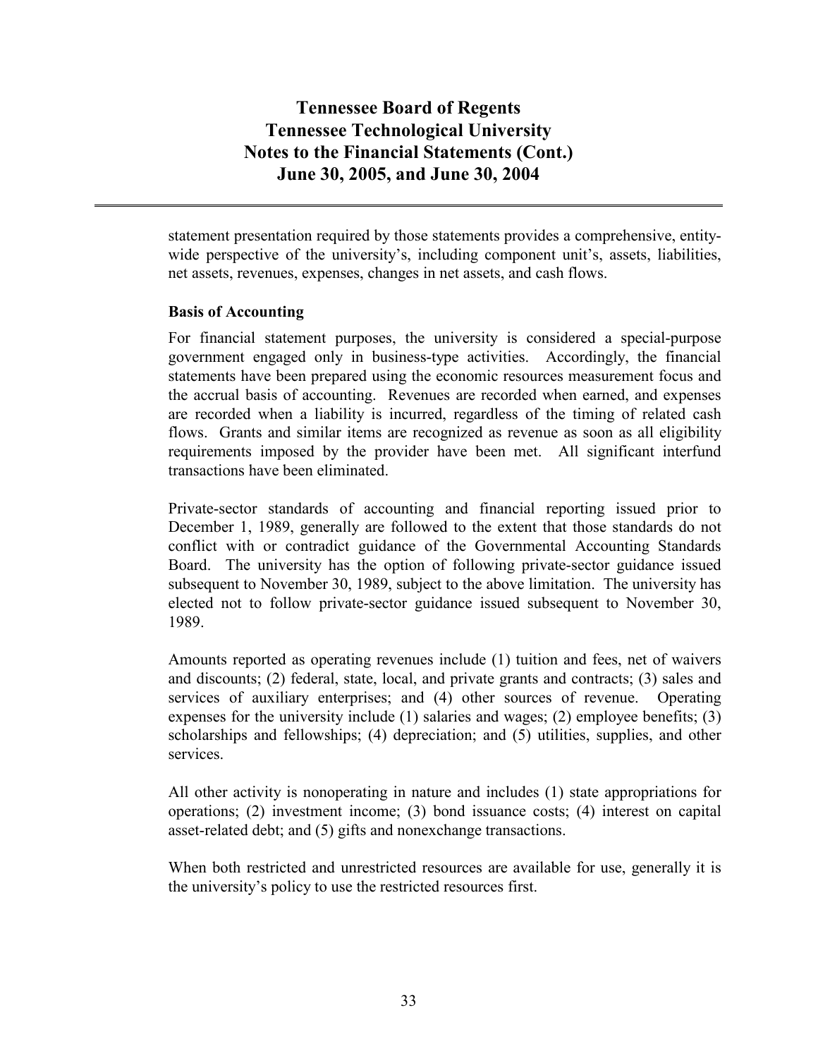statement presentation required by those statements provides a comprehensive, entity-wide perspective of the university's, including component unit's, assets, liabilities, net assets, revenues, expenses, changes in net assets, and cash flows.

**Basis of Accounting**

For financial statement purposes, the university is considered a special-purpose government engaged only in business-type activities. Accordingly, the financial statements have been prepared using the economic resources measurement focus and the accrual basis of accounting. Revenues are recorded when earned, and expenses are recorded when a liability is incurred, regardless of the timing of related cash flows. Grants and similar items are recognized as revenue as soon as all eligibility requirements imposed by the provider have been met. All significant interfund transactions have been eliminated.

Private-sector standards of accounting and financial reporting issued prior to December 1, 1989, generally are followed to the extent that those standards do not conflict with or contradict guidance of the Governmental Accounting Standards Board. The university has the option of following private-sector guidance issued subsequent to November 30, 1989, subject to the above limitation. The university has elected not to follow private-sector guidance issued subsequent to November 30, 1989.

Amounts reported as operating revenues include (1) tuition and fees, net of waivers and discounts; (2) federal, state, local, and private grants and contracts; (3) sales and services of auxiliary enterprises; and (4) other sources of revenue. Operating expenses for the university include (1) salaries and wages; (2) employee benefits; (3) scholarships and fellowships; (4) depreciation; and (5) utilities, supplies, and other services.

All other activity is nonoperating in nature and includes (1) state appropriations for operations; (2) investment income; (3) bond issuance costs; (4) interest on capital asset-related debt; and (5) gifts and nonexchange transactions.

When both restricted and unrestricted resources are available for use, generally it is the university's policy to use the restricted resources first.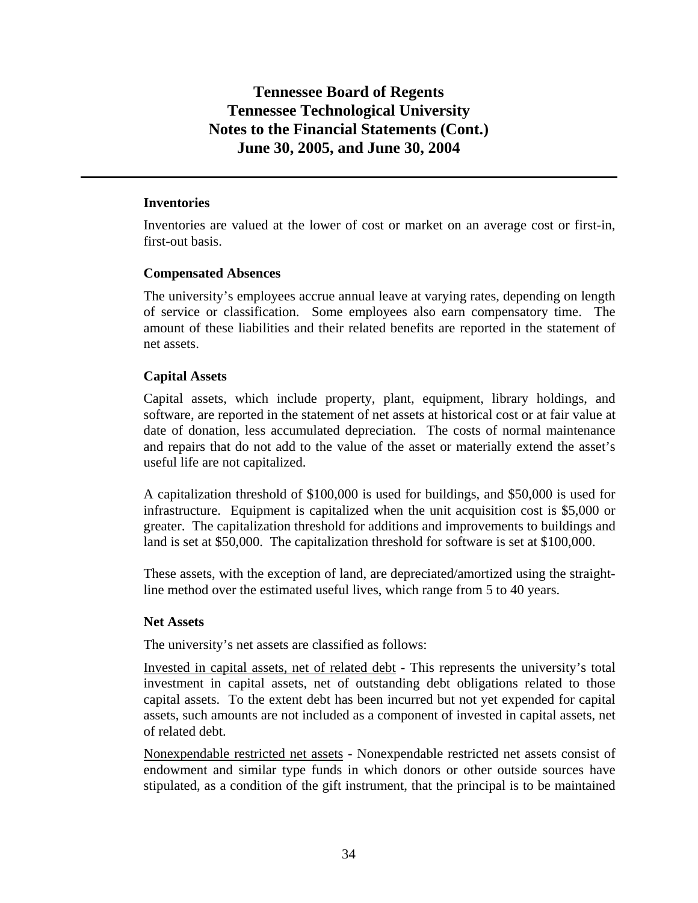### Inventories

Inventories are valued at the lower of cost or market on an average cost or first-in, first-out basis.

### Compensated Absences

The university's employees accrue annual leave at varying rates, depending on length of service or classification. Some employees also earn compensatory time. The amount of these liabilities and their related benefits are reported in the statement of net assets.

### Capital Assets

Capital assets, which include property, plant, equipment, library holdings, and software, are reported in the statement of net assets at historical cost or at fair value at date of donation, less accumulated depreciation. The costs of normal maintenance and repairs that do not add to the value of the asset or materially extend the asset's useful life are not capitalized.

A capitalization threshold of $100,000 is used for buildings, and $50,000 is used for infrastructure. Equipment is capitalized when the unit acquisition cost is $5,000 or greater. The capitalization threshold for additions and improvements to buildings and land is set at $50,000. The capitalization threshold for software is set at $100,000.

These assets, with the exception of land, are depreciated/amortized using the straight-line method over the estimated useful lives, which range from 5 to 40 years.

### Net Assets

The university's net assets are classified as follows:

Invested in capital assets, net of related debt - This represents the university's total investment in capital assets, net of outstanding debt obligations related to those capital assets. To the extent debt has been incurred but not yet expended for capital assets, such amounts are not included as a component of invested in capital assets, net of related debt.

Nonexpendable restricted net assets - Nonexpendable restricted net assets consist of endowment and similar type funds in which donors or other outside sources have stipulated, as a condition of the gift instrument, that the principal is to be maintained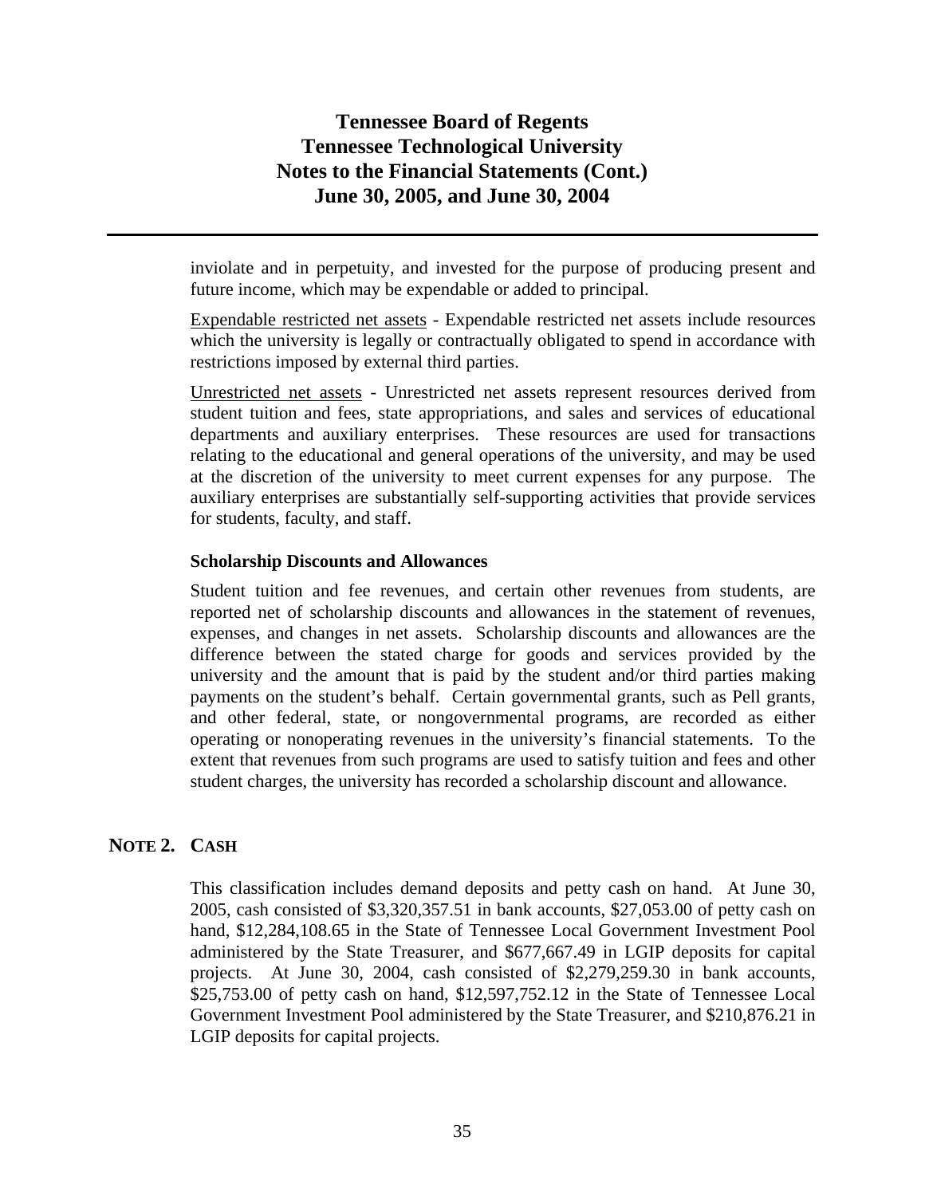inviolate and in perpetuity, and invested for the purpose of producing present and future income, which may be expendable or added to principal.

Expendable restricted net assets - Expendable restricted net assets include resources which the university is legally or contractually obligated to spend in accordance with restrictions imposed by external third parties.

Unrestricted net assets - Unrestricted net assets represent resources derived from student tuition and fees, state appropriations, and sales and services of educational departments and auxiliary enterprises. These resources are used for transactions relating to the educational and general operations of the university, and may be used at the discretion of the university to meet current expenses for any purpose. The auxiliary enterprises are substantially self-supporting activities that provide services for students, faculty, and staff.

**Scholarship Discounts and Allowances**

Student tuition and fee revenues, and certain other revenues from students, are reported net of scholarship discounts and allowances in the statement of revenues, expenses, and changes in net assets. Scholarship discounts and allowances are the difference between the stated charge for goods and services provided by the university and the amount that is paid by the student and/or third parties making payments on the student's behalf. Certain governmental grants, such as Pell grants, and other federal, state, or nongovernmental programs, are recorded as either operating or nonoperating revenues in the university's financial statements. To the extent that revenues from such programs are used to satisfy tuition and fees and other student charges, the university has recorded a scholarship discount and allowance.

## NOTE 2. CASH

This classification includes demand deposits and petty cash on hand. At June 30, 2005, cash consisted of $3,320,357.51 in bank accounts, $27,053.00 of petty cash on hand, $12,284,108.65 in the State of Tennessee Local Government Investment Pool administered by the State Treasurer, and $677,667.49 in LGIP deposits for capital projects. At June 30, 2004, cash consisted of $2,279,259.30 in bank accounts, $25,753.00 of petty cash on hand, $12,597,752.12 in the State of Tennessee Local Government Investment Pool administered by the State Treasurer, and $210,876.21 in LGIP deposits for capital projects.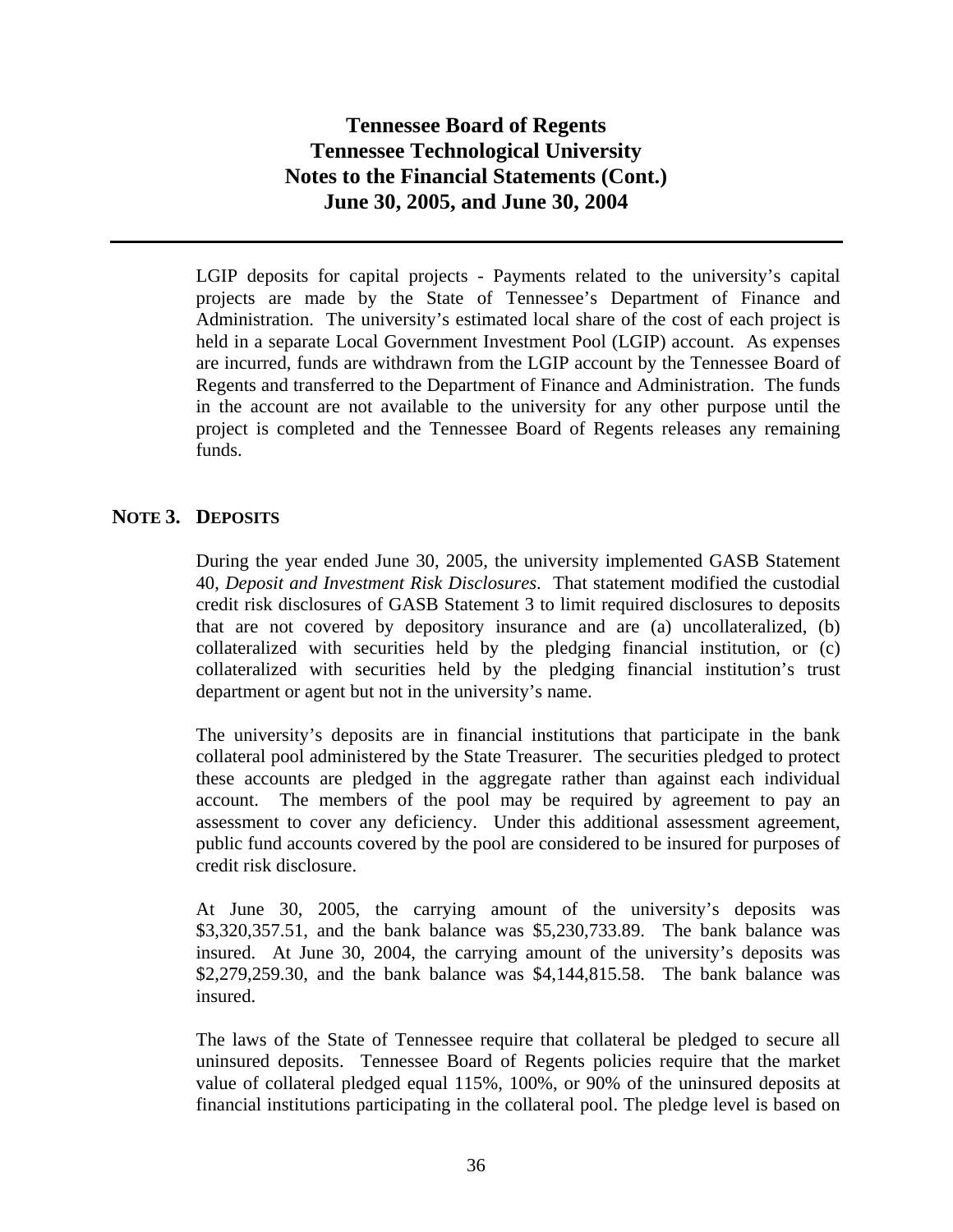LGIP deposits for capital projects - Payments related to the university's capital projects are made by the State of Tennessee's Department of Finance and Administration. The university's estimated local share of the cost of each project is held in a separate Local Government Investment Pool (LGIP) account. As expenses are incurred, funds are withdrawn from the LGIP account by the Tennessee Board of Regents and transferred to the Department of Finance and Administration. The funds in the account are not available to the university for any other purpose until the project is completed and the Tennessee Board of Regents releases any remaining funds.

## NOTE 3. DEPOSITS

During the year ended June 30, 2005, the university implemented GASB Statement 40, *Deposit and Investment Risk Disclosures*. That statement modified the custodial credit risk disclosures of GASB Statement 3 to limit required disclosures to deposits that are not covered by depository insurance and are (a) uncollateralized, (b) collateralized with securities held by the pledging financial institution, or (c) collateralized with securities held by the pledging financial institution's trust department or agent but not in the university's name.

The university's deposits are in financial institutions that participate in the bank collateral pool administered by the State Treasurer. The securities pledged to protect these accounts are pledged in the aggregate rather than against each individual account. The members of the pool may be required by agreement to pay an assessment to cover any deficiency. Under this additional assessment agreement, public fund accounts covered by the pool are considered to be insured for purposes of credit risk disclosure.

At June 30, 2005, the carrying amount of the university's deposits was $3,320,357.51, and the bank balance was $5,230,733.89. The bank balance was insured. At June 30, 2004, the carrying amount of the university's deposits was $2,279,259.30, and the bank balance was $4,144,815.58. The bank balance was insured.

The laws of the State of Tennessee require that collateral be pledged to secure all uninsured deposits. Tennessee Board of Regents policies require that the market value of collateral pledged equal 115%, 100%, or 90% of the uninsured deposits at financial institutions participating in the collateral pool. The pledge level is based on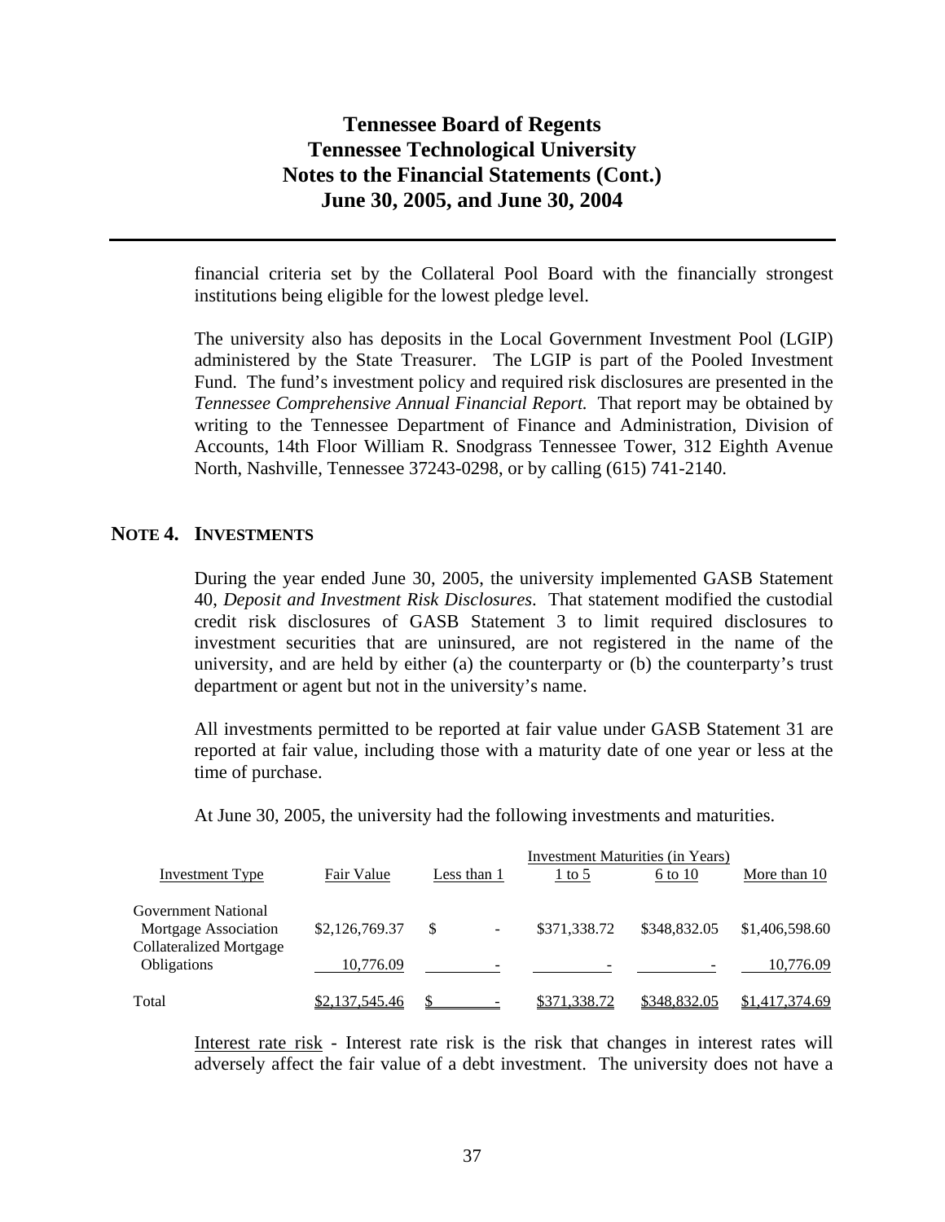financial criteria set by the Collateral Pool Board with the financially strongest institutions being eligible for the lowest pledge level.

The university also has deposits in the Local Government Investment Pool (LGIP) administered by the State Treasurer. The LGIP is part of the Pooled Investment Fund. The fund's investment policy and required risk disclosures are presented in the *Tennessee Comprehensive Annual Financial Report.* That report may be obtained by writing to the Tennessee Department of Finance and Administration, Division of Accounts, 14th Floor William R. Snodgrass Tennessee Tower, 312 Eighth Avenue North, Nashville, Tennessee 37243-0298, or by calling (615) 741-2140.

## NOTE 4. INVESTMENTS

During the year ended June 30, 2005, the university implemented GASB Statement 40, *Deposit and Investment Risk Disclosures*. That statement modified the custodial credit risk disclosures of GASB Statement 3 to limit required disclosures to investment securities that are uninsured, are not registered in the name of the university, and are held by either (a) the counterparty or (b) the counterparty's trust department or agent but not in the university's name.

All investments permitted to be reported at fair value under GASB Statement 31 are reported at fair value, including those with a maturity date of one year or less at the time of purchase.

At June 30, 2005, the university had the following investments and maturities.

| | | Investment Maturities (in Years) | | | |
|---|---|---|---|---|---|
| Investment Type | Fair Value | Less than 1 | 1 to 5 | 6 to 10 | More than 10 |
| Government National Mortgage Association | $2,126,769.37 | $ - | $371,338.72 | $348,832.05 | $1,406,598.60 |
| Collateralized Mortgage Obligations | 10,776.09 | - | - | - | 10,776.09 |
| Total | $2,137,545.46 | $ - | $371,338.72 | $348,832.05 | $1,417,374.69 |

Interest rate risk - Interest rate risk is the risk that changes in interest rates will adversely affect the fair value of a debt investment. The university does not have a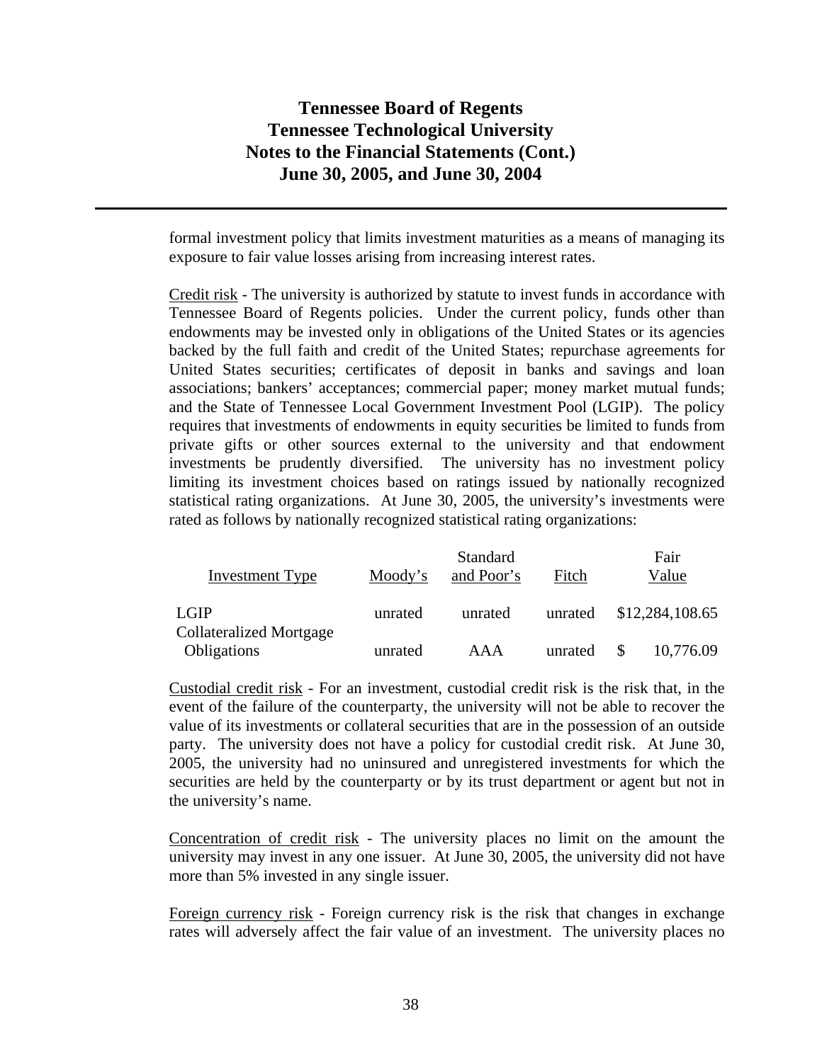formal investment policy that limits investment maturities as a means of managing its exposure to fair value losses arising from increasing interest rates.

Credit risk - The university is authorized by statute to invest funds in accordance with Tennessee Board of Regents policies. Under the current policy, funds other than endowments may be invested only in obligations of the United States or its agencies backed by the full faith and credit of the United States; repurchase agreements for United States securities; certificates of deposit in banks and savings and loan associations; bankers' acceptances; commercial paper; money market mutual funds; and the State of Tennessee Local Government Investment Pool (LGIP). The policy requires that investments of endowments in equity securities be limited to funds from private gifts or other sources external to the university and that endowment investments be prudently diversified. The university has no investment policy limiting its investment choices based on ratings issued by nationally recognized statistical rating organizations. At June 30, 2005, the university's investments were rated as follows by nationally recognized statistical rating organizations:

| Investment Type | Moody's | Standard and Poor's | Fitch | Fair Value |
|---|---|---|---|---|
| LGIP | unrated | unrated | unrated | $12,284,108.65 |
| Collateralized Mortgage Obligations | unrated | AAA | unrated | $ 10,776.09 |

Custodial credit risk - For an investment, custodial credit risk is the risk that, in the event of the failure of the counterparty, the university will not be able to recover the value of its investments or collateral securities that are in the possession of an outside party. The university does not have a policy for custodial credit risk. At June 30, 2005, the university had no uninsured and unregistered investments for which the securities are held by the counterparty or by its trust department or agent but not in the university's name.

Concentration of credit risk - The university places no limit on the amount the university may invest in any one issuer. At June 30, 2005, the university did not have more than 5% invested in any single issuer.

Foreign currency risk - Foreign currency risk is the risk that changes in exchange rates will adversely affect the fair value of an investment. The university places no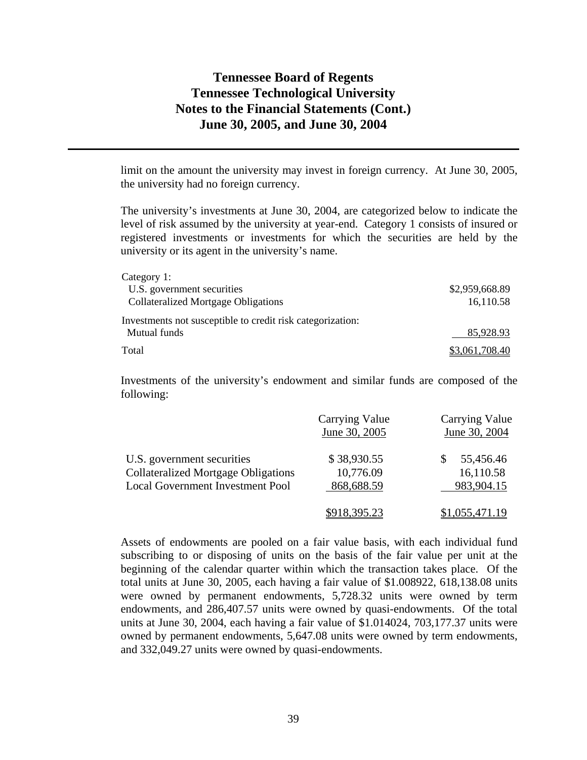limit on the amount the university may invest in foreign currency. At June 30, 2005, the university had no foreign currency.

The university's investments at June 30, 2004, are categorized below to indicate the level of risk assumed by the university at year-end. Category 1 consists of insured or registered investments or investments for which the securities are held by the university or its agent in the university's name.

| | |
|---|---|
| Category 1: | |
| U.S. government securities | $2,959,668.89 |
| Collateralized Mortgage Obligations | 16,110.58 |
| Investments not susceptible to credit risk categorization: | |
| Mutual funds | 85,928.93 |
| Total | $3,061,708.40 |

Investments of the university's endowment and similar funds are composed of the following:

| | Carrying Value June 30, 2005 | Carrying Value June 30, 2004 |
|---|---|---|
| U.S. government securities | $ 38,930.55 | $ 55,456.46 |
| Collateralized Mortgage Obligations | 10,776.09 | 16,110.58 |
| Local Government Investment Pool | 868,688.59 | 983,904.15 |
| | $918,395.23 | $1,055,471.19 |

Assets of endowments are pooled on a fair value basis, with each individual fund subscribing to or disposing of units on the basis of the fair value per unit at the beginning of the calendar quarter within which the transaction takes place. Of the total units at June 30, 2005, each having a fair value of $1.008922, 618,138.08 units were owned by permanent endowments, 5,728.32 units were owned by term endowments, and 286,407.57 units were owned by quasi-endowments. Of the total units at June 30, 2004, each having a fair value of $1.014024, 703,177.37 units were owned by permanent endowments, 5,647.08 units were owned by term endowments, and 332,049.27 units were owned by quasi-endowments.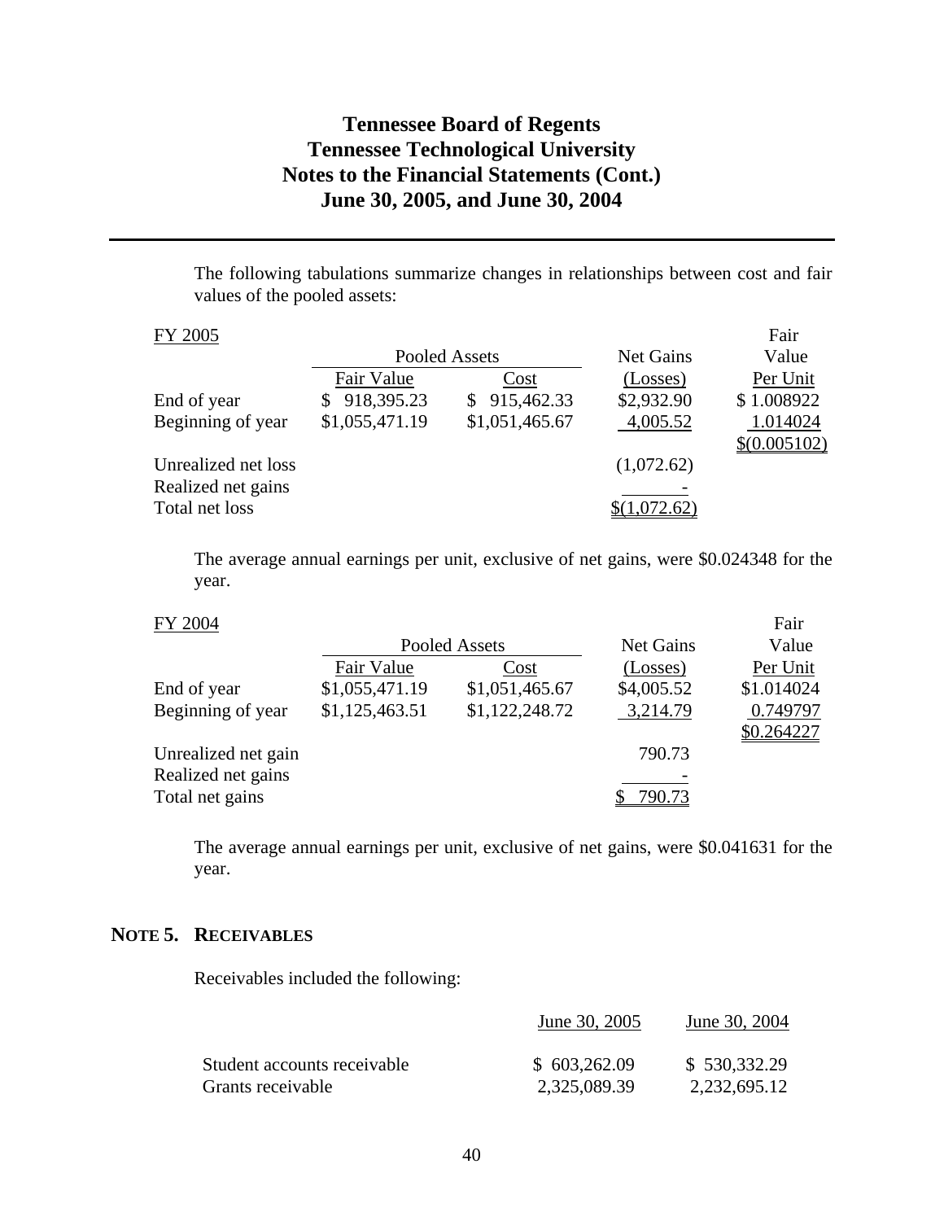The following tabulations summarize changes in relationships between cost and fair values of the pooled assets:

| FY 2005 | Pooled Assets | | Net Gains | Fair Value |
|---|---|---|---|---|
| | Fair Value | Cost | (Losses) | Per Unit |
| End of year | $ 918,395.23 | $ 915,462.33 | $2,932.90 | $ 1.008922 |
| Beginning of year | $1,055,471.19 | $1,051,465.67 | 4,005.52 | 1.014024 |
| | | | | $(0.005102) |
| Unrealized net loss | | | (1,072.62) | |
| Realized net gains | | | - | |
| Total net loss | | | $(1,072.62) | |

The average annual earnings per unit, exclusive of net gains, were $0.024348 for the year.

| FY 2004 | Pooled Assets | | Net Gains | Fair Value |
|---|---|---|---|---|
| | Fair Value | Cost | (Losses) | Per Unit |
| End of year | $1,055,471.19 | $1,051,465.67 | $4,005.52 | $1.014024 |
| Beginning of year | $1,125,463.51 | $1,122,248.72 | 3,214.79 | 0.749797 |
| | | | | $0.264227 |
| Unrealized net gain | | | 790.73 | |
| Realized net gains | | | - | |
| Total net gains | | | $ 790.73 | |

The average annual earnings per unit, exclusive of net gains, were $0.041631 for the year.

## NOTE 5. RECEIVABLES

Receivables included the following:

| | June 30, 2005 | June 30, 2004 |
|---|---|---|
| Student accounts receivable | $ 603,262.09 | $ 530,332.29 |
| Grants receivable | 2,325,089.39 | 2,232,695.12 |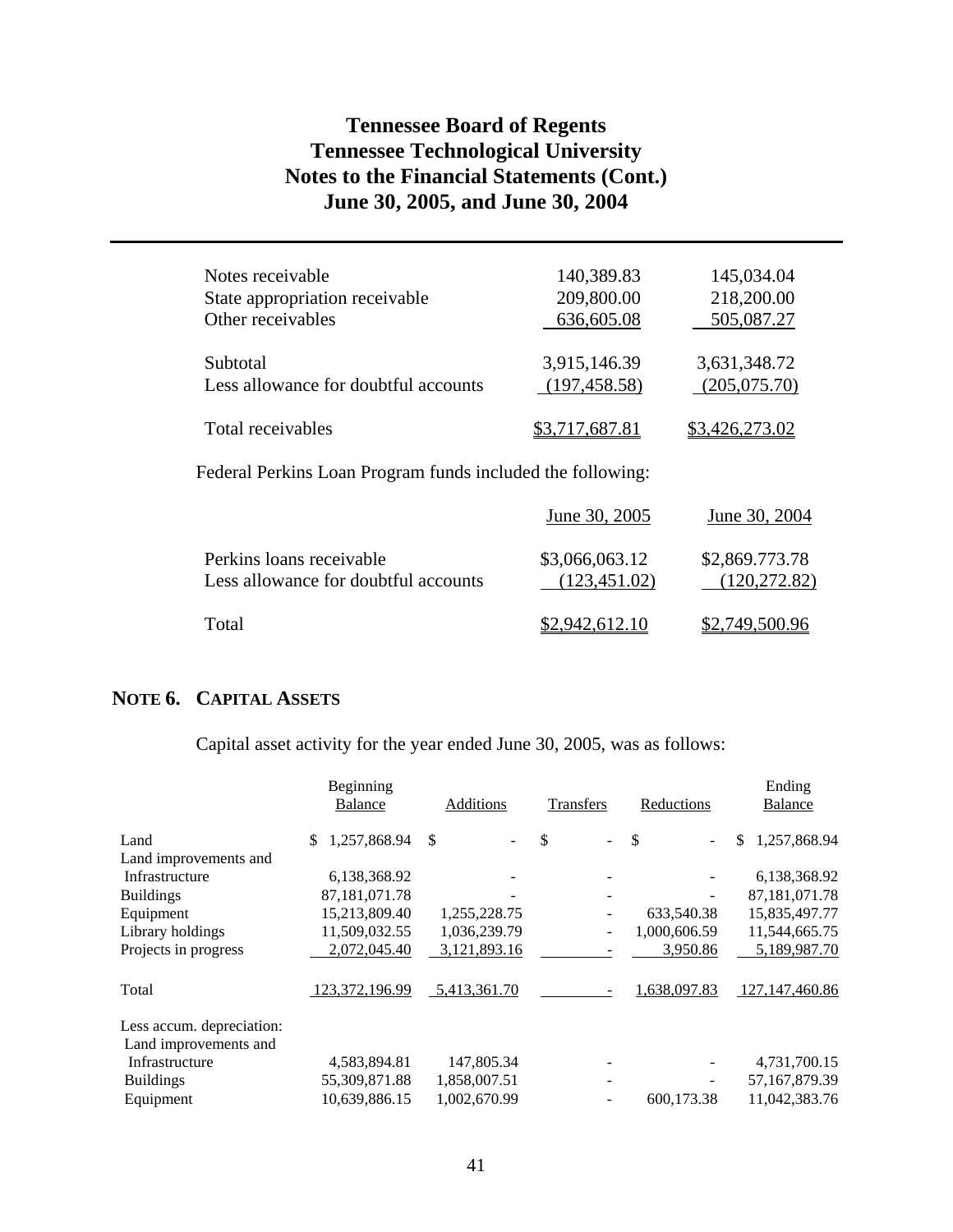| | | |
|---|---|---|
| Notes receivable | 140,389.83 | 145,034.04 |
| State appropriation receivable | 209,800.00 | 218,200.00 |
| Other receivables | 636,605.08 | 505,087.27 |
| Subtotal | 3,915,146.39 | 3,631,348.72 |
| Less allowance for doubtful accounts | (197,458.58) | (205,075.70) |
| Total receivables | $3,717,687.81 | $3,426,273.02 |

Federal Perkins Loan Program funds included the following:

| | June 30, 2005 | June 30, 2004 |
|---|---|---|
| Perkins loans receivable | $3,066,063.12 | $2,869.773.78 |
| Less allowance for doubtful accounts | (123,451.02) | (120,272.82) |
| Total | $2,942,612.10 | $2,749,500.96 |

## NOTE 6. CAPITAL ASSETS

Capital asset activity for the year ended June 30, 2005, was as follows:

| | Beginning Balance | Additions | Transfers | Reductions | Ending Balance |
|---|---|---|---|---|---|
| Land | $ 1,257,868.94 | $ - | $ - | $ - | $ 1,257,868.94 |
| Land improvements and Infrastructure | 6,138,368.92 | - | - | - | 6,138,368.92 |
| Buildings | 87,181,071.78 | - | - | - | 87,181,071.78 |
| Equipment | 15,213,809.40 | 1,255,228.75 | - | 633,540.38 | 15,835,497.77 |
| Library holdings | 11,509,032.55 | 1,036,239.79 | - | 1,000,606.59 | 11,544,665.75 |
| Projects in progress | 2,072,045.40 | 3,121,893.16 | - | 3,950.86 | 5,189,987.70 |
| Total | 123,372,196.99 | 5,413,361.70 | - | 1,638,097.83 | 127,147,460.86 |
| Less accum. depreciation: | | | | | |
| Land improvements and Infrastructure | 4,583,894.81 | 147,805.34 | - | - | 4,731,700.15 |
| Buildings | 55,309,871.88 | 1,858,007.51 | - | - | 57,167,879.39 |
| Equipment | 10,639,886.15 | 1,002,670.99 | - | 600,173.38 | 11,042,383.76 |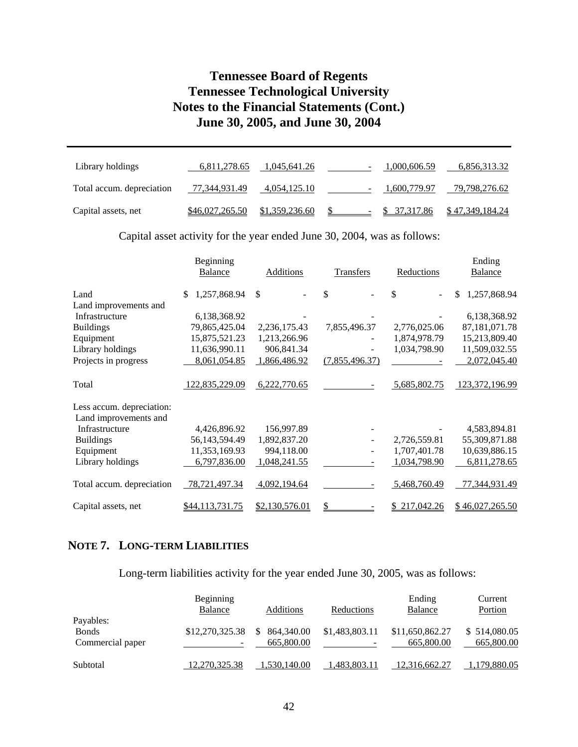## Tennessee Board of Regents
## Tennessee Technological University
## Notes to the Financial Statements (Cont.)
## June 30, 2005, and June 30, 2004

| | | | | | |
|---|---|---|---|---|---|
| Library holdings | 6,811,278.65 | 1,045,641.26 | - | 1,000,606.59 | 6,856,313.32 |
| Total accum. depreciation | 77,344,931.49 | 4,054,125.10 | - | 1,600,779.97 | 79,798,276.62 |
| Capital assets, net | $46,027,265.50 | $1,359,236.60 | $ - | $ 37,317.86 | $ 47,349,184.24 |

Capital asset activity for the year ended June 30, 2004, was as follows:

| | Beginning Balance | Additions | Transfers | Reductions | Ending Balance |
|---|---|---|---|---|---|
| Land | $ 1,257,868.94 | $ - | $ - | $ - | $ 1,257,868.94 |
| Land improvements and Infrastructure | 6,138,368.92 | - | - | - | 6,138,368.92 |
| Buildings | 79,865,425.04 | 2,236,175.43 | 7,855,496.37 | 2,776,025.06 | 87,181,071.78 |
| Equipment | 15,875,521.23 | 1,213,266.96 | - | 1,874,978.79 | 15,213,809.40 |
| Library holdings | 11,636,990.11 | 906,841.34 | - | 1,034,798.90 | 11,509,032.55 |
| Projects in progress | 8,061,054.85 | 1,866,486.92 | (7,855,496.37) | - | 2,072,045.40 |
| Total | 122,835,229.09 | 6,222,770.65 | - | 5,685,802.75 | 123,372,196.99 |
| Less accum. depreciation: | | | | | |
| Land improvements and Infrastructure | 4,426,896.92 | 156,997.89 | - | - | 4,583,894.81 |
| Buildings | 56,143,594.49 | 1,892,837.20 | - | 2,726,559.81 | 55,309,871.88 |
| Equipment | 11,353,169.93 | 994,118.00 | - | 1,707,401.78 | 10,639,886.15 |
| Library holdings | 6,797,836.00 | 1,048,241.55 | - | 1,034,798.90 | 6,811,278.65 |
| Total accum. depreciation | 78,721,497.34 | 4,092,194.64 | - | 5,468,760.49 | 77,344,931.49 |
| Capital assets, net | $44,113,731.75 | $2,130,576.01 | $ - | $ 217,042.26 | $ 46,027,265.50 |

## NOTE 7. LONG-TERM LIABILITIES

Long-term liabilities activity for the year ended June 30, 2005, was as follows:

| | Beginning Balance | Additions | Reductions | Ending Balance | Current Portion |
|---|---|---|---|---|---|
| Payables: | | | | | |
| Bonds | $12,270,325.38 | $ 864,340.00 | $1,483,803.11 | $11,650,862.27 | $ 514,080.05 |
| Commercial paper | - | 665,800.00 | - | 665,800.00 | 665,800.00 |
| Subtotal | 12,270,325.38 | 1,530,140.00 | 1,483,803.11 | 12,316,662.27 | 1,179,880.05 |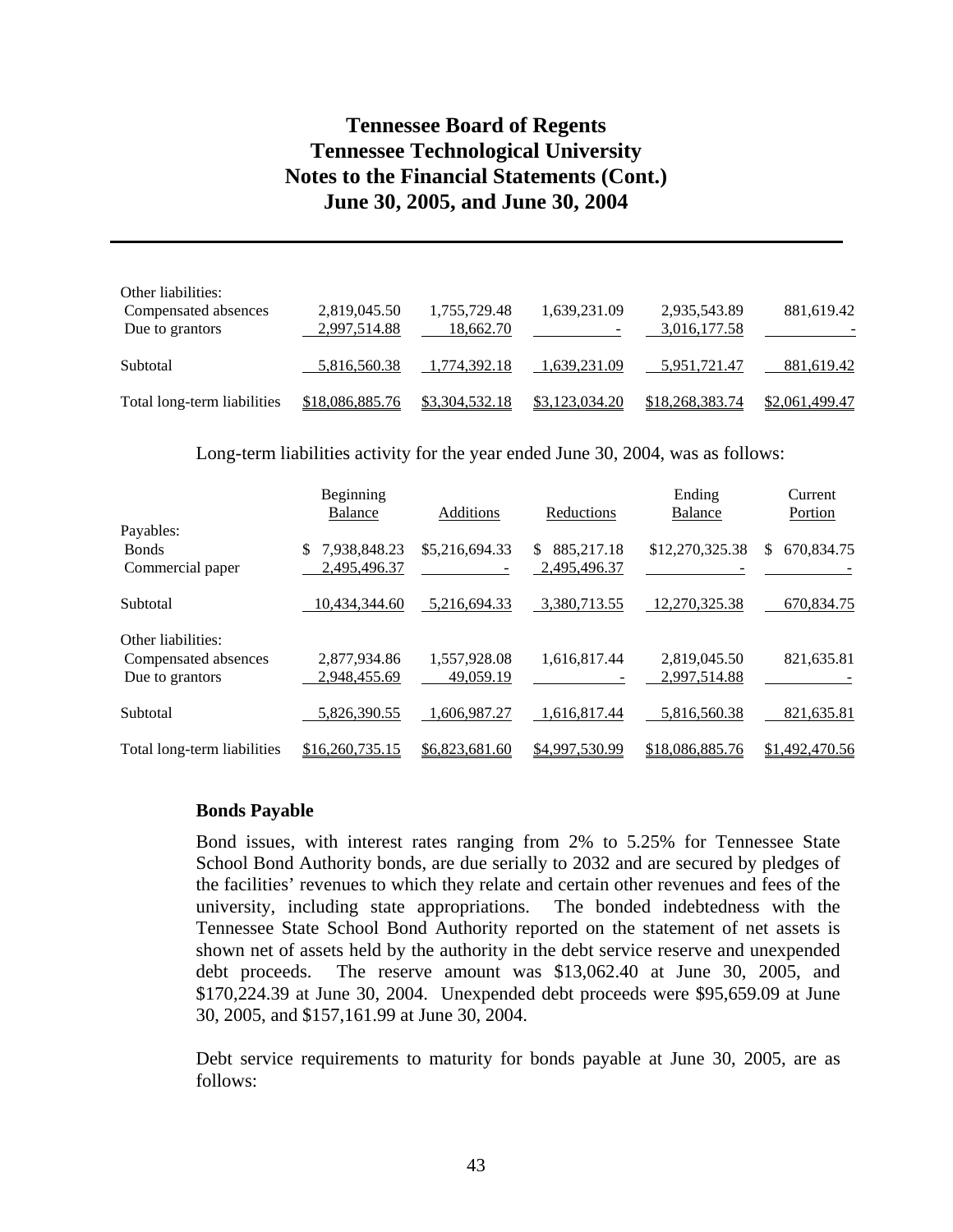| | | | | | |
|---|---|---|---|---|---|
| Other liabilities: | | | | | |
| Compensated absences | 2,819,045.50 | 1,755,729.48 | 1,639,231.09 | 2,935,543.89 | 881,619.42 |
| Due to grantors | 2,997,514.88 | 18,662.70 | - | 3,016,177.58 | - |
| Subtotal | 5,816,560.38 | 1,774,392.18 | 1,639,231.09 | 5,951,721.47 | 881,619.42 |
| Total long-term liabilities | $18,086,885.76 | $3,304,532.18 | $3,123,034.20 | $18,268,383.74 | $2,061,499.47 |

Long-term liabilities activity for the year ended June 30, 2004, was as follows:

| | Beginning Balance | Additions | Reductions | Ending Balance | Current Portion |
|---|---|---|---|---|---|
| Payables: | | | | | |
| Bonds | $ 7,938,848.23 | $5,216,694.33 | $ 885,217.18 | $12,270,325.38 | $ 670,834.75 |
| Commercial paper | 2,495,496.37 | - | 2,495,496.37 | - | - |
| Subtotal | 10,434,344.60 | 5,216,694.33 | 3,380,713.55 | 12,270,325.38 | 670,834.75 |
| Other liabilities: | | | | | |
| Compensated absences | 2,877,934.86 | 1,557,928.08 | 1,616,817.44 | 2,819,045.50 | 821,635.81 |
| Due to grantors | 2,948,455.69 | 49,059.19 | - | 2,997,514.88 | - |
| Subtotal | 5,826,390.55 | 1,606,987.27 | 1,616,817.44 | 5,816,560.38 | 821,635.81 |
| Total long-term liabilities | $16,260,735.15 | $6,823,681.60 | $4,997,530.99 | $18,086,885.76 | $1,492,470.56 |

**Bonds Payable**

Bond issues, with interest rates ranging from 2% to 5.25% for Tennessee State School Bond Authority bonds, are due serially to 2032 and are secured by pledges of the facilities' revenues to which they relate and certain other revenues and fees of the university, including state appropriations. The bonded indebtedness with the Tennessee State School Bond Authority reported on the statement of net assets is shown net of assets held by the authority in the debt service reserve and unexpended debt proceeds. The reserve amount was $13,062.40 at June 30, 2005, and $170,224.39 at June 30, 2004. Unexpended debt proceeds were $95,659.09 at June 30, 2005, and $157,161.99 at June 30, 2004.

Debt service requirements to maturity for bonds payable at June 30, 2005, are as follows: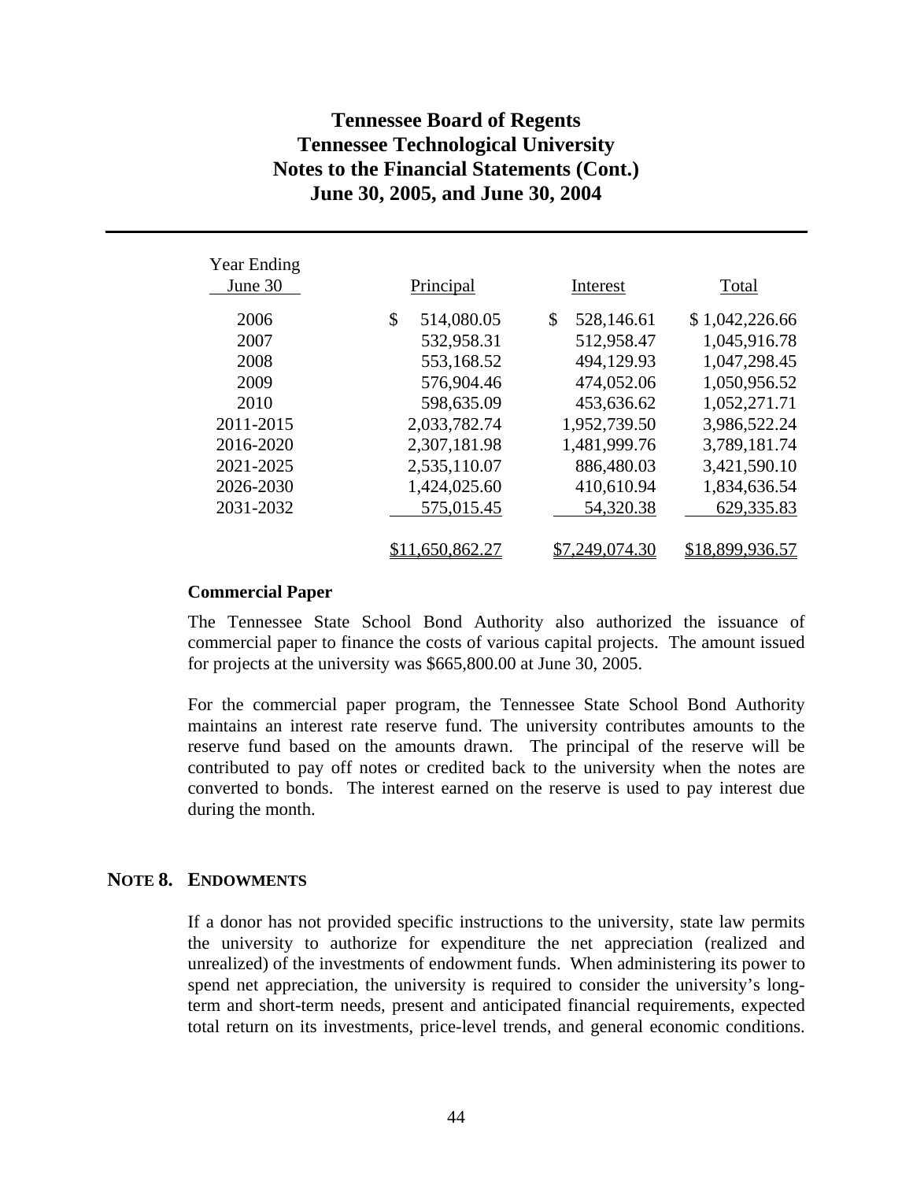# Tennessee Board of Regents
# Tennessee Technological University
# Notes to the Financial Statements (Cont.)
# June 30, 2005, and June 30, 2004

| Year Ending June 30 | Principal | Interest | Total |
|---|---|---|---|
| 2006 | $ 514,080.05 | $ 528,146.61 | $ 1,042,226.66 |
| 2007 | 532,958.31 | 512,958.47 | 1,045,916.78 |
| 2008 | 553,168.52 | 494,129.93 | 1,047,298.45 |
| 2009 | 576,904.46 | 474,052.06 | 1,050,956.52 |
| 2010 | 598,635.09 | 453,636.62 | 1,052,271.71 |
| 2011-2015 | 2,033,782.74 | 1,952,739.50 | 3,986,522.24 |
| 2016-2020 | 2,307,181.98 | 1,481,999.76 | 3,789,181.74 |
| 2021-2025 | 2,535,110.07 | 886,480.03 | 3,421,590.10 |
| 2026-2030 | 1,424,025.60 | 410,610.94 | 1,834,636.54 |
| 2031-2032 | 575,015.45 | 54,320.38 | 629,335.83 |
| | $11,650,862.27 | $7,249,074.30 | $18,899,936.57 |

**Commercial Paper**

The Tennessee State School Bond Authority also authorized the issuance of commercial paper to finance the costs of various capital projects. The amount issued for projects at the university was $665,800.00 at June 30, 2005.

For the commercial paper program, the Tennessee State School Bond Authority maintains an interest rate reserve fund. The university contributes amounts to the reserve fund based on the amounts drawn. The principal of the reserve will be contributed to pay off notes or credited back to the university when the notes are converted to bonds. The interest earned on the reserve is used to pay interest due during the month.

## NOTE 8. ENDOWMENTS

If a donor has not provided specific instructions to the university, state law permits the university to authorize for expenditure the net appreciation (realized and unrealized) of the investments of endowment funds. When administering its power to spend net appreciation, the university is required to consider the university's long-term and short-term needs, present and anticipated financial requirements, expected total return on its investments, price-level trends, and general economic conditions.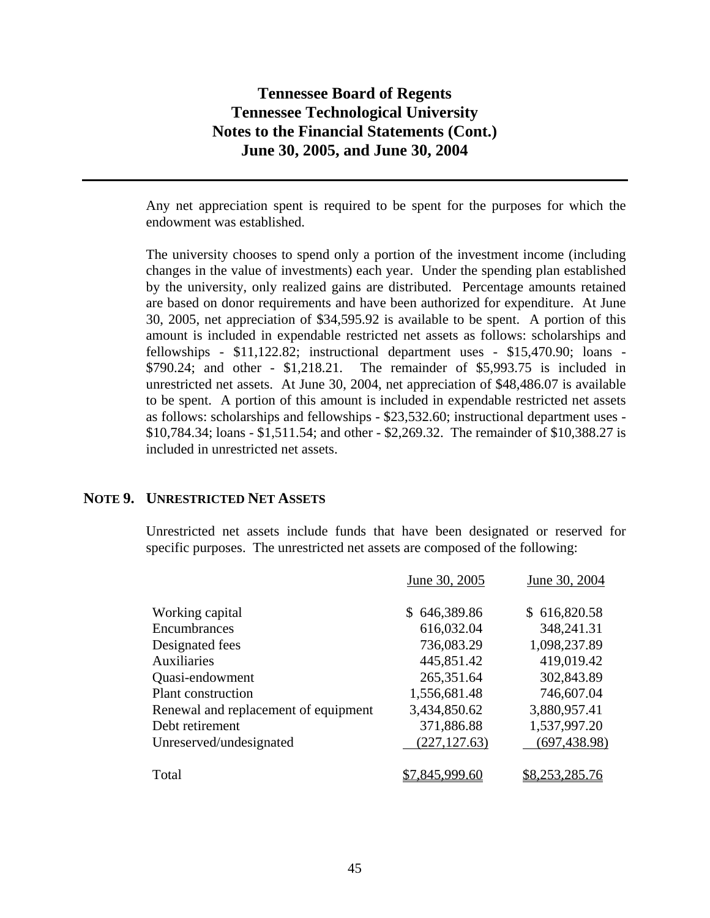Any net appreciation spent is required to be spent for the purposes for which the endowment was established.

The university chooses to spend only a portion of the investment income (including changes in the value of investments) each year. Under the spending plan established by the university, only realized gains are distributed. Percentage amounts retained are based on donor requirements and have been authorized for expenditure. At June 30, 2005, net appreciation of $34,595.92 is available to be spent. A portion of this amount is included in expendable restricted net assets as follows: scholarships and fellowships - $11,122.82; instructional department uses - $15,470.90; loans - $790.24; and other - $1,218.21. The remainder of $5,993.75 is included in unrestricted net assets. At June 30, 2004, net appreciation of $48,486.07 is available to be spent. A portion of this amount is included in expendable restricted net assets as follows: scholarships and fellowships - $23,532.60; instructional department uses - $10,784.34; loans - $1,511.54; and other - $2,269.32. The remainder of $10,388.27 is included in unrestricted net assets.

## NOTE 9. UNRESTRICTED NET ASSETS

Unrestricted net assets include funds that have been designated or reserved for specific purposes. The unrestricted net assets are composed of the following:

| | June 30, 2005 | June 30, 2004 |
|---|---|---|
| Working capital | $ 646,389.86 | $ 616,820.58 |
| Encumbrances | 616,032.04 | 348,241.31 |
| Designated fees | 736,083.29 | 1,098,237.89 |
| Auxiliaries | 445,851.42 | 419,019.42 |
| Quasi-endowment | 265,351.64 | 302,843.89 |
| Plant construction | 1,556,681.48 | 746,607.04 |
| Renewal and replacement of equipment | 3,434,850.62 | 3,880,957.41 |
| Debt retirement | 371,886.88 | 1,537,997.20 |
| Unreserved/undesignated | (227,127.63) | (697,438.98) |
| Total | $7,845,999.60 | $8,253,285.76 |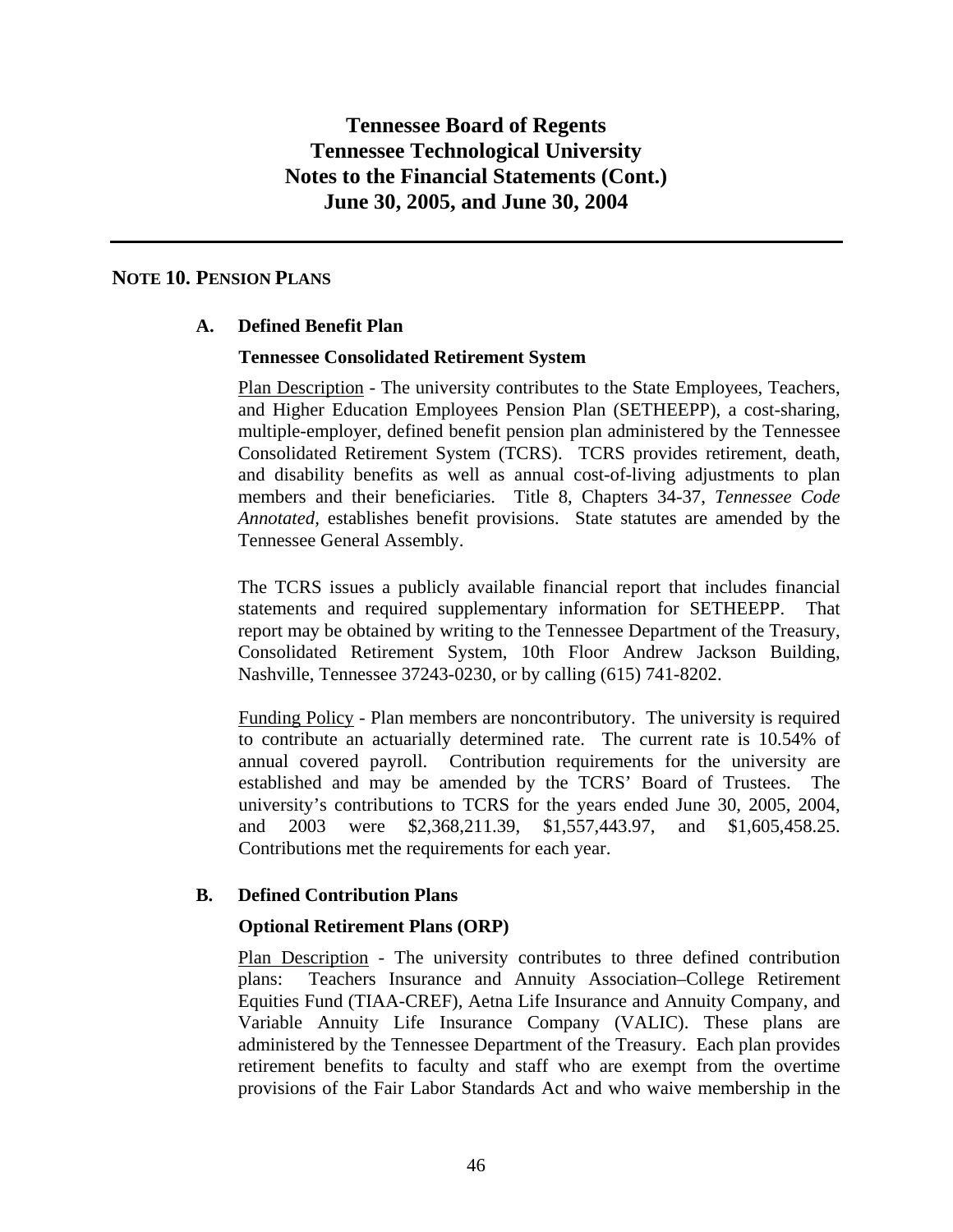# Tennessee Board of Regents
# Tennessee Technological University
# Notes to the Financial Statements (Cont.)
# June 30, 2005, and June 30, 2004

## NOTE 10. PENSION PLANS

### A. Defined Benefit Plan

**Tennessee Consolidated Retirement System**

Plan Description - The university contributes to the State Employees, Teachers, and Higher Education Employees Pension Plan (SETHEEPP), a cost-sharing, multiple-employer, defined benefit pension plan administered by the Tennessee Consolidated Retirement System (TCRS). TCRS provides retirement, death, and disability benefits as well as annual cost-of-living adjustments to plan members and their beneficiaries. Title 8, Chapters 34-37, *Tennessee Code Annotated*, establishes benefit provisions. State statutes are amended by the Tennessee General Assembly.

The TCRS issues a publicly available financial report that includes financial statements and required supplementary information for SETHEEPP. That report may be obtained by writing to the Tennessee Department of the Treasury, Consolidated Retirement System, 10th Floor Andrew Jackson Building, Nashville, Tennessee 37243-0230, or by calling (615) 741-8202.

Funding Policy - Plan members are noncontributory. The university is required to contribute an actuarially determined rate. The current rate is 10.54% of annual covered payroll. Contribution requirements for the university are established and may be amended by the TCRS' Board of Trustees. The university's contributions to TCRS for the years ended June 30, 2005, 2004, and 2003 were $2,368,211.39, $1,557,443.97, and $1,605,458.25. Contributions met the requirements for each year.

### B. Defined Contribution Plans

**Optional Retirement Plans (ORP)**

Plan Description - The university contributes to three defined contribution plans: Teachers Insurance and Annuity Association–College Retirement Equities Fund (TIAA-CREF), Aetna Life Insurance and Annuity Company, and Variable Annuity Life Insurance Company (VALIC). These plans are administered by the Tennessee Department of the Treasury. Each plan provides retirement benefits to faculty and staff who are exempt from the overtime provisions of the Fair Labor Standards Act and who waive membership in the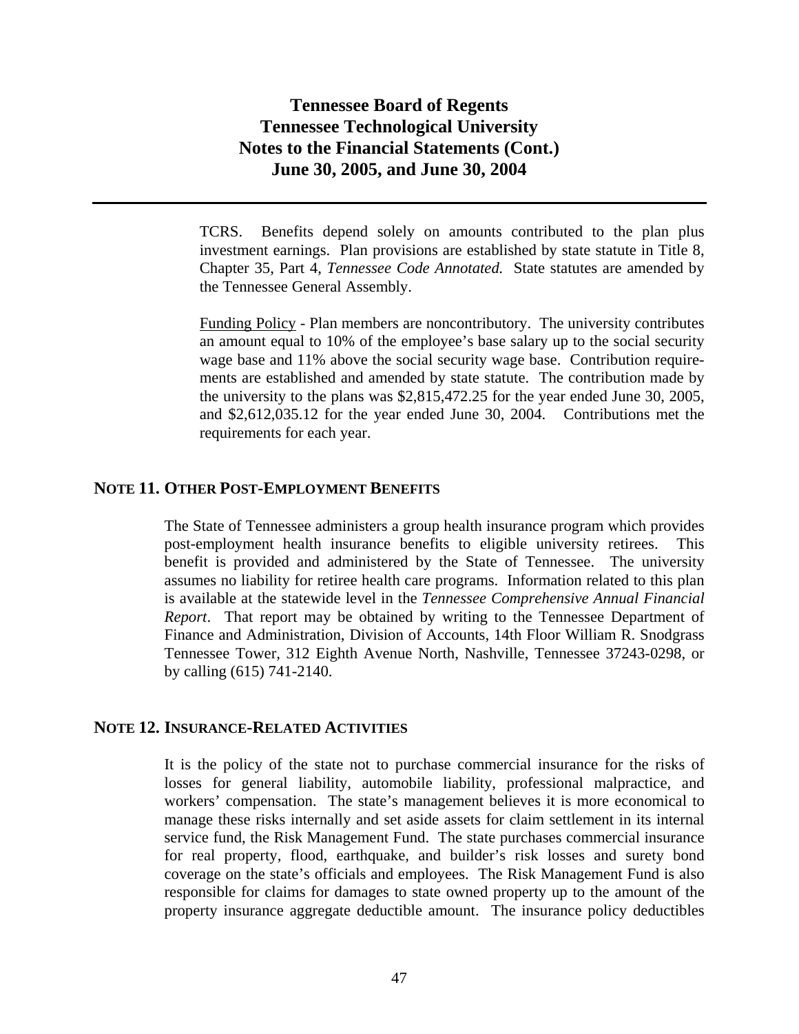TCRS. Benefits depend solely on amounts contributed to the plan plus investment earnings. Plan provisions are established by state statute in Title 8, Chapter 35, Part 4, *Tennessee Code Annotated.* State statutes are amended by the Tennessee General Assembly.

Funding Policy - Plan members are noncontributory. The university contributes an amount equal to 10% of the employee's base salary up to the social security wage base and 11% above the social security wage base. Contribution requirements are established and amended by state statute. The contribution made by the university to the plans was $2,815,472.25 for the year ended June 30, 2005, and $2,612,035.12 for the year ended June 30, 2004. Contributions met the requirements for each year.

## NOTE 11. OTHER POST-EMPLOYMENT BENEFITS

The State of Tennessee administers a group health insurance program which provides post-employment health insurance benefits to eligible university retirees. This benefit is provided and administered by the State of Tennessee. The university assumes no liability for retiree health care programs. Information related to this plan is available at the statewide level in the *Tennessee Comprehensive Annual Financial Report*. That report may be obtained by writing to the Tennessee Department of Finance and Administration, Division of Accounts, 14th Floor William R. Snodgrass Tennessee Tower, 312 Eighth Avenue North, Nashville, Tennessee 37243-0298, or by calling (615) 741-2140.

## NOTE 12. INSURANCE-RELATED ACTIVITIES

It is the policy of the state not to purchase commercial insurance for the risks of losses for general liability, automobile liability, professional malpractice, and workers' compensation. The state's management believes it is more economical to manage these risks internally and set aside assets for claim settlement in its internal service fund, the Risk Management Fund. The state purchases commercial insurance for real property, flood, earthquake, and builder's risk losses and surety bond coverage on the state's officials and employees. The Risk Management Fund is also responsible for claims for damages to state owned property up to the amount of the property insurance aggregate deductible amount. The insurance policy deductibles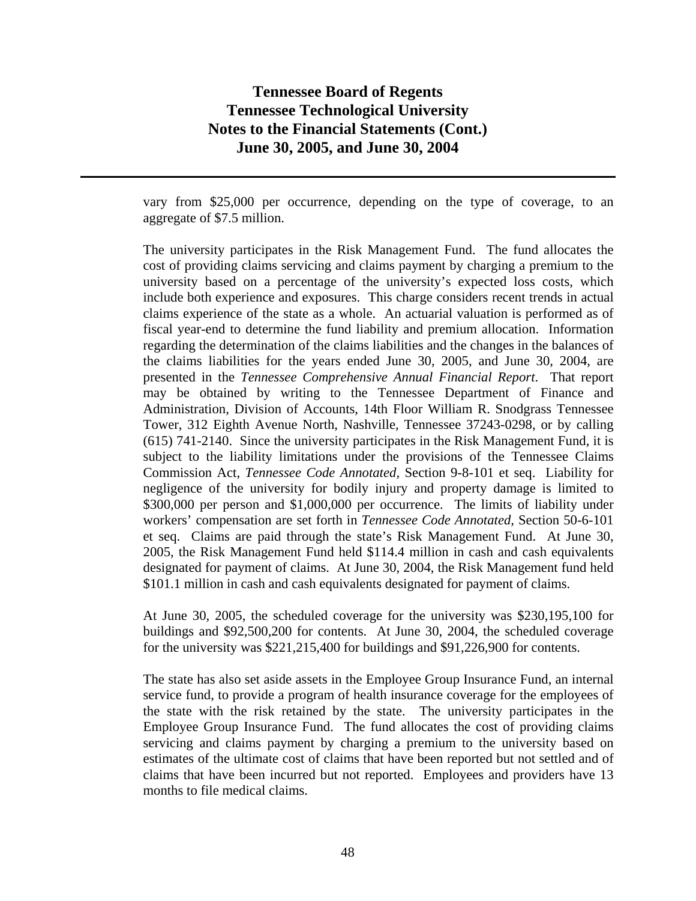vary from $25,000 per occurrence, depending on the type of coverage, to an aggregate of $7.5 million.

The university participates in the Risk Management Fund. The fund allocates the cost of providing claims servicing and claims payment by charging a premium to the university based on a percentage of the university's expected loss costs, which include both experience and exposures. This charge considers recent trends in actual claims experience of the state as a whole. An actuarial valuation is performed as of fiscal year-end to determine the fund liability and premium allocation. Information regarding the determination of the claims liabilities and the changes in the balances of the claims liabilities for the years ended June 30, 2005, and June 30, 2004, are presented in the *Tennessee Comprehensive Annual Financial Report*. That report may be obtained by writing to the Tennessee Department of Finance and Administration, Division of Accounts, 14th Floor William R. Snodgrass Tennessee Tower, 312 Eighth Avenue North, Nashville, Tennessee 37243-0298, or by calling (615) 741-2140. Since the university participates in the Risk Management Fund, it is subject to the liability limitations under the provisions of the Tennessee Claims Commission Act, *Tennessee Code Annotated,* Section 9-8-101 et seq. Liability for negligence of the university for bodily injury and property damage is limited to $300,000 per person and $1,000,000 per occurrence. The limits of liability under workers' compensation are set forth in *Tennessee Code Annotated,* Section 50-6-101 et seq. Claims are paid through the state's Risk Management Fund. At June 30, 2005, the Risk Management Fund held $114.4 million in cash and cash equivalents designated for payment of claims. At June 30, 2004, the Risk Management fund held $101.1 million in cash and cash equivalents designated for payment of claims.

At June 30, 2005, the scheduled coverage for the university was $230,195,100 for buildings and $92,500,200 for contents. At June 30, 2004, the scheduled coverage for the university was $221,215,400 for buildings and $91,226,900 for contents.

The state has also set aside assets in the Employee Group Insurance Fund, an internal service fund, to provide a program of health insurance coverage for the employees of the state with the risk retained by the state. The university participates in the Employee Group Insurance Fund. The fund allocates the cost of providing claims servicing and claims payment by charging a premium to the university based on estimates of the ultimate cost of claims that have been reported but not settled and of claims that have been incurred but not reported. Employees and providers have 13 months to file medical claims.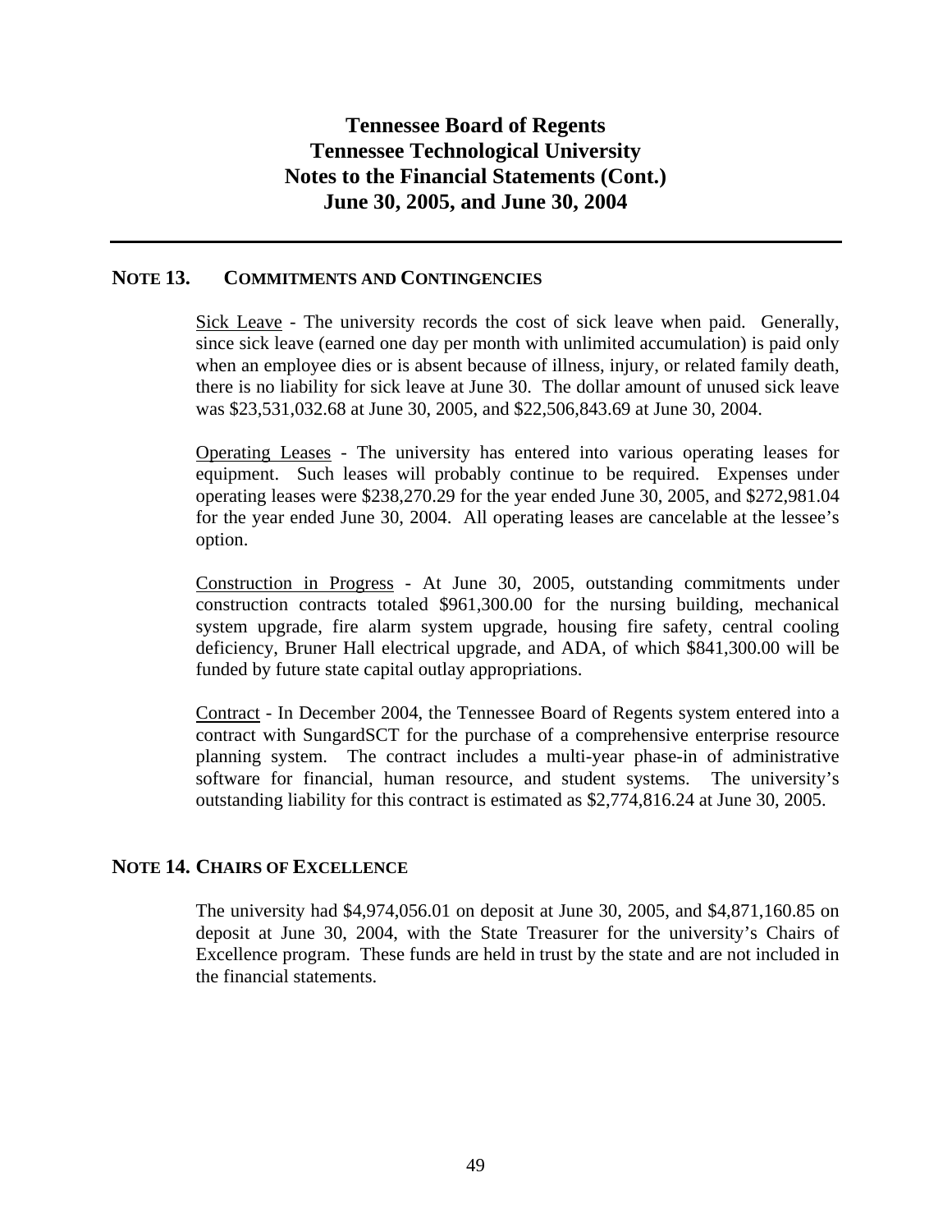# Tennessee Board of Regents
# Tennessee Technological University
# Notes to the Financial Statements (Cont.)
# June 30, 2005, and June 30, 2004

## NOTE 13. COMMITMENTS AND CONTINGENCIES

Sick Leave - The university records the cost of sick leave when paid. Generally, since sick leave (earned one day per month with unlimited accumulation) is paid only when an employee dies or is absent because of illness, injury, or related family death, there is no liability for sick leave at June 30. The dollar amount of unused sick leave was $23,531,032.68 at June 30, 2005, and $22,506,843.69 at June 30, 2004.

Operating Leases - The university has entered into various operating leases for equipment. Such leases will probably continue to be required. Expenses under operating leases were $238,270.29 for the year ended June 30, 2005, and $272,981.04 for the year ended June 30, 2004. All operating leases are cancelable at the lessee's option.

Construction in Progress - At June 30, 2005, outstanding commitments under construction contracts totaled $961,300.00 for the nursing building, mechanical system upgrade, fire alarm system upgrade, housing fire safety, central cooling deficiency, Bruner Hall electrical upgrade, and ADA, of which $841,300.00 will be funded by future state capital outlay appropriations.

Contract - In December 2004, the Tennessee Board of Regents system entered into a contract with SungardSCT for the purchase of a comprehensive enterprise resource planning system. The contract includes a multi-year phase-in of administrative software for financial, human resource, and student systems. The university's outstanding liability for this contract is estimated as $2,774,816.24 at June 30, 2005.

## NOTE 14. CHAIRS OF EXCELLENCE

The university had $4,974,056.01 on deposit at June 30, 2005, and $4,871,160.85 on deposit at June 30, 2004, with the State Treasurer for the university's Chairs of Excellence program. These funds are held in trust by the state and are not included in the financial statements.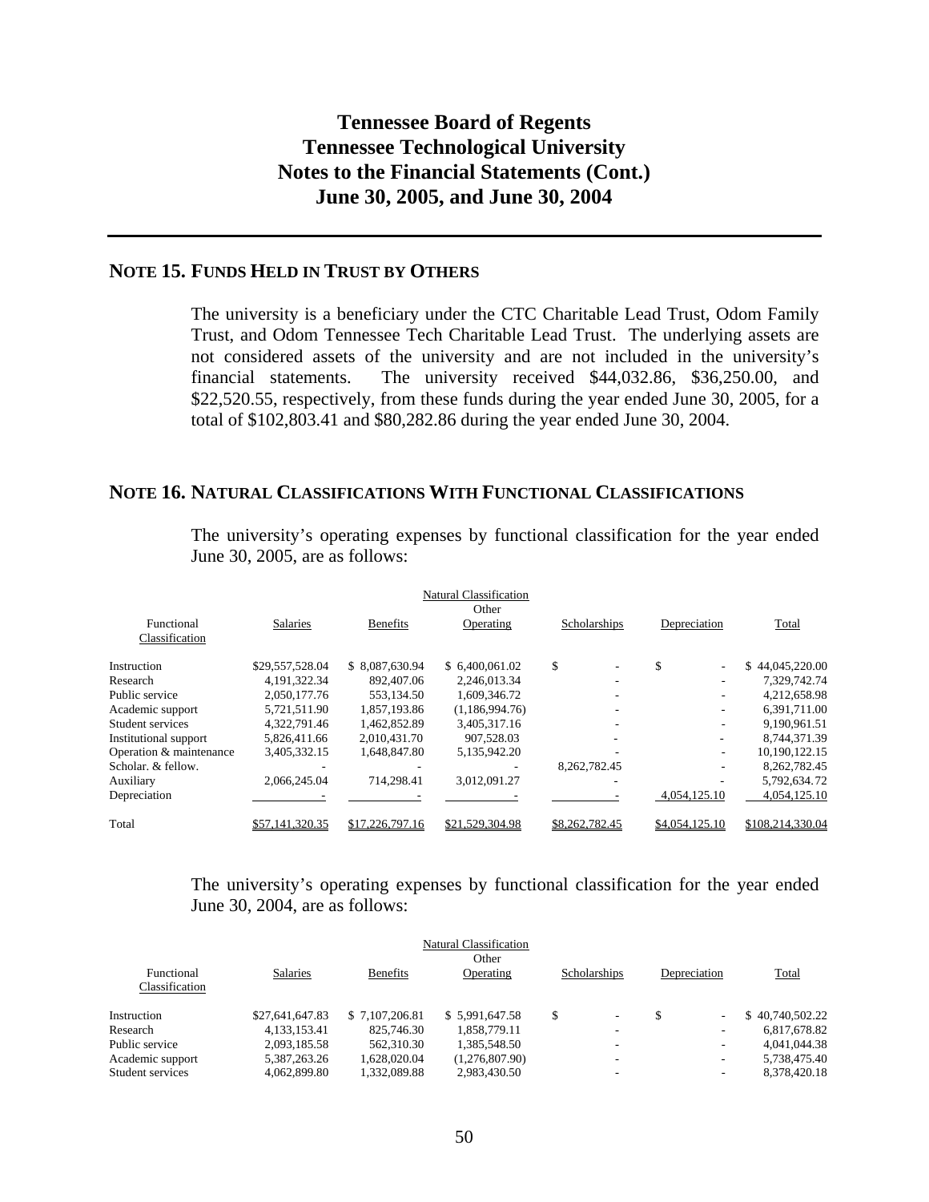# Tennessee Board of Regents
# Tennessee Technological University
# Notes to the Financial Statements (Cont.)
# June 30, 2005, and June 30, 2004

## NOTE 15. FUNDS HELD IN TRUST BY OTHERS

The university is a beneficiary under the CTC Charitable Lead Trust, Odom Family Trust, and Odom Tennessee Tech Charitable Lead Trust. The underlying assets are not considered assets of the university and are not included in the university's financial statements. The university received $44,032.86, $36,250.00, and $22,520.55, respectively, from these funds during the year ended June 30, 2005, for a total of $102,803.41 and $80,282.86 during the year ended June 30, 2004.

## NOTE 16. NATURAL CLASSIFICATIONS WITH FUNCTIONAL CLASSIFICATIONS

The university's operating expenses by functional classification for the year ended June 30, 2005, are as follows:

| | | | Natural Classification | | | |
|---|---|---|---|---|---|---|
| Functional Classification | Salaries | Benefits | Other Operating | Scholarships | Depreciation | Total |
| Instruction | $29,557,528.04 | $ 8,087,630.94 | $ 6,400,061.02 | $ - | $ - | $ 44,045,220.00 |
| Research | 4,191,322.34 | 892,407.06 | 2,246,013.34 | - | - | 7,329,742.74 |
| Public service | 2,050,177.76 | 553,134.50 | 1,609,346.72 | - | - | 4,212,658.98 |
| Academic support | 5,721,511.90 | 1,857,193.86 | (1,186,994.76) | - | - | 6,391,711.00 |
| Student services | 4,322,791.46 | 1,462,852.89 | 3,405,317.16 | - | - | 9,190,961.51 |
| Institutional support | 5,826,411.66 | 2,010,431.70 | 907,528.03 | - | - | 8,744,371.39 |
| Operation & maintenance | 3,405,332.15 | 1,648,847.80 | 5,135,942.20 | - | - | 10,190,122.15 |
| Scholar. & fellow. | - | - | - | 8,262,782.45 | - | 8,262,782.45 |
| Auxiliary | 2,066,245.04 | 714,298.41 | 3,012,091.27 | - | - | 5,792,634.72 |
| Depreciation | - | - | - | - | 4,054,125.10 | 4,054,125.10 |
| Total | $57,141,320.35 | $17,226,797.16 | $21,529,304.98 | $8,262,782.45 | $4,054,125.10 | $108,214,330.04 |

The university's operating expenses by functional classification for the year ended June 30, 2004, are as follows:

| | | | Natural Classification | | | |
|---|---|---|---|---|---|---|
| Functional Classification | Salaries | Benefits | Other Operating | Scholarships | Depreciation | Total |
| Instruction | $27,641,647.83 | $ 7,107,206.81 | $ 5,991,647.58 | $ - | $ - | $ 40,740,502.22 |
| Research | 4,133,153.41 | 825,746.30 | 1,858,779.11 | - | - | 6,817,678.82 |
| Public service | 2,093,185.58 | 562,310.30 | 1,385,548.50 | - | - | 4,041,044.38 |
| Academic support | 5,387,263.26 | 1,628,020.04 | (1,276,807.90) | - | - | 5,738,475.40 |
| Student services | 4,062,899.80 | 1,332,089.88 | 2,983,430.50 | - | - | 8,378,420.18 |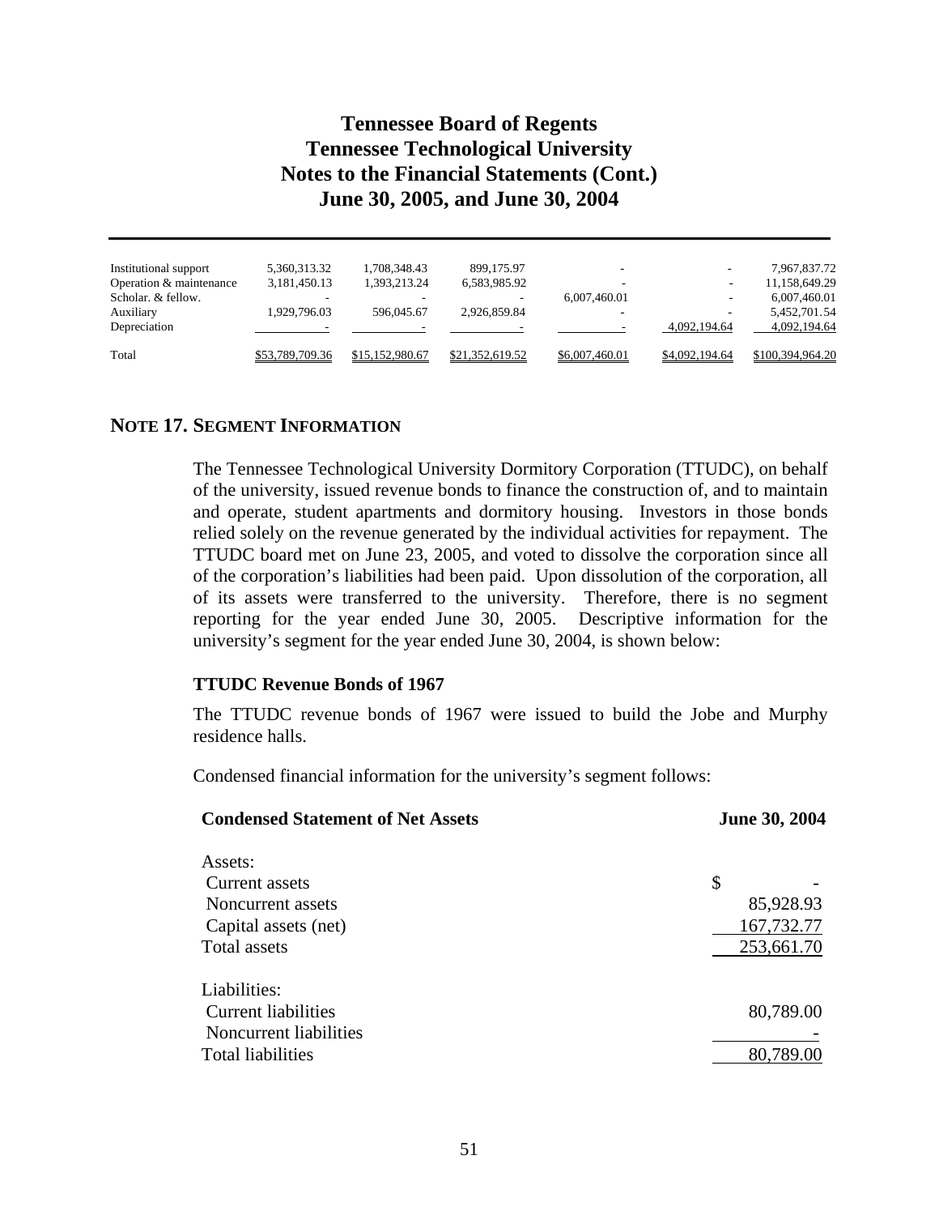# Tennessee Board of Regents
# Tennessee Technological University
# Notes to the Financial Statements (Cont.)
# June 30, 2005, and June 30, 2004

| | | | | | | |
|---|---|---|---|---|---|---|
| Institutional support | 5,360,313.32 | 1,708,348.43 | 899,175.97 | - | - | 7,967,837.72 |
| Operation & maintenance | 3,181,450.13 | 1,393,213.24 | 6,583,985.92 | - | - | 11,158,649.29 |
| Scholar. & fellow. | - | - | - | 6,007,460.01 | - | 6,007,460.01 |
| Auxiliary | 1,929,796.03 | 596,045.67 | 2,926,859.84 | - | - | 5,452,701.54 |
| Depreciation | - | - | - | - | 4,092,194.64 | 4,092,194.64 |
| Total | $53,789,709.36 | $15,152,980.67 | $21,352,619.52 | $6,007,460.01 | $4,092,194.64 | $100,394,964.20 |

## NOTE 17. SEGMENT INFORMATION

The Tennessee Technological University Dormitory Corporation (TTUDC), on behalf of the university, issued revenue bonds to finance the construction of, and to maintain and operate, student apartments and dormitory housing. Investors in those bonds relied solely on the revenue generated by the individual activities for repayment. The TTUDC board met on June 23, 2005, and voted to dissolve the corporation since all of the corporation's liabilities had been paid. Upon dissolution of the corporation, all of its assets were transferred to the university. Therefore, there is no segment reporting for the year ended June 30, 2005. Descriptive information for the university's segment for the year ended June 30, 2004, is shown below:

### TTUDC Revenue Bonds of 1967

The TTUDC revenue bonds of 1967 were issued to build the Jobe and Murphy residence halls.

Condensed financial information for the university's segment follows:

| **Condensed Statement of Net Assets** | **June 30, 2004** |
|---|---|
| Assets: | |
| Current assets | $ - |
| Noncurrent assets | 85,928.93 |
| Capital assets (net) | 167,732.77 |
| Total assets | 253,661.70 |
| Liabilities: | |
| Current liabilities | 80,789.00 |
| Noncurrent liabilities | - |
| Total liabilities | 80,789.00 |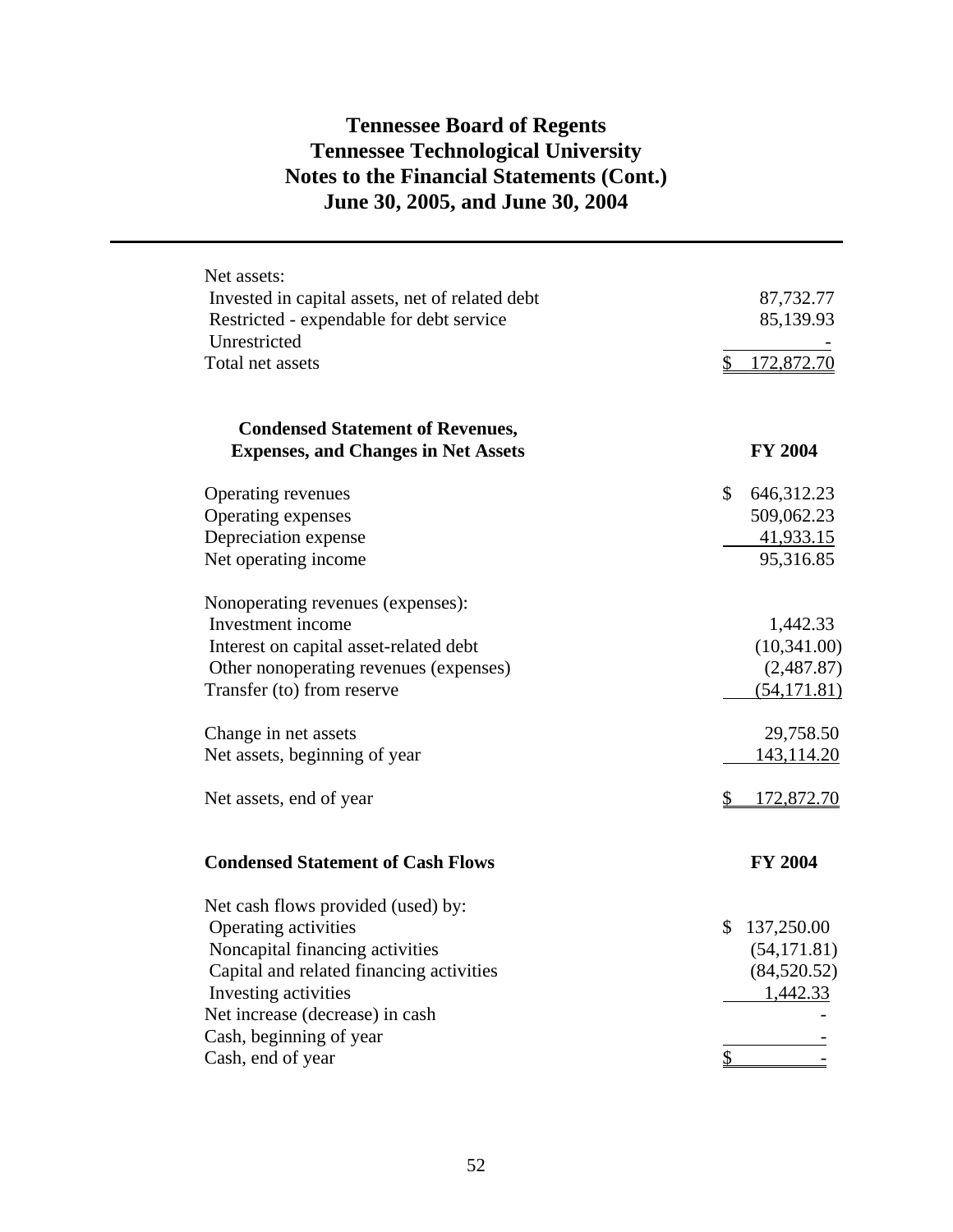# Tennessee Board of Regents
# Tennessee Technological University
# Notes to the Financial Statements (Cont.)
# June 30, 2005, and June 30, 2004

| | |
|---|---|
| Net assets: | |
| Invested in capital assets, net of related debt | 87,732.77 |
| Restricted - expendable for debt service | 85,139.93 |
| Unrestricted | - |
| Total net assets | $ 172,872.70 |

| **Condensed Statement of Revenues, Expenses, and Changes in Net Assets** | **FY 2004** |
|---|---|
| Operating revenues | $ 646,312.23 |
| Operating expenses | 509,062.23 |
| Depreciation expense | 41,933.15 |
| Net operating income | 95,316.85 |
| | |
| Nonoperating revenues (expenses): | |
| Investment income | 1,442.33 |
| Interest on capital asset-related debt | (10,341.00) |
| Other nonoperating revenues (expenses) | (2,487.87) |
| Transfer (to) from reserve | (54,171.81) |
| | |
| Change in net assets | 29,758.50 |
| Net assets, beginning of year | 143,114.20 |
| | |
| Net assets, end of year | $ 172,872.70 |

| **Condensed Statement of Cash Flows** | **FY 2004** |
|---|---|
| Net cash flows provided (used) by: | |
| Operating activities | $ 137,250.00 |
| Noncapital financing activities | (54,171.81) |
| Capital and related financing activities | (84,520.52) |
| Investing activities | 1,442.33 |
| Net increase (decrease) in cash | - |
| Cash, beginning of year | - |
| Cash, end of year | $ - |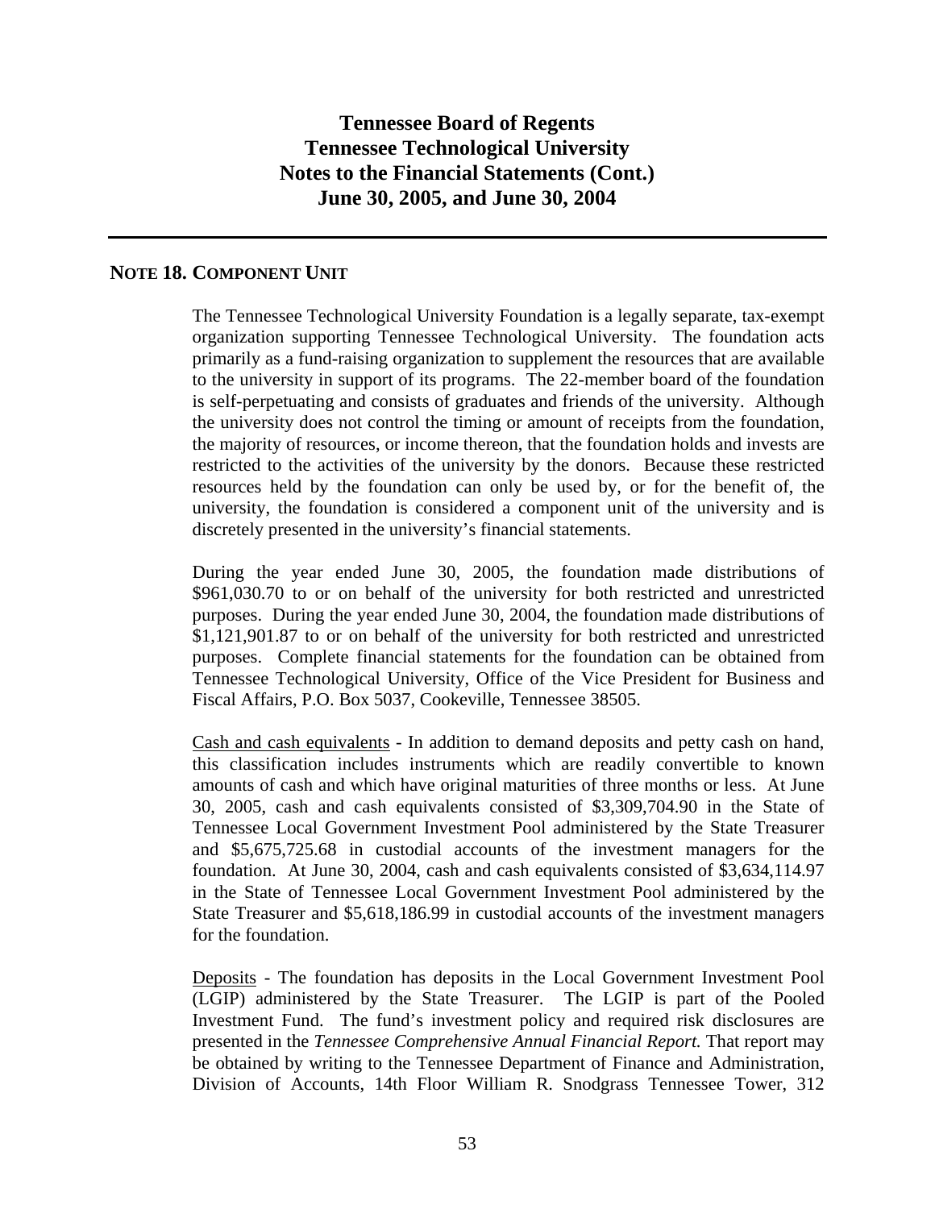# Tennessee Board of Regents
# Tennessee Technological University
# Notes to the Financial Statements (Cont.)
# June 30, 2005, and June 30, 2004

## NOTE 18. COMPONENT UNIT

The Tennessee Technological University Foundation is a legally separate, tax-exempt organization supporting Tennessee Technological University. The foundation acts primarily as a fund-raising organization to supplement the resources that are available to the university in support of its programs. The 22-member board of the foundation is self-perpetuating and consists of graduates and friends of the university. Although the university does not control the timing or amount of receipts from the foundation, the majority of resources, or income thereon, that the foundation holds and invests are restricted to the activities of the university by the donors. Because these restricted resources held by the foundation can only be used by, or for the benefit of, the university, the foundation is considered a component unit of the university and is discretely presented in the university's financial statements.

During the year ended June 30, 2005, the foundation made distributions of $961,030.70 to or on behalf of the university for both restricted and unrestricted purposes. During the year ended June 30, 2004, the foundation made distributions of $1,121,901.87 to or on behalf of the university for both restricted and unrestricted purposes. Complete financial statements for the foundation can be obtained from Tennessee Technological University, Office of the Vice President for Business and Fiscal Affairs, P.O. Box 5037, Cookeville, Tennessee 38505.

Cash and cash equivalents - In addition to demand deposits and petty cash on hand, this classification includes instruments which are readily convertible to known amounts of cash and which have original maturities of three months or less. At June 30, 2005, cash and cash equivalents consisted of $3,309,704.90 in the State of Tennessee Local Government Investment Pool administered by the State Treasurer and $5,675,725.68 in custodial accounts of the investment managers for the foundation. At June 30, 2004, cash and cash equivalents consisted of $3,634,114.97 in the State of Tennessee Local Government Investment Pool administered by the State Treasurer and $5,618,186.99 in custodial accounts of the investment managers for the foundation.

Deposits - The foundation has deposits in the Local Government Investment Pool (LGIP) administered by the State Treasurer. The LGIP is part of the Pooled Investment Fund. The fund's investment policy and required risk disclosures are presented in the *Tennessee Comprehensive Annual Financial Report.* That report may be obtained by writing to the Tennessee Department of Finance and Administration, Division of Accounts, 14th Floor William R. Snodgrass Tennessee Tower, 312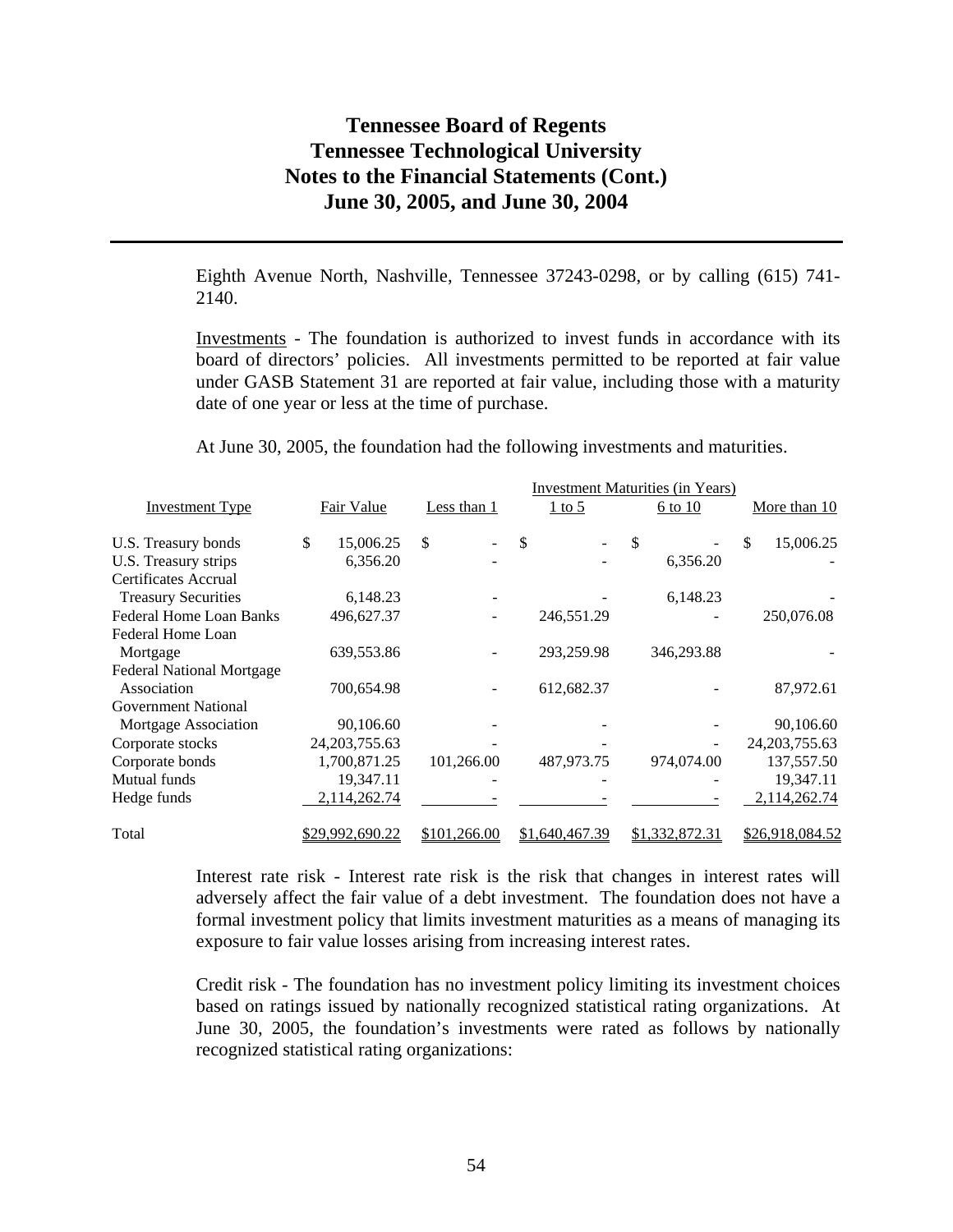Eighth Avenue North, Nashville, Tennessee 37243-0298, or by calling (615) 741-2140.

Investments - The foundation is authorized to invest funds in accordance with its board of directors' policies. All investments permitted to be reported at fair value under GASB Statement 31 are reported at fair value, including those with a maturity date of one year or less at the time of purchase.

At June 30, 2005, the foundation had the following investments and maturities.

| | | Investment Maturities (in Years) | | | |
|---|---|---|---|---|---|
| Investment Type | Fair Value | Less than 1 | 1 to 5 | 6 to 10 | More than 10 |
| U.S. Treasury bonds | $ 15,006.25 | $ - | $ - | $ - | $ 15,006.25 |
| U.S. Treasury strips | 6,356.20 | - | - | 6,356.20 | - |
| Certificates Accrual Treasury Securities | 6,148.23 | - | - | 6,148.23 | - |
| Federal Home Loan Banks | 496,627.37 | - | 246,551.29 | - | 250,076.08 |
| Federal Home Loan Mortgage | 639,553.86 | - | 293,259.98 | 346,293.88 | - |
| Federal National Mortgage Association | 700,654.98 | - | 612,682.37 | - | 87,972.61 |
| Government National Mortgage Association | 90,106.60 | - | - | - | 90,106.60 |
| Corporate stocks | 24,203,755.63 | - | - | - | 24,203,755.63 |
| Corporate bonds | 1,700,871.25 | 101,266.00 | 487,973.75 | 974,074.00 | 137,557.50 |
| Mutual funds | 19,347.11 | - | - | - | 19,347.11 |
| Hedge funds | 2,114,262.74 | - | - | - | 2,114,262.74 |
| Total | $29,992,690.22 | $101,266.00 | $1,640,467.39 | $1,332,872.31 | $26,918,084.52 |

Interest rate risk - Interest rate risk is the risk that changes in interest rates will adversely affect the fair value of a debt investment. The foundation does not have a formal investment policy that limits investment maturities as a means of managing its exposure to fair value losses arising from increasing interest rates.

Credit risk - The foundation has no investment policy limiting its investment choices based on ratings issued by nationally recognized statistical rating organizations. At June 30, 2005, the foundation's investments were rated as follows by nationally recognized statistical rating organizations: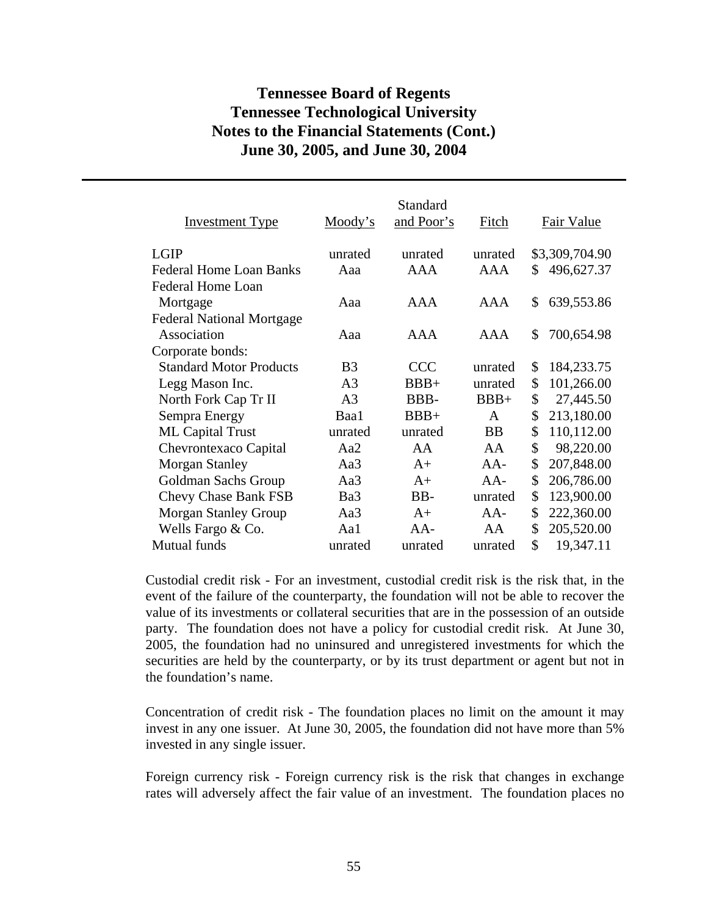# Tennessee Board of Regents
# Tennessee Technological University
# Notes to the Financial Statements (Cont.)
# June 30, 2005, and June 30, 2004

| Investment Type | Moody's | Standard and Poor's | Fitch | Fair Value |
|---|---|---|---|---|
| LGIP | unrated | unrated | unrated | $3,309,704.90 |
| Federal Home Loan Banks | Aaa | AAA | AAA | $ 496,627.37 |
| Federal Home Loan Mortgage | Aaa | AAA | AAA | $ 639,553.86 |
| Federal National Mortgage Association | Aaa | AAA | AAA | $ 700,654.98 |
| Corporate bonds: | | | | |
| Standard Motor Products | B3 | CCC | unrated | $ 184,233.75 |
| Legg Mason Inc. | A3 | BBB+ | unrated | $ 101,266.00 |
| North Fork Cap Tr II | A3 | BBB- | BBB+ | $ 27,445.50 |
| Sempra Energy | Baa1 | BBB+ | A | $ 213,180.00 |
| ML Capital Trust | unrated | unrated | BB | $ 110,112.00 |
| Chevrontexaco Capital | Aa2 | AA | AA | $ 98,220.00 |
| Morgan Stanley | Aa3 | A+ | AA- | $ 207,848.00 |
| Goldman Sachs Group | Aa3 | A+ | AA- | $ 206,786.00 |
| Chevy Chase Bank FSB | Ba3 | BB- | unrated | $ 123,900.00 |
| Morgan Stanley Group | Aa3 | A+ | AA- | $ 222,360.00 |
| Wells Fargo & Co. | Aa1 | AA- | AA | $ 205,520.00 |
| Mutual funds | unrated | unrated | unrated | $ 19,347.11 |

Custodial credit risk - For an investment, custodial credit risk is the risk that, in the event of the failure of the counterparty, the foundation will not be able to recover the value of its investments or collateral securities that are in the possession of an outside party. The foundation does not have a policy for custodial credit risk. At June 30, 2005, the foundation had no uninsured and unregistered investments for which the securities are held by the counterparty, or by its trust department or agent but not in the foundation's name.

Concentration of credit risk - The foundation places no limit on the amount it may invest in any one issuer. At June 30, 2005, the foundation did not have more than 5% invested in any single issuer.

Foreign currency risk - Foreign currency risk is the risk that changes in exchange rates will adversely affect the fair value of an investment. The foundation places no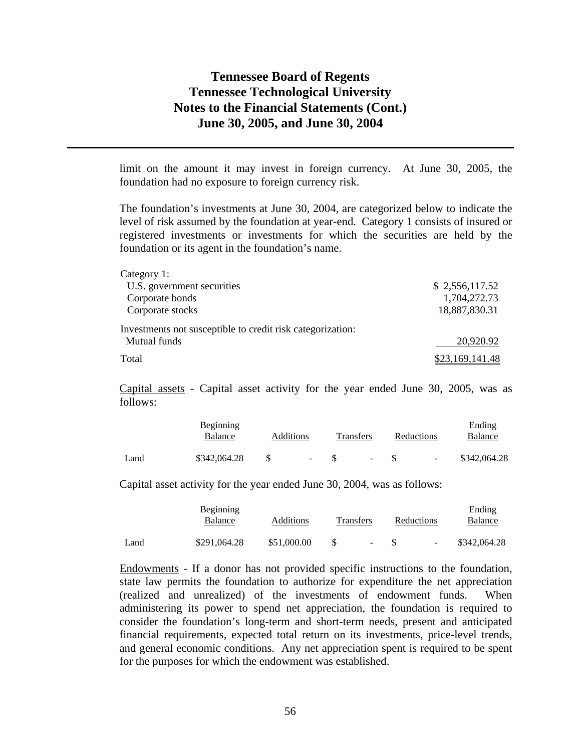limit on the amount it may invest in foreign currency. At June 30, 2005, the foundation had no exposure to foreign currency risk.

The foundation's investments at June 30, 2004, are categorized below to indicate the level of risk assumed by the foundation at year-end. Category 1 consists of insured or registered investments or investments for which the securities are held by the foundation or its agent in the foundation's name.

| | |
|---|---|
| Category 1: | |
| U.S. government securities | $ 2,556,117.52 |
| Corporate bonds | 1,704,272.73 |
| Corporate stocks | 18,887,830.31 |
| Investments not susceptible to credit risk categorization: | |
| Mutual funds | 20,920.92 |
| Total | $23,169,141.48 |

Capital assets - Capital asset activity for the year ended June 30, 2005, was as follows:

| | Beginning Balance | Additions | Transfers | Reductions | Ending Balance |
|---|---|---|---|---|---|
| Land | $342,064.28 | $ - | $ - | $ - | $342,064.28 |

Capital asset activity for the year ended June 30, 2004, was as follows:

| | Beginning Balance | Additions | Transfers | Reductions | Ending Balance |
|---|---|---|---|---|---|
| Land | $291,064.28 | $51,000.00 | $ - | $ - | $342,064.28 |

Endowments - If a donor has not provided specific instructions to the foundation, state law permits the foundation to authorize for expenditure the net appreciation (realized and unrealized) of the investments of endowment funds. When administering its power to spend net appreciation, the foundation is required to consider the foundation's long-term and short-term needs, present and anticipated financial requirements, expected total return on its investments, price-level trends, and general economic conditions. Any net appreciation spent is required to be spent for the purposes for which the endowment was established.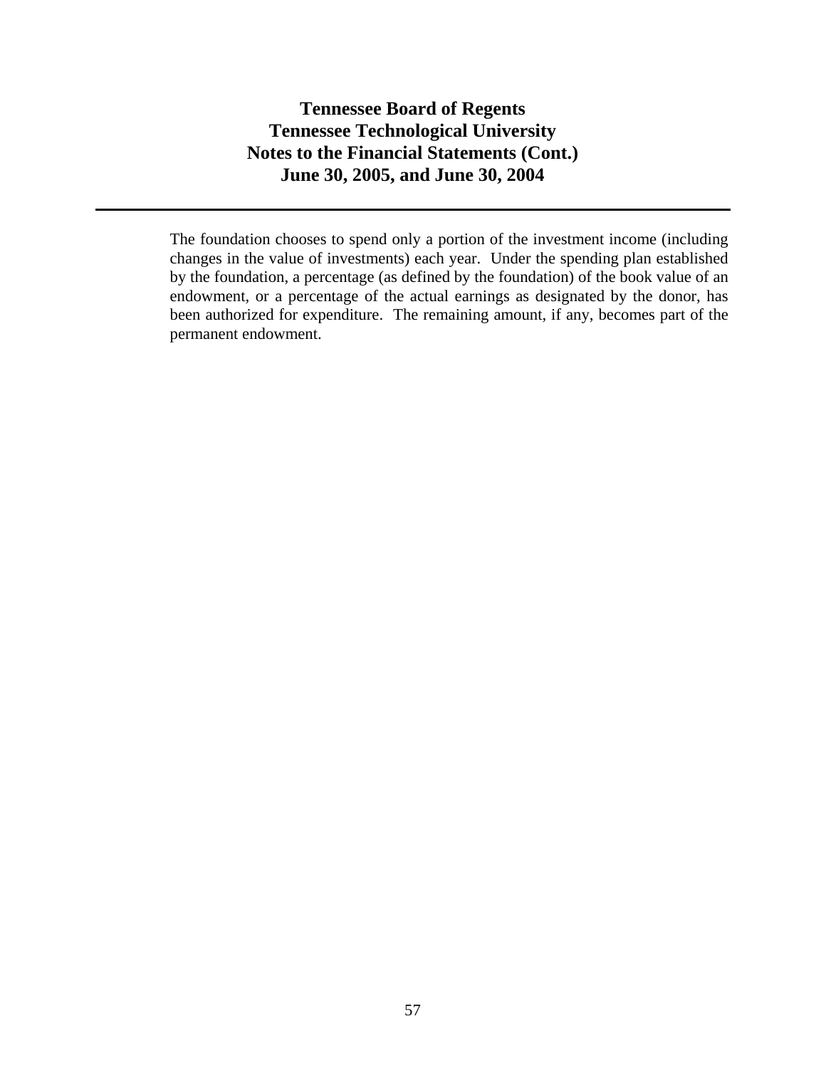The foundation chooses to spend only a portion of the investment income (including changes in the value of investments) each year. Under the spending plan established by the foundation, a percentage (as defined by the foundation) of the book value of an endowment, or a percentage of the actual earnings as designated by the donor, has been authorized for expenditure. The remaining amount, if any, becomes part of the permanent endowment.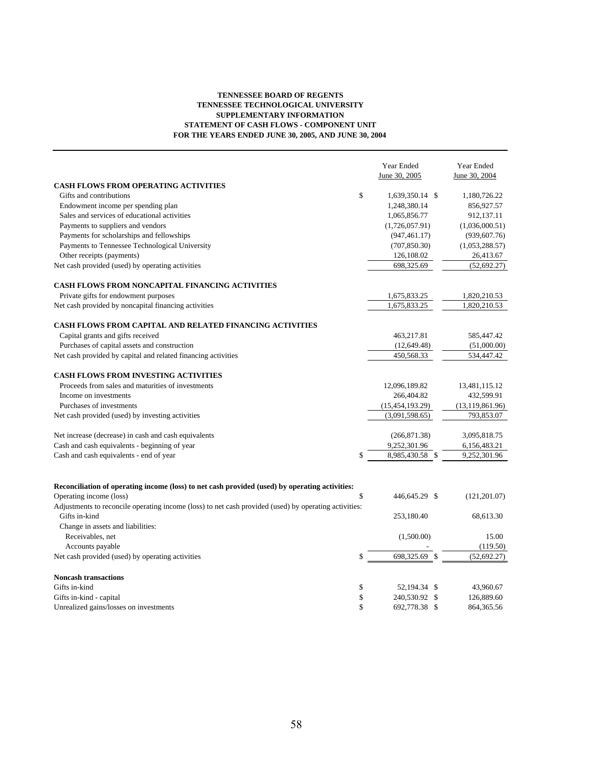**TENNESSEE BOARD OF REGENTS**
**TENNESSEE TECHNOLOGICAL UNIVERSITY**
**SUPPLEMENTARY INFORMATION**
**STATEMENT OF CASH FLOWS - COMPONENT UNIT**
**FOR THE YEARS ENDED JUNE 30, 2005, AND JUNE 30, 2004**

| | Year Ended June 30, 2005 | Year Ended June 30, 2004 |
|---|---|---|
| **CASH FLOWS FROM OPERATING ACTIVITIES** | | |
| Gifts and contributions | $ 1,639,350.14 | $ 1,180,726.22 |
| Endowment income per spending plan | 1,248,380.14 | 856,927.57 |
| Sales and services of educational activities | 1,065,856.77 | 912,137.11 |
| Payments to suppliers and vendors | (1,726,057.91) | (1,036,000.51) |
| Payments for scholarships and fellowships | (947,461.17) | (939,607.76) |
| Payments to Tennessee Technological University | (707,850.30) | (1,053,288.57) |
| Other receipts (payments) | 126,108.02 | 26,413.67 |
| Net cash provided (used) by operating activities | 698,325.69 | (52,692.27) |
| **CASH FLOWS FROM NONCAPITAL FINANCING ACTIVITIES** | | |
| Private gifts for endowment purposes | 1,675,833.25 | 1,820,210.53 |
| Net cash provided by noncapital financing activities | 1,675,833.25 | 1,820,210.53 |
| **CASH FLOWS FROM CAPITAL AND RELATED FINANCING ACTIVITIES** | | |
| Capital grants and gifts received | 463,217.81 | 585,447.42 |
| Purchases of capital assets and construction | (12,649.48) | (51,000.00) |
| Net cash provided by capital and related financing activities | 450,568.33 | 534,447.42 |
| **CASH FLOWS FROM INVESTING ACTIVITIES** | | |
| Proceeds from sales and maturities of investments | 12,096,189.82 | 13,481,115.12 |
| Income on investments | 266,404.82 | 432,599.91 |
| Purchases of investments | (15,454,193.29) | (13,119,861.96) |
| Net cash provided (used) by investing activities | (3,091,598.65) | 793,853.07 |
| Net increase (decrease) in cash and cash equivalents | (266,871.38) | 3,095,818.75 |
| Cash and cash equivalents - beginning of year | 9,252,301.96 | 6,156,483.21 |
| Cash and cash equivalents - end of year | $ 8,985,430.58 | $ 9,252,301.96 |
| **Reconciliation of operating income (loss) to net cash provided (used) by operating activities:** | | |
| Operating income (loss) | $ 446,645.29 | $ (121,201.07) |
| Adjustments to reconcile operating income (loss) to net cash provided (used) by operating activities: | | |
| Gifts in-kind | 253,180.40 | 68,613.30 |
| Change in assets and liabilities: | | |
| Receivables, net | (1,500.00) | 15.00 |
| Accounts payable | - | (119.50) |
| Net cash provided (used) by operating activities | $ 698,325.69 | $ (52,692.27) |
| **Noncash transactions** | | |
| Gifts in-kind | $ 52,194.34 | $ 43,960.67 |
| Gifts in-kind - capital | $ 240,530.92 | $ 126,889.60 |
| Unrealized gains/losses on investments | $ 692,778.38 | $ 864,365.56 |